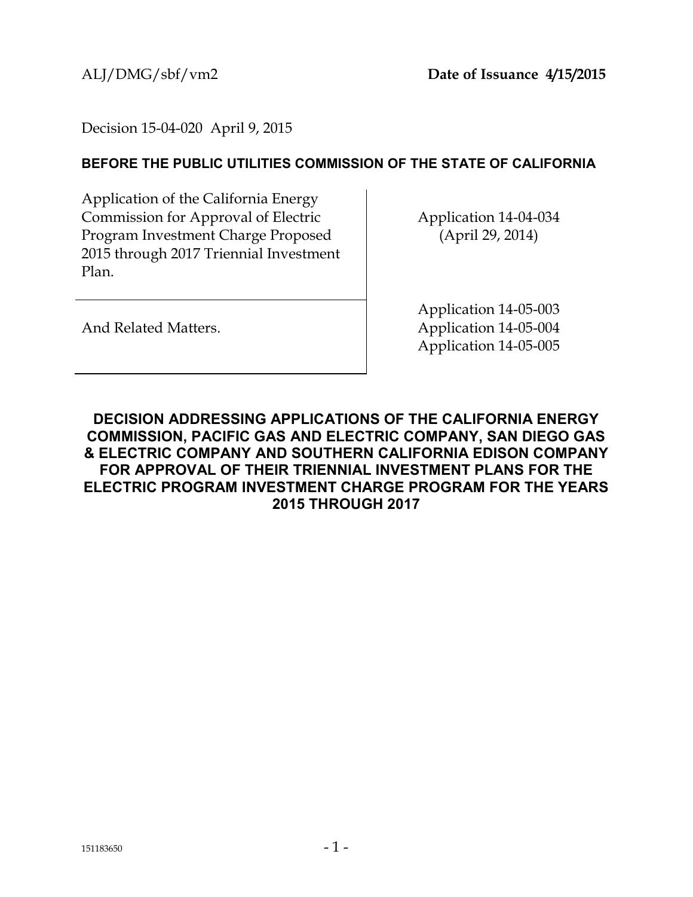ALJ/DMG/sbf/vm2 **Date of Issuance 4/15/2015**

Decision 15-04-020 April 9, 2015

**BEFORE THE PUBLIC UTILITIES COMMISSION OF THE STATE OF CALIFORNIA**

| | |
|---|---|
| Application of the California Energy Commission for Approval of Electric Program Investment Charge Proposed 2015 through 2017 Triennial Investment Plan. | Application 14-04-034 (April 29, 2014) |
| And Related Matters. | Application 14-05-003<br>Application 14-05-004<br>Application 14-05-005 |

**DECISION ADDRESSING APPLICATIONS OF THE CALIFORNIA ENERGY COMMISSION, PACIFIC GAS AND ELECTRIC COMPANY, SAN DIEGO GAS & ELECTRIC COMPANY AND SOUTHERN CALIFORNIA EDISON COMPANY FOR APPROVAL OF THEIR TRIENNIAL INVESTMENT PLANS FOR THE ELECTRIC PROGRAM INVESTMENT CHARGE PROGRAM FOR THE YEARS 2015 THROUGH 2017**

151183650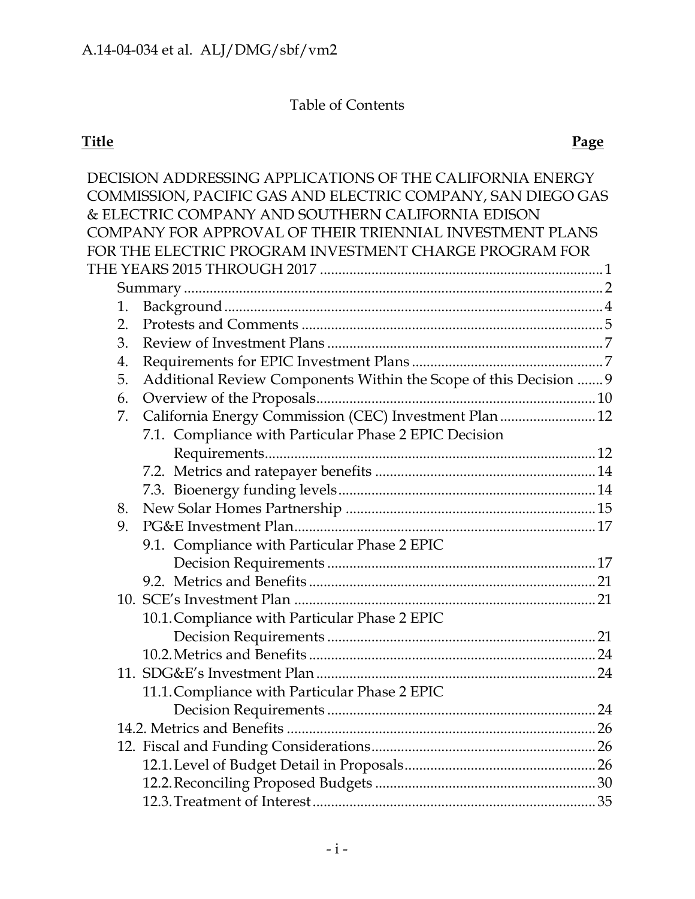Table of Contents

| **Title** | **Page** |
|---|---|
| DECISION ADDRESSING APPLICATIONS OF THE CALIFORNIA ENERGY COMMISSION, PACIFIC GAS AND ELECTRIC COMPANY, SAN DIEGO GAS & ELECTRIC COMPANY AND SOUTHERN CALIFORNIA EDISON COMPANY FOR APPROVAL OF THEIR TRIENNIAL INVESTMENT PLANS FOR THE ELECTRIC PROGRAM INVESTMENT CHARGE PROGRAM FOR THE YEARS 2015 THROUGH 2017 | 1 |
| Summary | 2 |
| 1. Background | 4 |
| 2. Protests and Comments | 5 |
| 3. Review of Investment Plans | 7 |
| 4. Requirements for EPIC Investment Plans | 7 |
| 5. Additional Review Components Within the Scope of this Decision | 9 |
| 6. Overview of the Proposals | 10 |
| 7. California Energy Commission (CEC) Investment Plan | 12 |
| 7.1. Compliance with Particular Phase 2 EPIC Decision Requirements | 12 |
| 7.2. Metrics and ratepayer benefits | 14 |
| 7.3. Bioenergy funding levels | 14 |
| 8. New Solar Homes Partnership | 15 |
| 9. PG&E Investment Plan | 17 |
| 9.1. Compliance with Particular Phase 2 EPIC Decision Requirements | 17 |
| 9.2. Metrics and Benefits | 21 |
| 10. SCE's Investment Plan | 21 |
| 10.1. Compliance with Particular Phase 2 EPIC Decision Requirements | 21 |
| 10.2. Metrics and Benefits | 24 |
| 11. SDG&E's Investment Plan | 24 |
| 11.1. Compliance with Particular Phase 2 EPIC Decision Requirements | 24 |
| 14.2. Metrics and Benefits | 26 |
| 12. Fiscal and Funding Considerations | 26 |
| 12.1. Level of Budget Detail in Proposals | 26 |
| 12.2. Reconciling Proposed Budgets | 30 |
| 12.3. Treatment of Interest | 35 |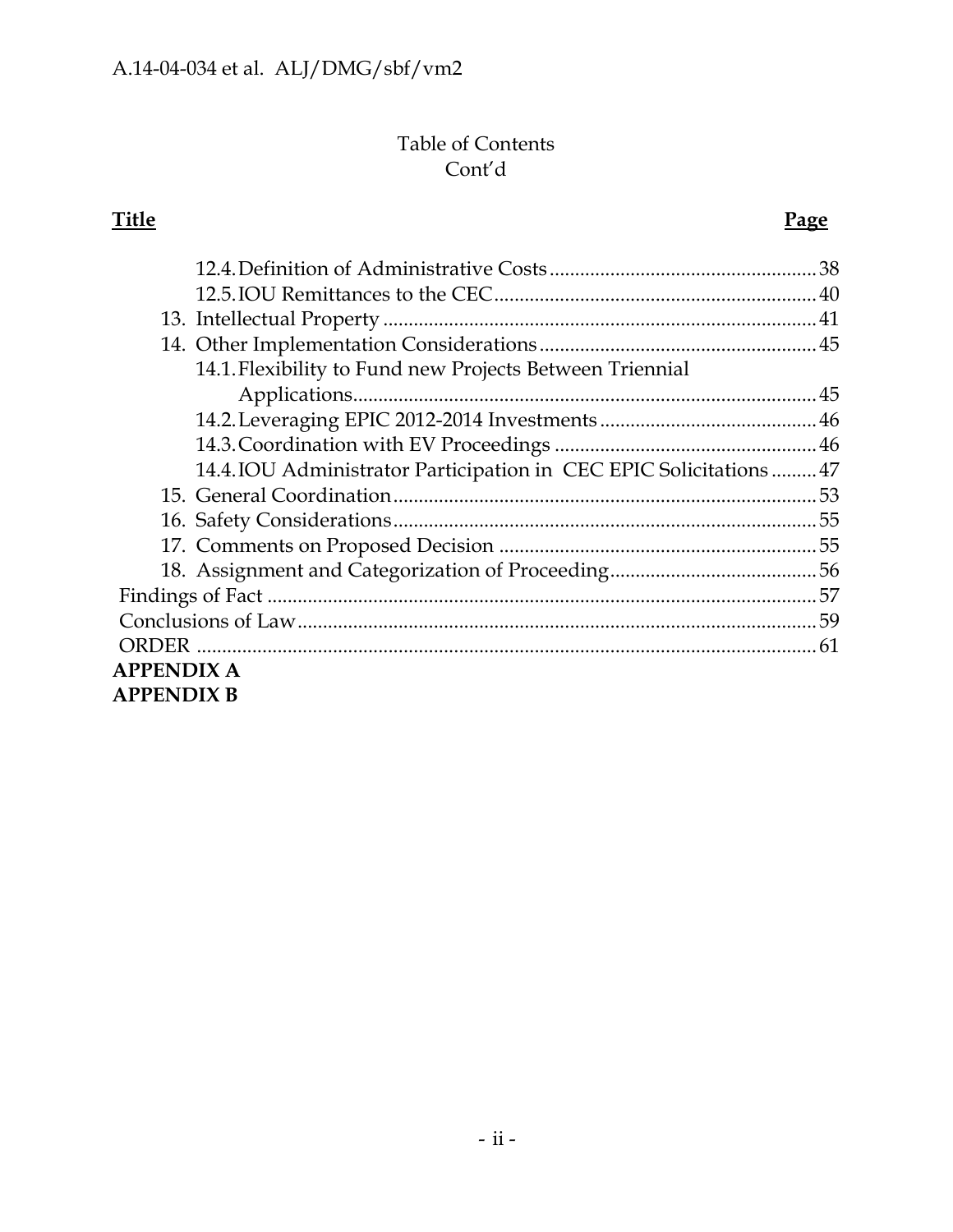Table of Contents
Cont'd

| Title | Page |
|---|---|
| 12.4. Definition of Administrative Costs | 38 |
| 12.5. IOU Remittances to the CEC | 40 |
| 13. Intellectual Property | 41 |
| 14. Other Implementation Considerations | 45 |
| 14.1. Flexibility to Fund new Projects Between Triennial Applications | 45 |
| 14.2. Leveraging EPIC 2012-2014 Investments | 46 |
| 14.3. Coordination with EV Proceedings | 46 |
| 14.4. IOU Administrator Participation in CEC EPIC Solicitations | 47 |
| 15. General Coordination | 53 |
| 16. Safety Considerations | 55 |
| 17. Comments on Proposed Decision | 55 |
| 18. Assignment and Categorization of Proceeding | 56 |
| Findings of Fact | 57 |
| Conclusions of Law | 59 |
| ORDER | 61 |
| **APPENDIX A** | |
| **APPENDIX B** | |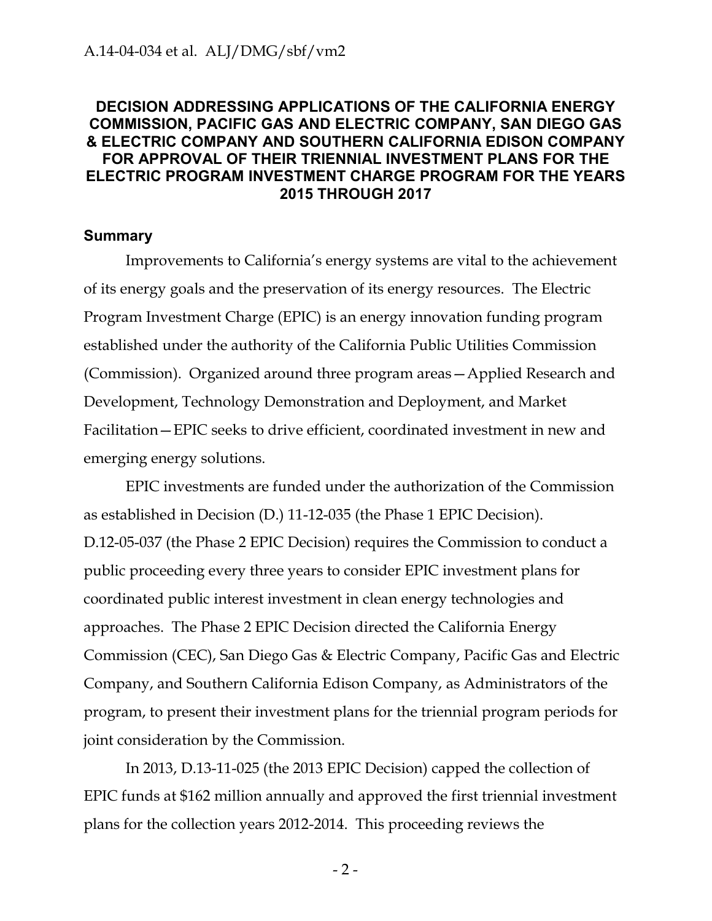**DECISION ADDRESSING APPLICATIONS OF THE CALIFORNIA ENERGY COMMISSION, PACIFIC GAS AND ELECTRIC COMPANY, SAN DIEGO GAS & ELECTRIC COMPANY AND SOUTHERN CALIFORNIA EDISON COMPANY FOR APPROVAL OF THEIR TRIENNIAL INVESTMENT PLANS FOR THE ELECTRIC PROGRAM INVESTMENT CHARGE PROGRAM FOR THE YEARS 2015 THROUGH 2017**

## Summary

Improvements to California's energy systems are vital to the achievement of its energy goals and the preservation of its energy resources. The Electric Program Investment Charge (EPIC) is an energy innovation funding program established under the authority of the California Public Utilities Commission (Commission). Organized around three program areas—Applied Research and Development, Technology Demonstration and Deployment, and Market Facilitation—EPIC seeks to drive efficient, coordinated investment in new and emerging energy solutions.

EPIC investments are funded under the authorization of the Commission as established in Decision (D.) 11-12-035 (the Phase 1 EPIC Decision). D.12-05-037 (the Phase 2 EPIC Decision) requires the Commission to conduct a public proceeding every three years to consider EPIC investment plans for coordinated public interest investment in clean energy technologies and approaches. The Phase 2 EPIC Decision directed the California Energy Commission (CEC), San Diego Gas & Electric Company, Pacific Gas and Electric Company, and Southern California Edison Company, as Administrators of the program, to present their investment plans for the triennial program periods for joint consideration by the Commission.

In 2013, D.13-11-025 (the 2013 EPIC Decision) capped the collection of EPIC funds at $162 million annually and approved the first triennial investment plans for the collection years 2012-2014. This proceeding reviews the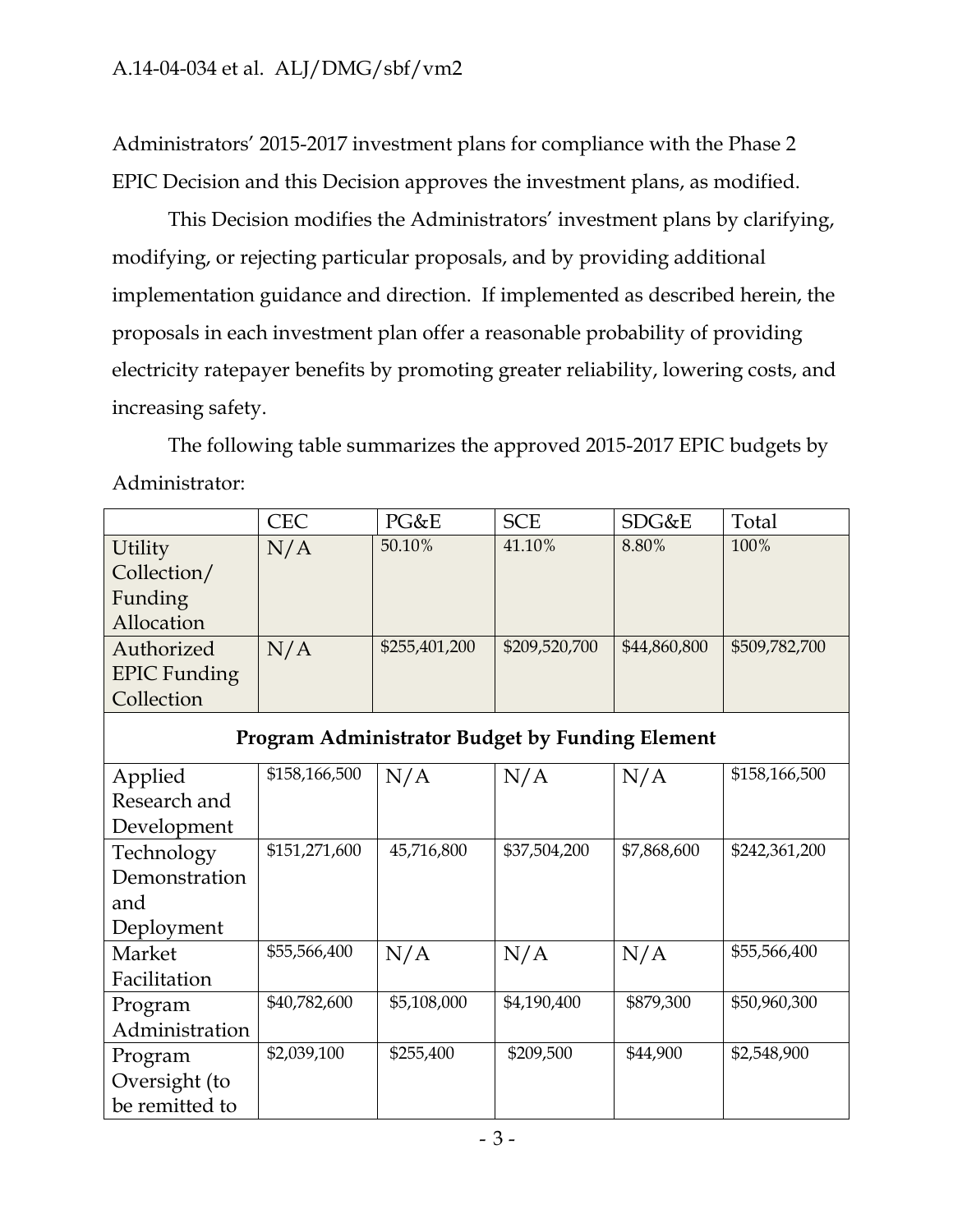Administrators' 2015-2017 investment plans for compliance with the Phase 2 EPIC Decision and this Decision approves the investment plans, as modified.

This Decision modifies the Administrators' investment plans by clarifying, modifying, or rejecting particular proposals, and by providing additional implementation guidance and direction. If implemented as described herein, the proposals in each investment plan offer a reasonable probability of providing electricity ratepayer benefits by promoting greater reliability, lowering costs, and increasing safety.

The following table summarizes the approved 2015-2017 EPIC budgets by Administrator:

| | CEC | PG&E | SCE | SDG&E | Total |
|---|---|---|---|---|---|
| Utility Collection/ Funding Allocation | N/A | 50.10% | 41.10% | 8.80% | 100% |
| Authorized EPIC Funding Collection | N/A | $255,401,200 | $209,520,700 | $44,860,800 | $509,782,700 |
| **Program Administrator Budget by Funding Element** | | | | | |
| Applied Research and Development | $158,166,500 | N/A | N/A | N/A | $158,166,500 |
| Technology Demonstration and Deployment | $151,271,600 | 45,716,800 | $37,504,200 | $7,868,600 | $242,361,200 |
| Market Facilitation | $55,566,400 | N/A | N/A | N/A | $55,566,400 |
| Program Administration | $40,782,600 | $5,108,000 | $4,190,400 | $879,300 | $50,960,300 |
| Program Oversight (to be remitted to | $2,039,100 | $255,400 | $209,500 | $44,900 | $2,548,900 |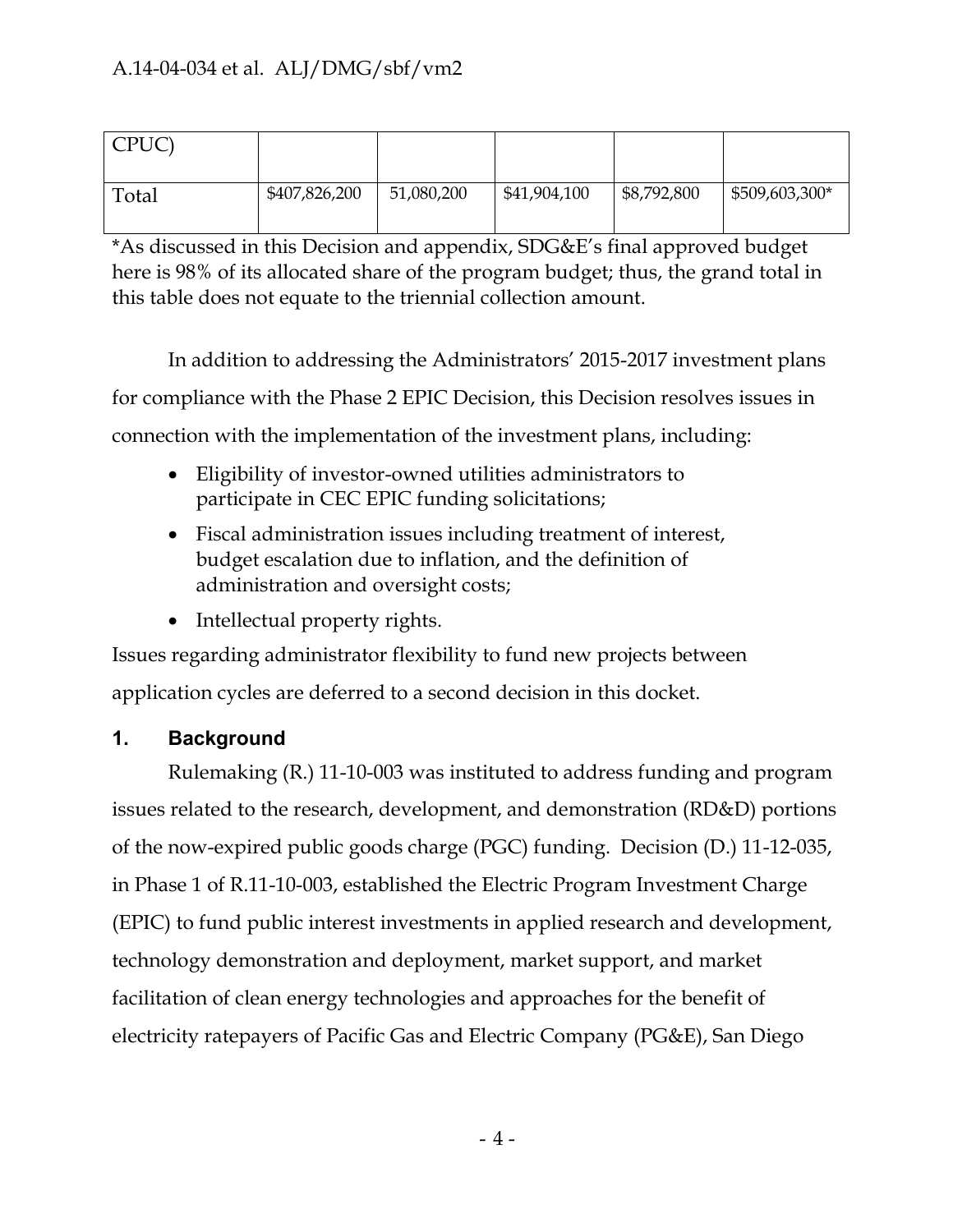| CPUC) | | | | | |
| --- | --- | --- | --- | --- | --- |
| Total | $407,826,200 | 51,080,200 | $41,904,100 | $8,792,800 | $509,603,300* |

*As discussed in this Decision and appendix, SDG&E's final approved budget here is 98% of its allocated share of the program budget; thus, the grand total in this table does not equate to the triennial collection amount.

In addition to addressing the Administrators' 2015-2017 investment plans for compliance with the Phase 2 EPIC Decision, this Decision resolves issues in connection with the implementation of the investment plans, including:

- Eligibility of investor-owned utilities administrators to participate in CEC EPIC funding solicitations;
- Fiscal administration issues including treatment of interest, budget escalation due to inflation, and the definition of administration and oversight costs;
- Intellectual property rights.

Issues regarding administrator flexibility to fund new projects between application cycles are deferred to a second decision in this docket.

## 1. Background

Rulemaking (R.) 11-10-003 was instituted to address funding and program issues related to the research, development, and demonstration (RD&D) portions of the now-expired public goods charge (PGC) funding. Decision (D.) 11-12-035, in Phase 1 of R.11-10-003, established the Electric Program Investment Charge (EPIC) to fund public interest investments in applied research and development, technology demonstration and deployment, market support, and market facilitation of clean energy technologies and approaches for the benefit of electricity ratepayers of Pacific Gas and Electric Company (PG&E), San Diego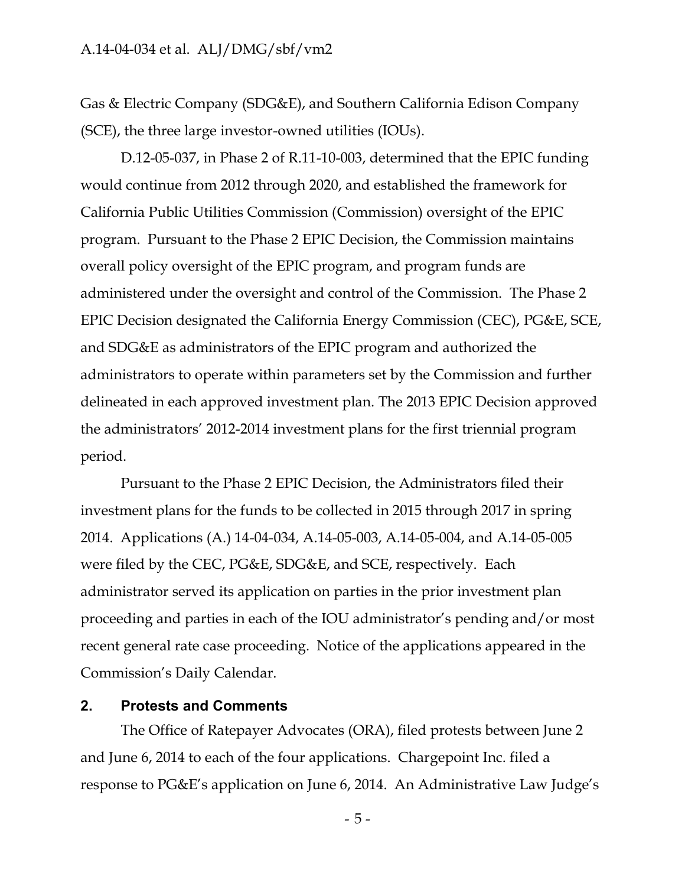Gas & Electric Company (SDG&E), and Southern California Edison Company (SCE), the three large investor-owned utilities (IOUs).

D.12-05-037, in Phase 2 of R.11-10-003, determined that the EPIC funding would continue from 2012 through 2020, and established the framework for California Public Utilities Commission (Commission) oversight of the EPIC program. Pursuant to the Phase 2 EPIC Decision, the Commission maintains overall policy oversight of the EPIC program, and program funds are administered under the oversight and control of the Commission. The Phase 2 EPIC Decision designated the California Energy Commission (CEC), PG&E, SCE, and SDG&E as administrators of the EPIC program and authorized the administrators to operate within parameters set by the Commission and further delineated in each approved investment plan. The 2013 EPIC Decision approved the administrators' 2012-2014 investment plans for the first triennial program period.

Pursuant to the Phase 2 EPIC Decision, the Administrators filed their investment plans for the funds to be collected in 2015 through 2017 in spring 2014. Applications (A.) 14-04-034, A.14-05-003, A.14-05-004, and A.14-05-005 were filed by the CEC, PG&E, SDG&E, and SCE, respectively. Each administrator served its application on parties in the prior investment plan proceeding and parties in each of the IOU administrator's pending and/or most recent general rate case proceeding. Notice of the applications appeared in the Commission's Daily Calendar.

## 2. Protests and Comments

The Office of Ratepayer Advocates (ORA), filed protests between June 2 and June 6, 2014 to each of the four applications. Chargepoint Inc. filed a response to PG&E's application on June 6, 2014. An Administrative Law Judge's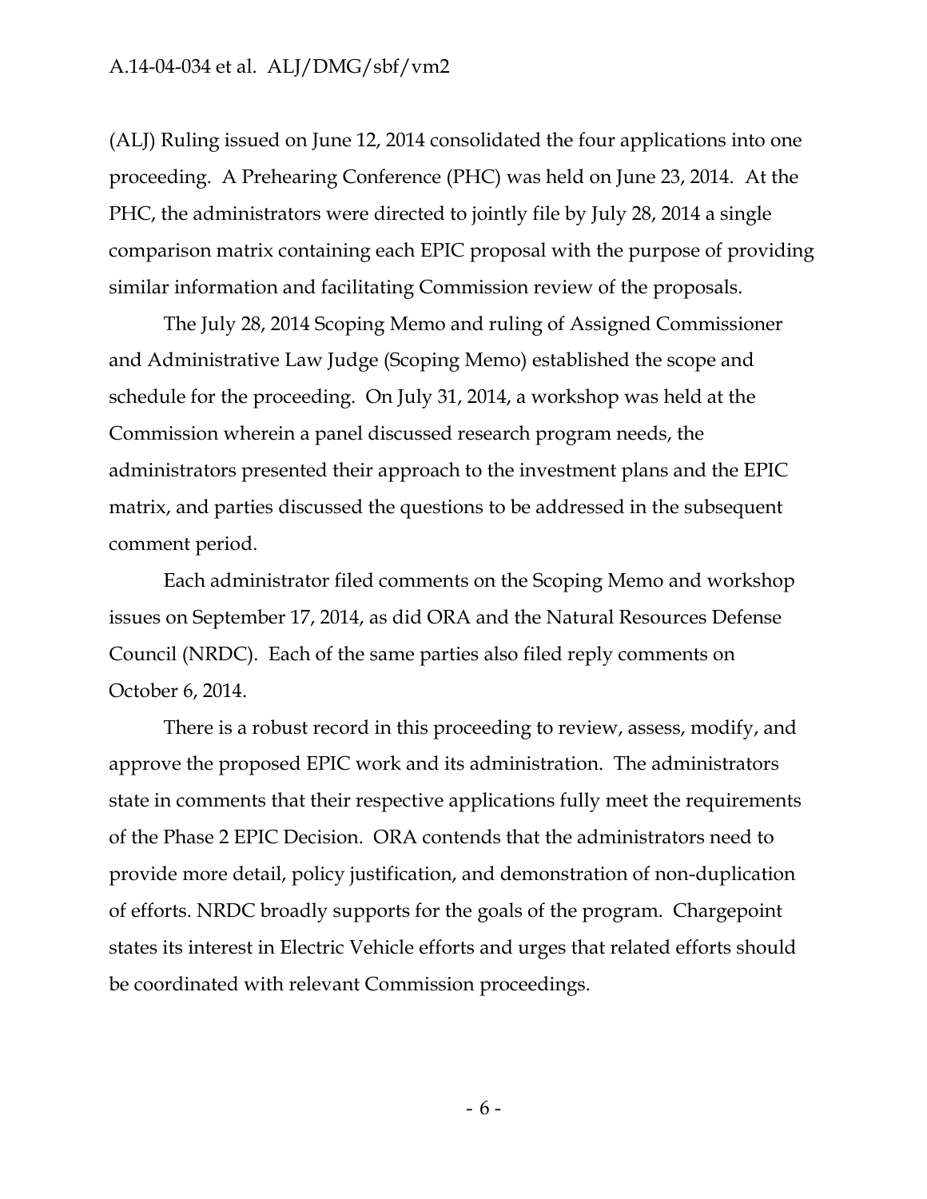(ALJ) Ruling issued on June 12, 2014 consolidated the four applications into one proceeding. A Prehearing Conference (PHC) was held on June 23, 2014. At the PHC, the administrators were directed to jointly file by July 28, 2014 a single comparison matrix containing each EPIC proposal with the purpose of providing similar information and facilitating Commission review of the proposals.

The July 28, 2014 Scoping Memo and ruling of Assigned Commissioner and Administrative Law Judge (Scoping Memo) established the scope and schedule for the proceeding. On July 31, 2014, a workshop was held at the Commission wherein a panel discussed research program needs, the administrators presented their approach to the investment plans and the EPIC matrix, and parties discussed the questions to be addressed in the subsequent comment period.

Each administrator filed comments on the Scoping Memo and workshop issues on September 17, 2014, as did ORA and the Natural Resources Defense Council (NRDC). Each of the same parties also filed reply comments on October 6, 2014.

There is a robust record in this proceeding to review, assess, modify, and approve the proposed EPIC work and its administration. The administrators state in comments that their respective applications fully meet the requirements of the Phase 2 EPIC Decision. ORA contends that the administrators need to provide more detail, policy justification, and demonstration of non-duplication of efforts. NRDC broadly supports for the goals of the program. Chargepoint states its interest in Electric Vehicle efforts and urges that related efforts should be coordinated with relevant Commission proceedings.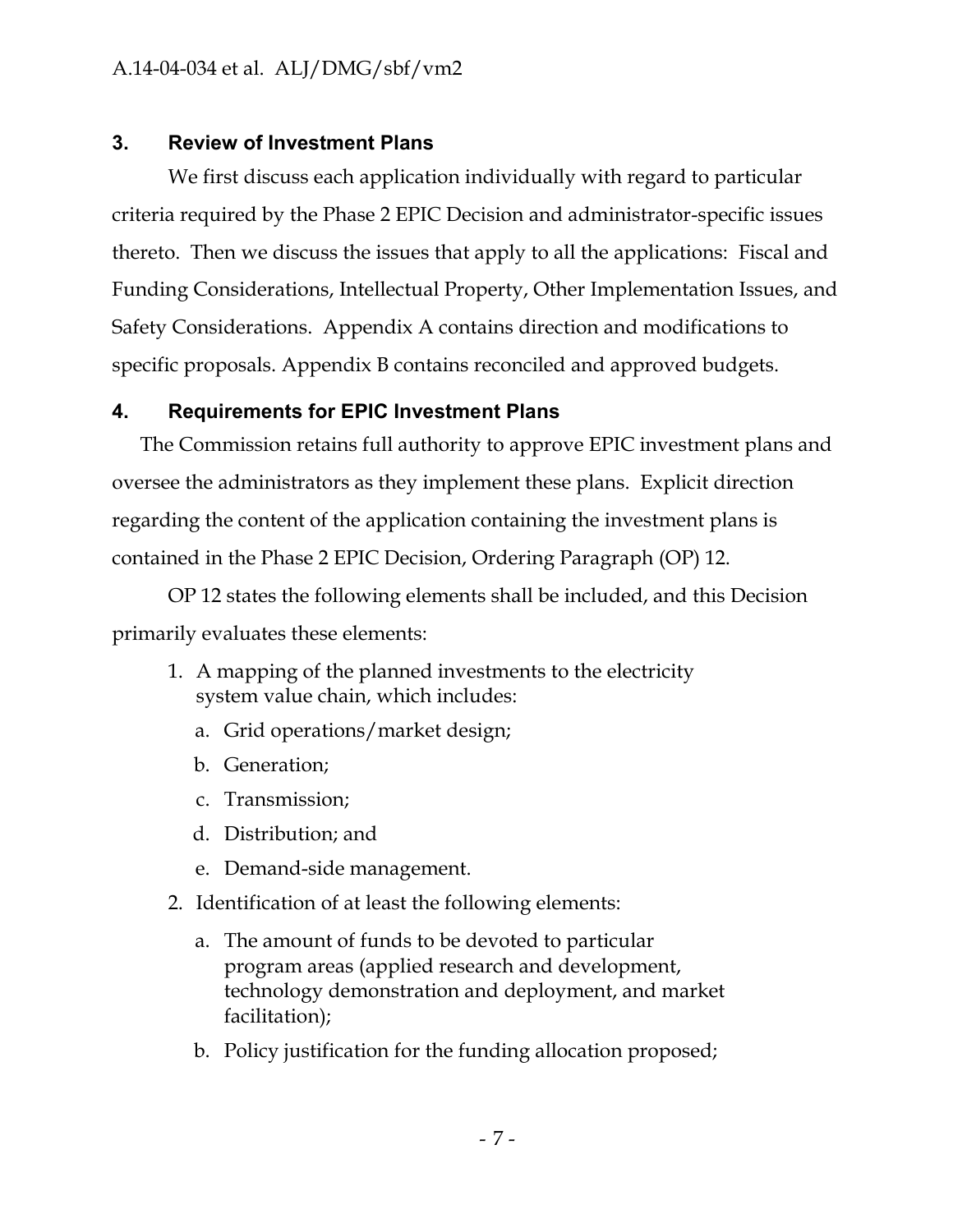## 3. Review of Investment Plans

We first discuss each application individually with regard to particular criteria required by the Phase 2 EPIC Decision and administrator-specific issues thereto. Then we discuss the issues that apply to all the applications: Fiscal and Funding Considerations, Intellectual Property, Other Implementation Issues, and Safety Considerations. Appendix A contains direction and modifications to specific proposals. Appendix B contains reconciled and approved budgets.

## 4. Requirements for EPIC Investment Plans

The Commission retains full authority to approve EPIC investment plans and oversee the administrators as they implement these plans. Explicit direction regarding the content of the application containing the investment plans is contained in the Phase 2 EPIC Decision, Ordering Paragraph (OP) 12.

OP 12 states the following elements shall be included, and this Decision primarily evaluates these elements:

1. A mapping of the planned investments to the electricity system value chain, which includes:
   a. Grid operations/market design;
   b. Generation;
   c. Transmission;
   d. Distribution; and
   e. Demand-side management.
2. Identification of at least the following elements:
   a. The amount of funds to be devoted to particular program areas (applied research and development, technology demonstration and deployment, and market facilitation);
   b. Policy justification for the funding allocation proposed;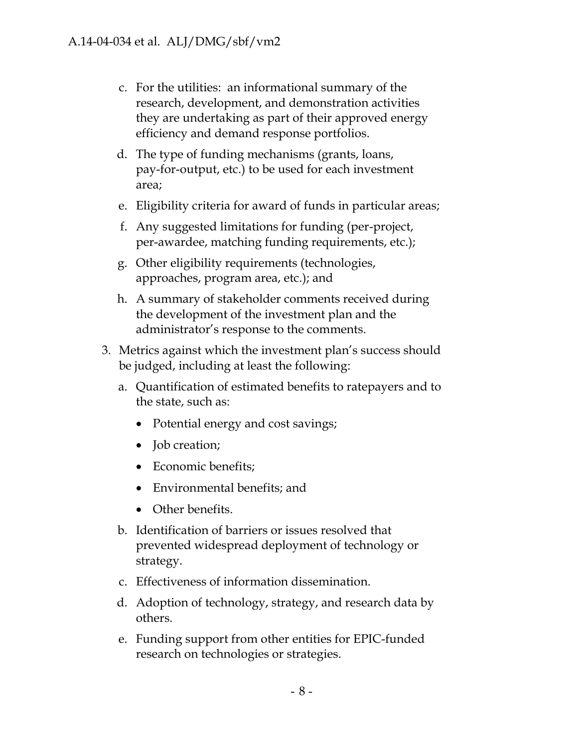c. For the utilities: an informational summary of the research, development, and demonstration activities they are undertaking as part of their approved energy efficiency and demand response portfolios.

d. The type of funding mechanisms (grants, loans, pay-for-output, etc.) to be used for each investment area;

e. Eligibility criteria for award of funds in particular areas;

f. Any suggested limitations for funding (per-project, per-awardee, matching funding requirements, etc.);

g. Other eligibility requirements (technologies, approaches, program area, etc.); and

h. A summary of stakeholder comments received during the development of the investment plan and the administrator's response to the comments.

3. Metrics against which the investment plan's success should be judged, including at least the following:

   a. Quantification of estimated benefits to ratepayers and to the state, such as:

      - Potential energy and cost savings;
      - Job creation;
      - Economic benefits;
      - Environmental benefits; and
      - Other benefits.

   b. Identification of barriers or issues resolved that prevented widespread deployment of technology or strategy.

   c. Effectiveness of information dissemination.

   d. Adoption of technology, strategy, and research data by others.

   e. Funding support from other entities for EPIC-funded research on technologies or strategies.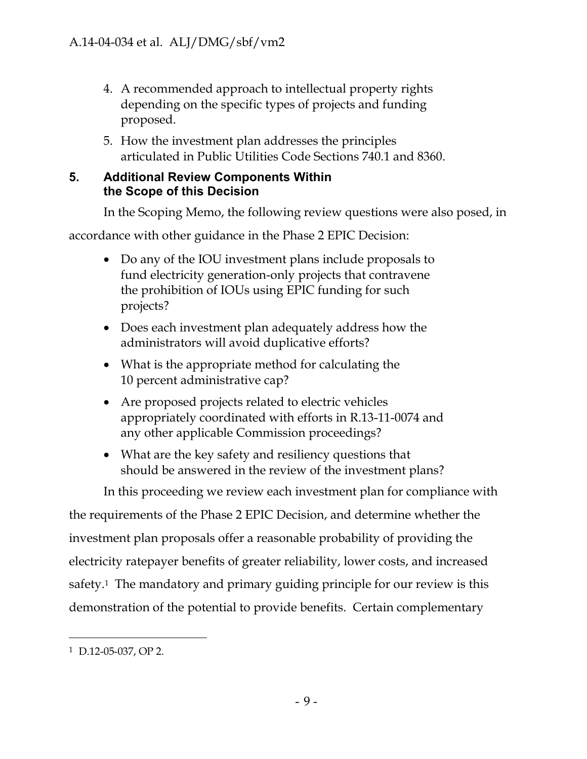4. A recommended approach to intellectual property rights depending on the specific types of projects and funding proposed.
5. How the investment plan addresses the principles articulated in Public Utilities Code Sections 740.1 and 8360.

## 5. Additional Review Components Within the Scope of this Decision

In the Scoping Memo, the following review questions were also posed, in accordance with other guidance in the Phase 2 EPIC Decision:

- Do any of the IOU investment plans include proposals to fund electricity generation-only projects that contravene the prohibition of IOUs using EPIC funding for such projects?
- Does each investment plan adequately address how the administrators will avoid duplicative efforts?
- What is the appropriate method for calculating the 10 percent administrative cap?
- Are proposed projects related to electric vehicles appropriately coordinated with efforts in R.13-11-0074 and any other applicable Commission proceedings?
- What are the key safety and resiliency questions that should be answered in the review of the investment plans?

In this proceeding we review each investment plan for compliance with the requirements of the Phase 2 EPIC Decision, and determine whether the investment plan proposals offer a reasonable probability of providing the electricity ratepayer benefits of greater reliability, lower costs, and increased safety.[1] The mandatory and primary guiding principle for our review is this demonstration of the potential to provide benefits. Certain complementary

[1] D.12-05-037, OP 2.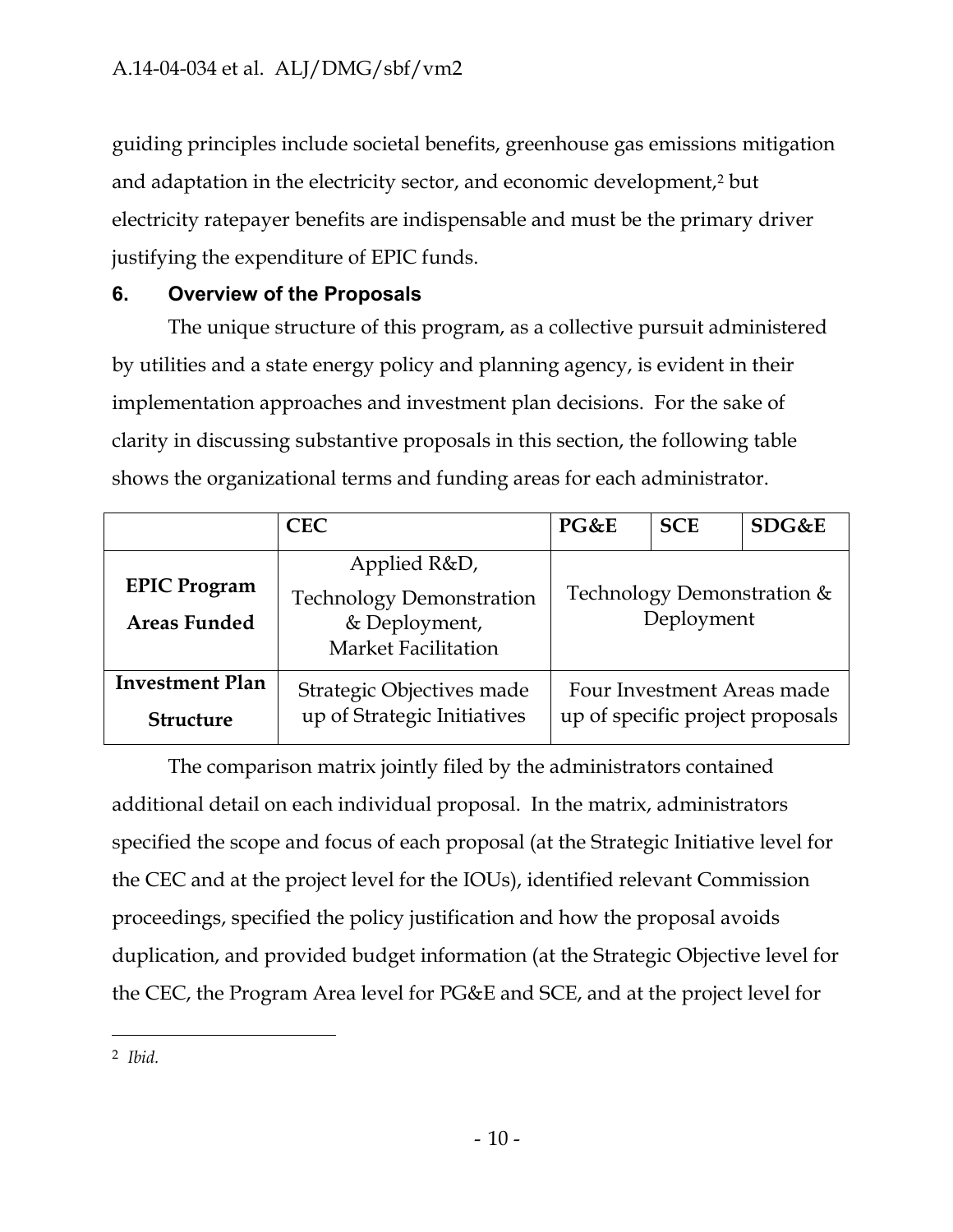guiding principles include societal benefits, greenhouse gas emissions mitigation and adaptation in the electricity sector, and economic development,[2] but electricity ratepayer benefits are indispensable and must be the primary driver justifying the expenditure of EPIC funds.

## 6. Overview of the Proposals

The unique structure of this program, as a collective pursuit administered by utilities and a state energy policy and planning agency, is evident in their implementation approaches and investment plan decisions. For the sake of clarity in discussing substantive proposals in this section, the following table shows the organizational terms and funding areas for each administrator.

| | CEC | PG&E | SCE | SDG&E |
|---|---|---|---|---|
| **EPIC Program Areas Funded** | Applied R&D, Technology Demonstration & Deployment, Market Facilitation | Technology Demonstration & Deployment | | |
| **Investment Plan Structure** | Strategic Objectives made up of Strategic Initiatives | Four Investment Areas made up of specific project proposals | | |

The comparison matrix jointly filed by the administrators contained additional detail on each individual proposal. In the matrix, administrators specified the scope and focus of each proposal (at the Strategic Initiative level for the CEC and at the project level for the IOUs), identified relevant Commission proceedings, specified the policy justification and how the proposal avoids duplication, and provided budget information (at the Strategic Objective level for the CEC, the Program Area level for PG&E and SCE, and at the project level for

---

[2] *Ibid.*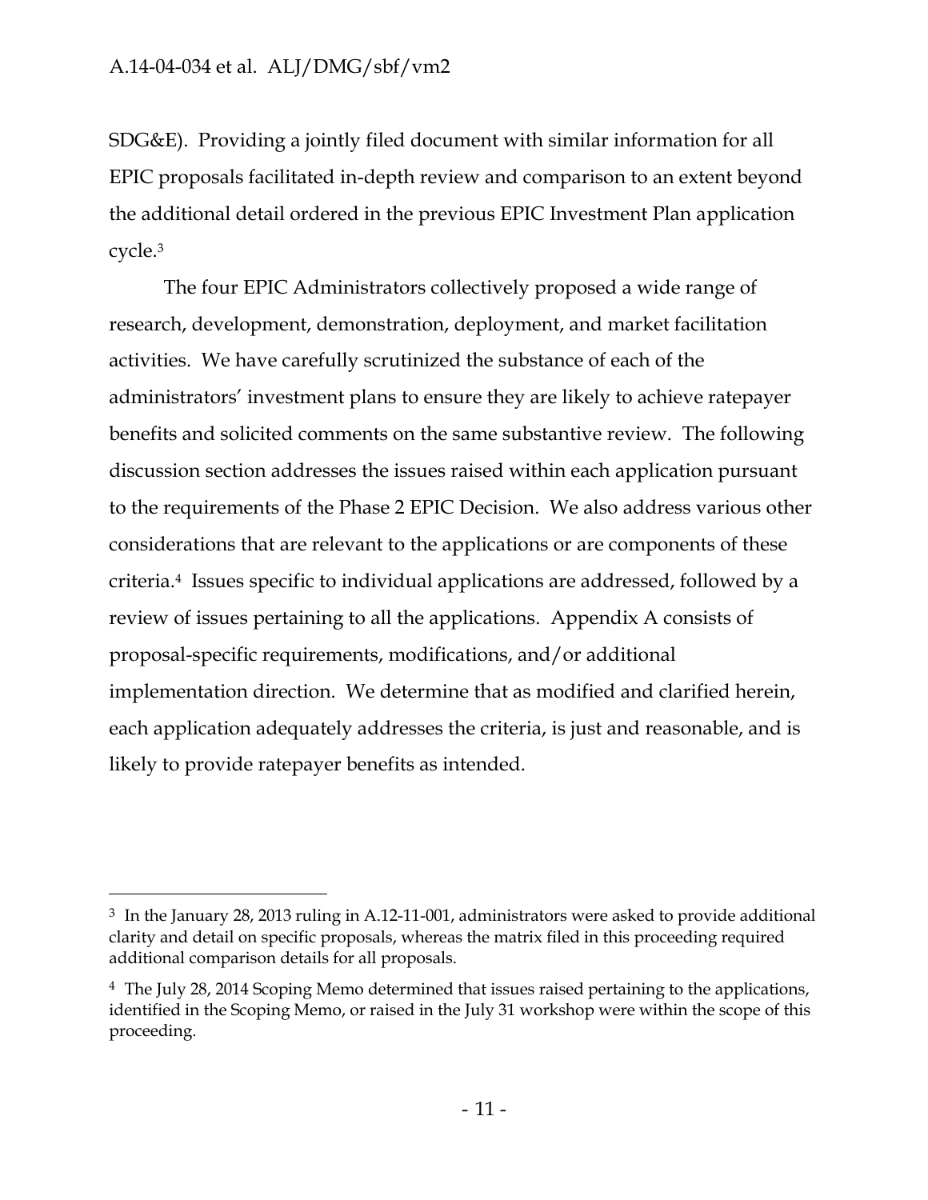SDG&E). Providing a jointly filed document with similar information for all EPIC proposals facilitated in-depth review and comparison to an extent beyond the additional detail ordered in the previous EPIC Investment Plan application cycle.[3]

The four EPIC Administrators collectively proposed a wide range of research, development, demonstration, deployment, and market facilitation activities. We have carefully scrutinized the substance of each of the administrators' investment plans to ensure they are likely to achieve ratepayer benefits and solicited comments on the same substantive review. The following discussion section addresses the issues raised within each application pursuant to the requirements of the Phase 2 EPIC Decision. We also address various other considerations that are relevant to the applications or are components of these criteria.[4] Issues specific to individual applications are addressed, followed by a review of issues pertaining to all the applications. Appendix A consists of proposal-specific requirements, modifications, and/or additional implementation direction. We determine that as modified and clarified herein, each application adequately addresses the criteria, is just and reasonable, and is likely to provide ratepayer benefits as intended.

---

[3] In the January 28, 2013 ruling in A.12-11-001, administrators were asked to provide additional clarity and detail on specific proposals, whereas the matrix filed in this proceeding required additional comparison details for all proposals.

[4] The July 28, 2014 Scoping Memo determined that issues raised pertaining to the applications, identified in the Scoping Memo, or raised in the July 31 workshop were within the scope of this proceeding.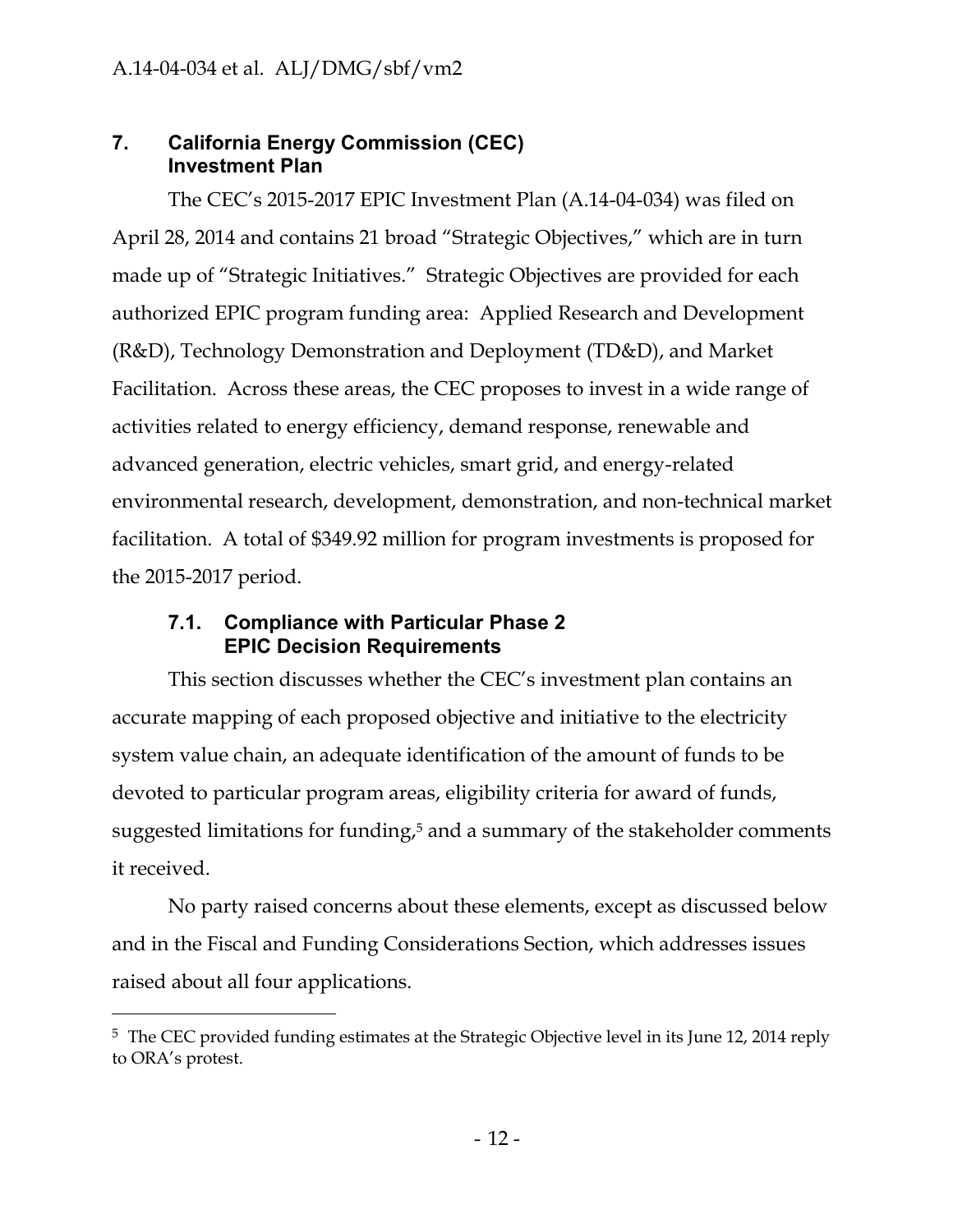## 7. California Energy Commission (CEC) Investment Plan

The CEC's 2015-2017 EPIC Investment Plan (A.14-04-034) was filed on April 28, 2014 and contains 21 broad "Strategic Objectives," which are in turn made up of "Strategic Initiatives." Strategic Objectives are provided for each authorized EPIC program funding area: Applied Research and Development (R&D), Technology Demonstration and Deployment (TD&D), and Market Facilitation. Across these areas, the CEC proposes to invest in a wide range of activities related to energy efficiency, demand response, renewable and advanced generation, electric vehicles, smart grid, and energy-related environmental research, development, demonstration, and non-technical market facilitation. A total of $349.92 million for program investments is proposed for the 2015-2017 period.

### 7.1. Compliance with Particular Phase 2 EPIC Decision Requirements

This section discusses whether the CEC's investment plan contains an accurate mapping of each proposed objective and initiative to the electricity system value chain, an adequate identification of the amount of funds to be devoted to particular program areas, eligibility criteria for award of funds, suggested limitations for funding,[5] and a summary of the stakeholder comments it received.

No party raised concerns about these elements, except as discussed below and in the Fiscal and Funding Considerations Section, which addresses issues raised about all four applications.

---

[5] The CEC provided funding estimates at the Strategic Objective level in its June 12, 2014 reply to ORA's protest.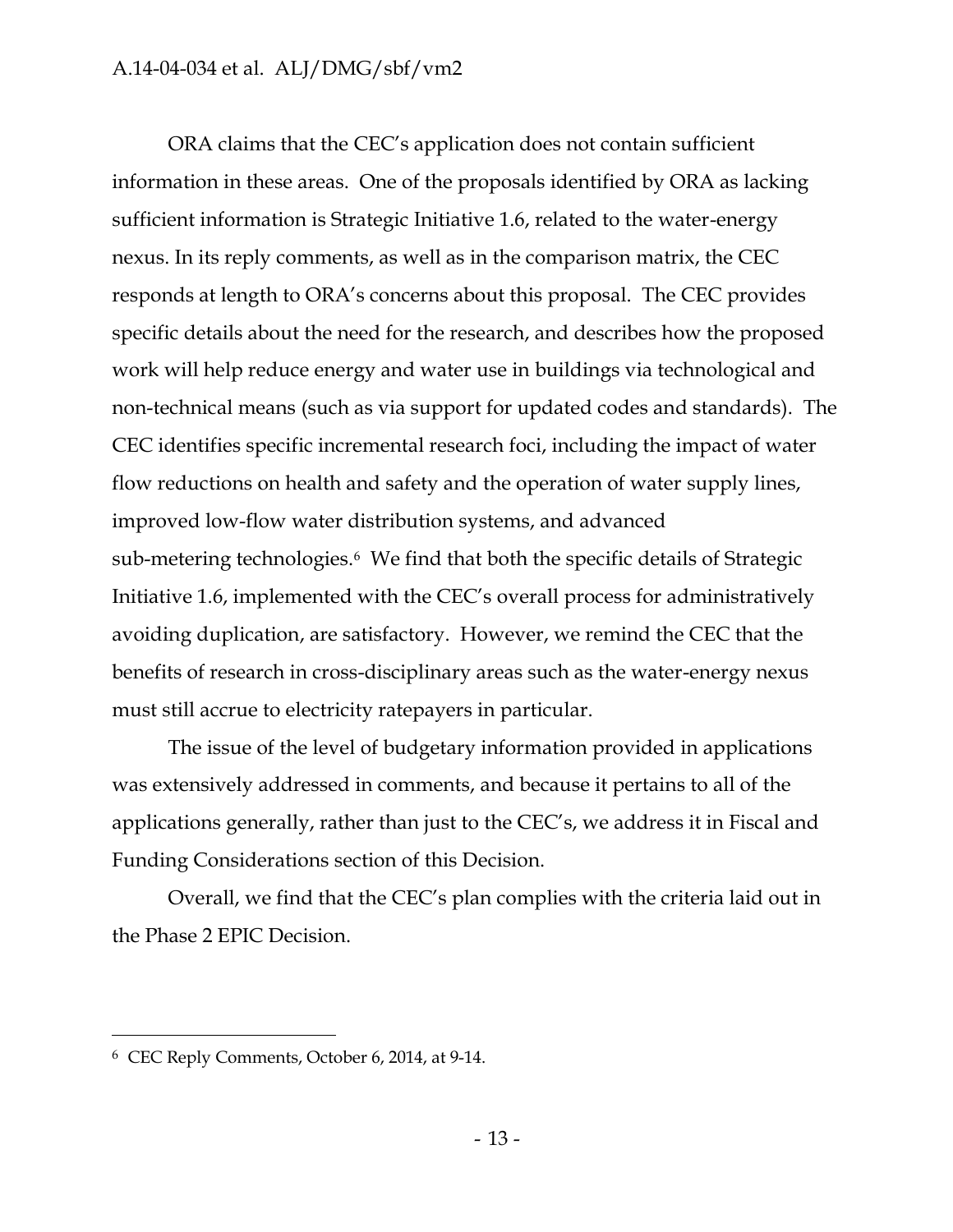ORA claims that the CEC's application does not contain sufficient information in these areas. One of the proposals identified by ORA as lacking sufficient information is Strategic Initiative 1.6, related to the water-energy nexus. In its reply comments, as well as in the comparison matrix, the CEC responds at length to ORA's concerns about this proposal. The CEC provides specific details about the need for the research, and describes how the proposed work will help reduce energy and water use in buildings via technological and non-technical means (such as via support for updated codes and standards). The CEC identifies specific incremental research foci, including the impact of water flow reductions on health and safety and the operation of water supply lines, improved low-flow water distribution systems, and advanced sub-metering technologies.[6] We find that both the specific details of Strategic Initiative 1.6, implemented with the CEC's overall process for administratively avoiding duplication, are satisfactory. However, we remind the CEC that the benefits of research in cross-disciplinary areas such as the water-energy nexus must still accrue to electricity ratepayers in particular.

The issue of the level of budgetary information provided in applications was extensively addressed in comments, and because it pertains to all of the applications generally, rather than just to the CEC's, we address it in Fiscal and Funding Considerations section of this Decision.

Overall, we find that the CEC's plan complies with the criteria laid out in the Phase 2 EPIC Decision.

---

[6] CEC Reply Comments, October 6, 2014, at 9-14.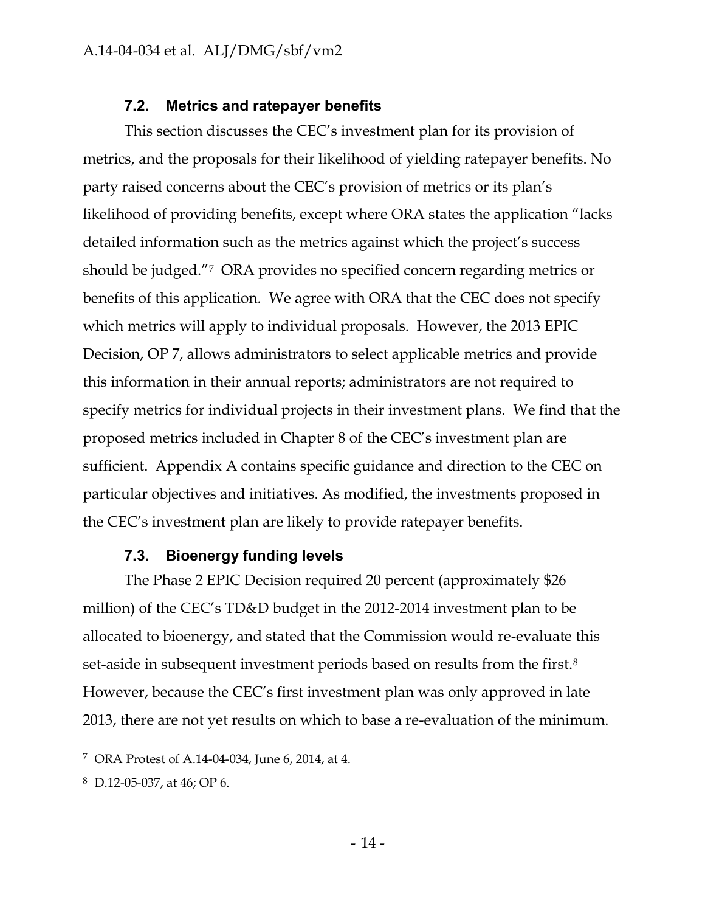### 7.2. Metrics and ratepayer benefits

This section discusses the CEC's investment plan for its provision of metrics, and the proposals for their likelihood of yielding ratepayer benefits. No party raised concerns about the CEC's provision of metrics or its plan's likelihood of providing benefits, except where ORA states the application "lacks detailed information such as the metrics against which the project's success should be judged."[7] ORA provides no specified concern regarding metrics or benefits of this application. We agree with ORA that the CEC does not specify which metrics will apply to individual proposals. However, the 2013 EPIC Decision, OP 7, allows administrators to select applicable metrics and provide this information in their annual reports; administrators are not required to specify metrics for individual projects in their investment plans. We find that the proposed metrics included in Chapter 8 of the CEC's investment plan are sufficient. Appendix A contains specific guidance and direction to the CEC on particular objectives and initiatives. As modified, the investments proposed in the CEC's investment plan are likely to provide ratepayer benefits.

### 7.3. Bioenergy funding levels

The Phase 2 EPIC Decision required 20 percent (approximately $26 million) of the CEC's TD&D budget in the 2012-2014 investment plan to be allocated to bioenergy, and stated that the Commission would re-evaluate this set-aside in subsequent investment periods based on results from the first.[8] However, because the CEC's first investment plan was only approved in late 2013, there are not yet results on which to base a re-evaluation of the minimum.

---

[7] ORA Protest of A.14-04-034, June 6, 2014, at 4.

[8] D.12-05-037, at 46; OP 6.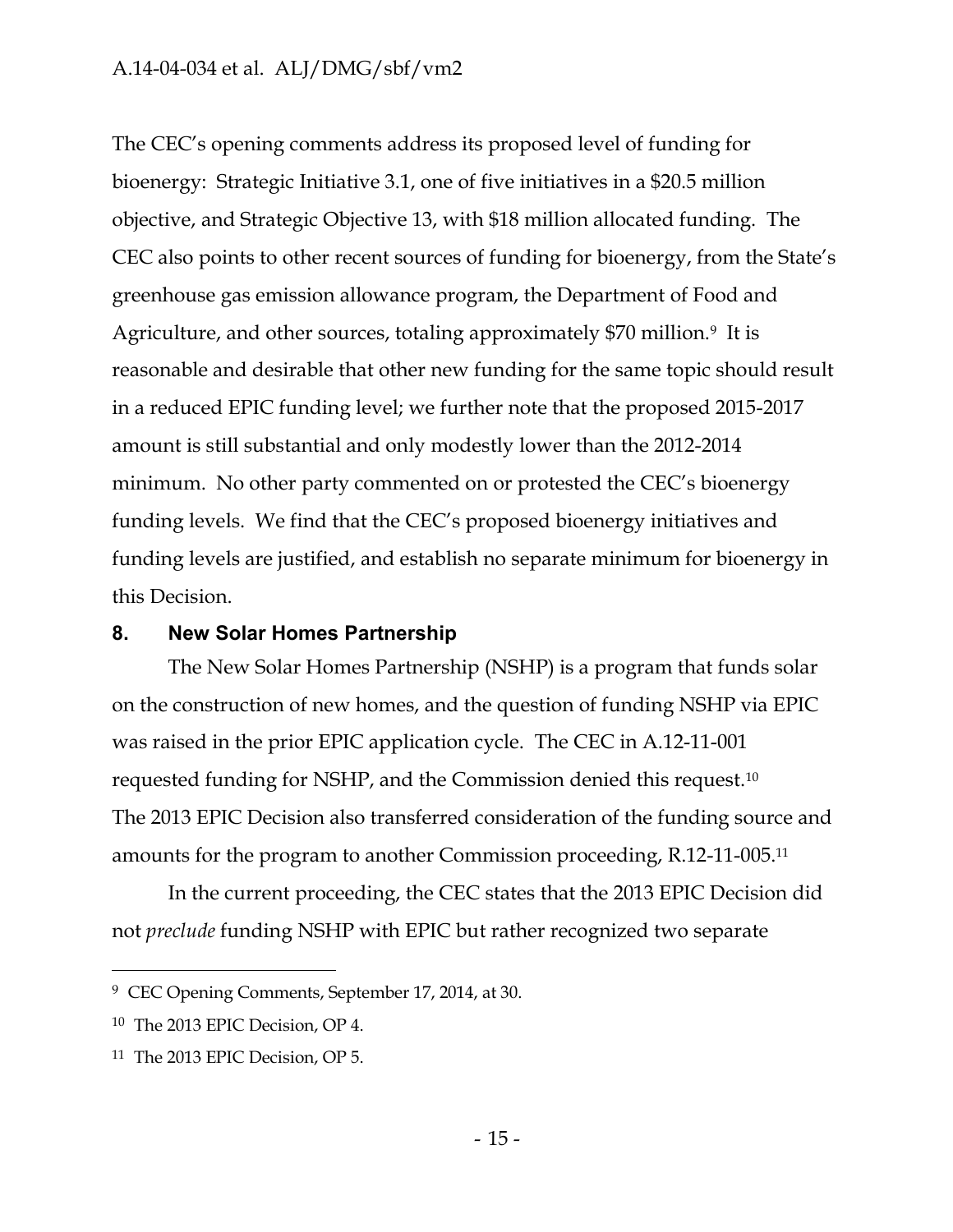The CEC's opening comments address its proposed level of funding for bioenergy: Strategic Initiative 3.1, one of five initiatives in a \$20.5 million objective, and Strategic Objective 13, with \$18 million allocated funding. The CEC also points to other recent sources of funding for bioenergy, from the State's greenhouse gas emission allowance program, the Department of Food and Agriculture, and other sources, totaling approximately \$70 million.[9] It is reasonable and desirable that other new funding for the same topic should result in a reduced EPIC funding level; we further note that the proposed 2015-2017 amount is still substantial and only modestly lower than the 2012-2014 minimum. No other party commented on or protested the CEC's bioenergy funding levels. We find that the CEC's proposed bioenergy initiatives and funding levels are justified, and establish no separate minimum for bioenergy in this Decision.

## 8. New Solar Homes Partnership

The New Solar Homes Partnership (NSHP) is a program that funds solar on the construction of new homes, and the question of funding NSHP via EPIC was raised in the prior EPIC application cycle. The CEC in A.12-11-001 requested funding for NSHP, and the Commission denied this request.[10] The 2013 EPIC Decision also transferred consideration of the funding source and amounts for the program to another Commission proceeding, R.12-11-005.[11]

In the current proceeding, the CEC states that the 2013 EPIC Decision did not *preclude* funding NSHP with EPIC but rather recognized two separate

---

[9] CEC Opening Comments, September 17, 2014, at 30.

[10] The 2013 EPIC Decision, OP 4.

[11] The 2013 EPIC Decision, OP 5.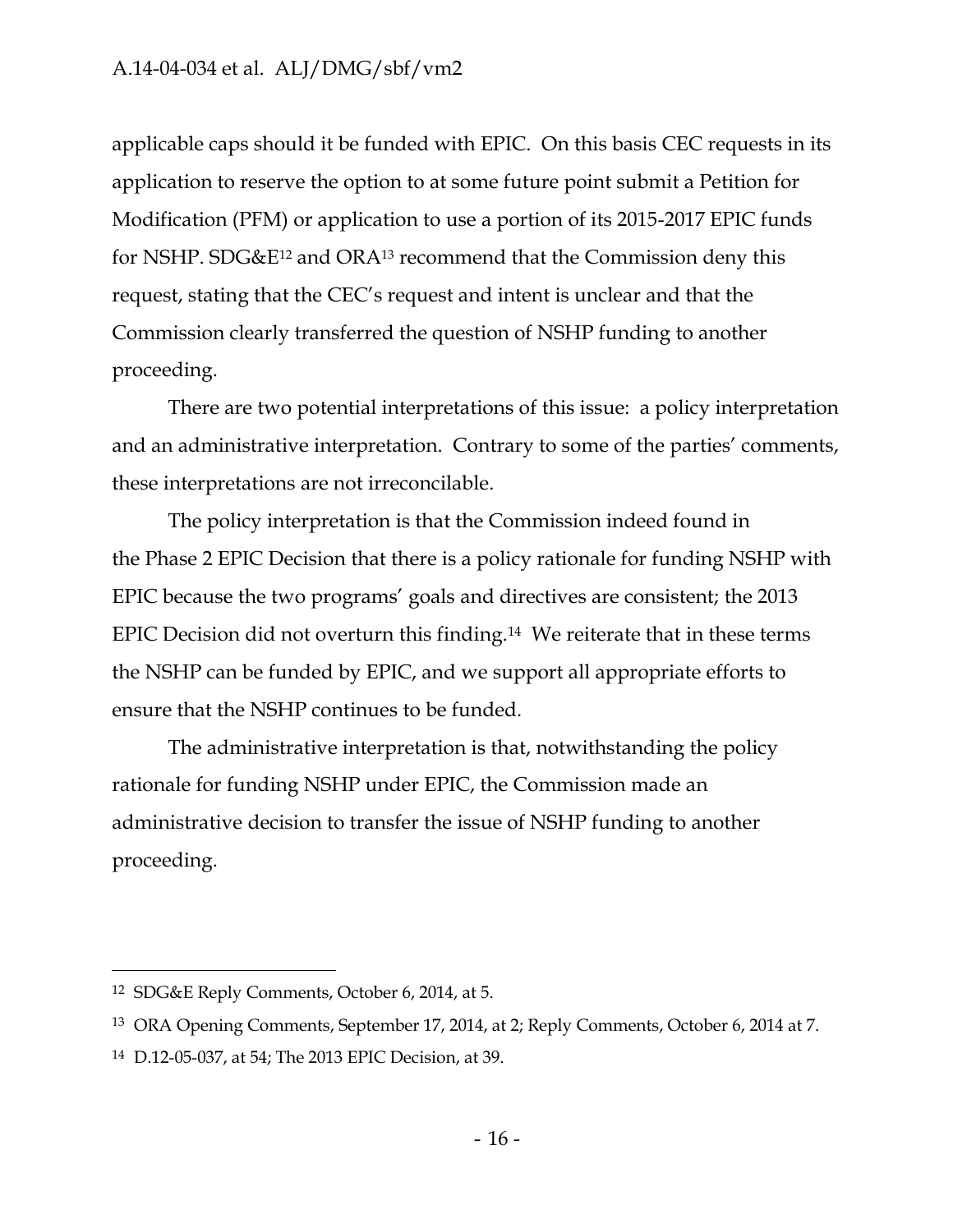applicable caps should it be funded with EPIC. On this basis CEC requests in its application to reserve the option to at some future point submit a Petition for Modification (PFM) or application to use a portion of its 2015-2017 EPIC funds for NSHP. SDG&E[12] and ORA[13] recommend that the Commission deny this request, stating that the CEC's request and intent is unclear and that the Commission clearly transferred the question of NSHP funding to another proceeding.

There are two potential interpretations of this issue: a policy interpretation and an administrative interpretation. Contrary to some of the parties' comments, these interpretations are not irreconcilable.

The policy interpretation is that the Commission indeed found in the Phase 2 EPIC Decision that there is a policy rationale for funding NSHP with EPIC because the two programs' goals and directives are consistent; the 2013 EPIC Decision did not overturn this finding.[14] We reiterate that in these terms the NSHP can be funded by EPIC, and we support all appropriate efforts to ensure that the NSHP continues to be funded.

The administrative interpretation is that, notwithstanding the policy rationale for funding NSHP under EPIC, the Commission made an administrative decision to transfer the issue of NSHP funding to another proceeding.

---

[12] SDG&E Reply Comments, October 6, 2014, at 5.

[13] ORA Opening Comments, September 17, 2014, at 2; Reply Comments, October 6, 2014 at 7.

[14] D.12-05-037, at 54; The 2013 EPIC Decision, at 39.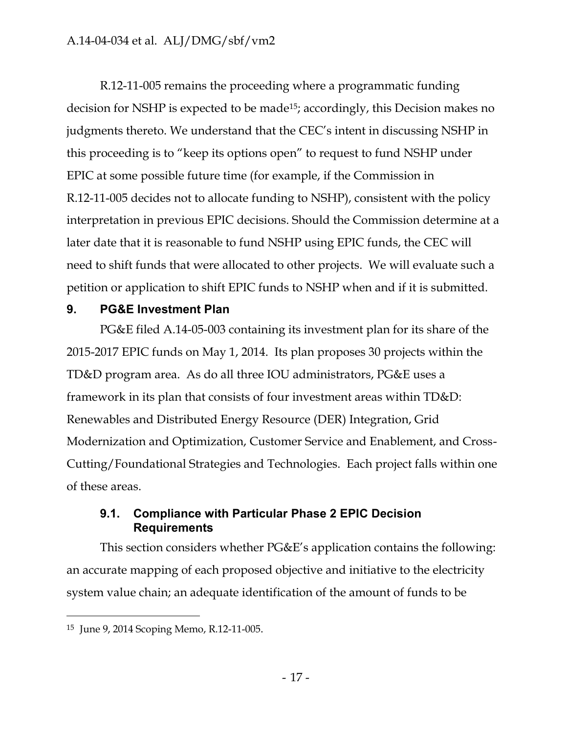R.12-11-005 remains the proceeding where a programmatic funding decision for NSHP is expected to be made[15]; accordingly, this Decision makes no judgments thereto. We understand that the CEC's intent in discussing NSHP in this proceeding is to "keep its options open" to request to fund NSHP under EPIC at some possible future time (for example, if the Commission in R.12-11-005 decides not to allocate funding to NSHP), consistent with the policy interpretation in previous EPIC decisions. Should the Commission determine at a later date that it is reasonable to fund NSHP using EPIC funds, the CEC will need to shift funds that were allocated to other projects. We will evaluate such a petition or application to shift EPIC funds to NSHP when and if it is submitted.

## 9. PG&E Investment Plan

PG&E filed A.14-05-003 containing its investment plan for its share of the 2015-2017 EPIC funds on May 1, 2014. Its plan proposes 30 projects within the TD&D program area. As do all three IOU administrators, PG&E uses a framework in its plan that consists of four investment areas within TD&D: Renewables and Distributed Energy Resource (DER) Integration, Grid Modernization and Optimization, Customer Service and Enablement, and Cross-Cutting/Foundational Strategies and Technologies. Each project falls within one of these areas.

### 9.1. Compliance with Particular Phase 2 EPIC Decision Requirements

This section considers whether PG&E's application contains the following: an accurate mapping of each proposed objective and initiative to the electricity system value chain; an adequate identification of the amount of funds to be

---

[15] June 9, 2014 Scoping Memo, R.12-11-005.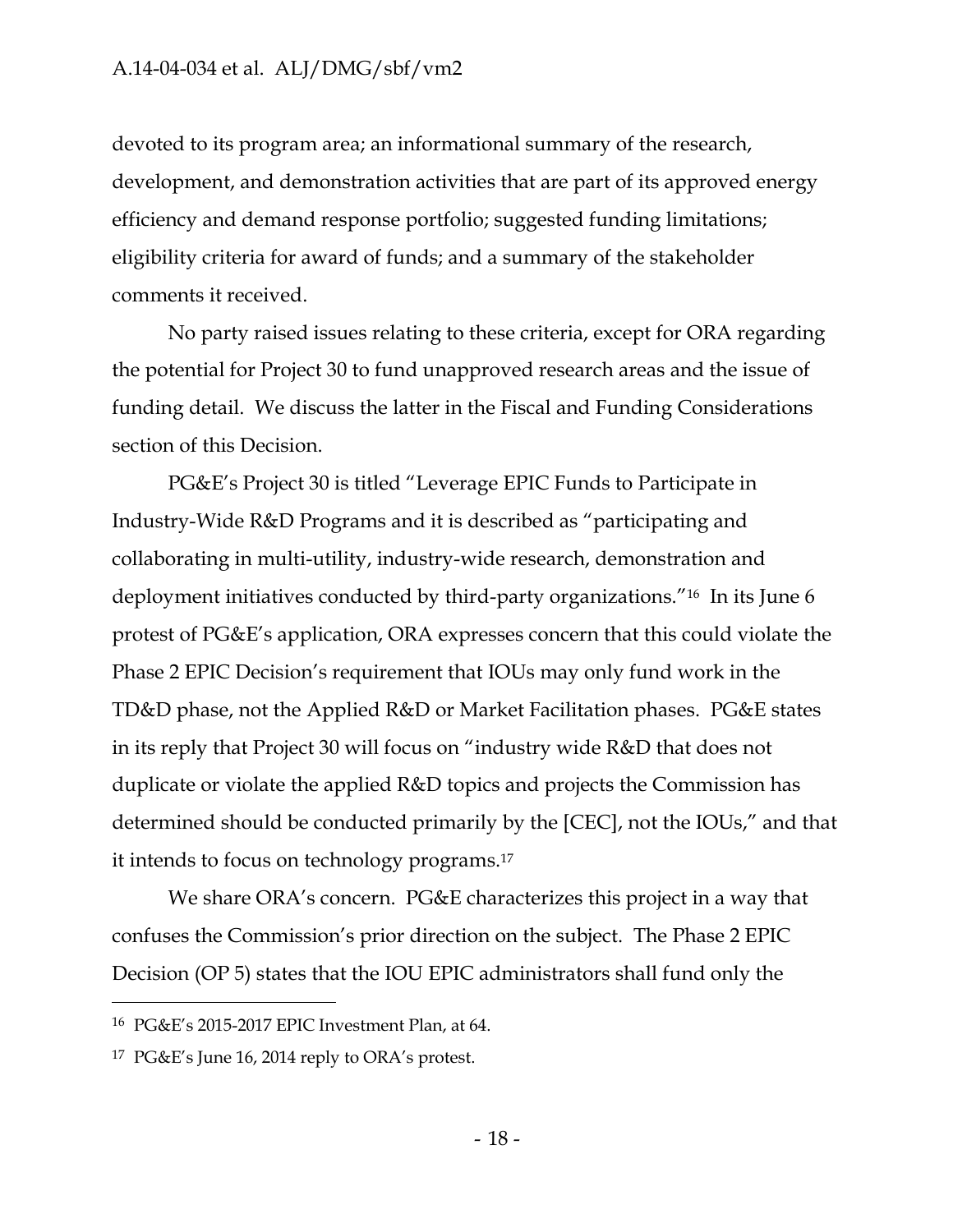devoted to its program area; an informational summary of the research, development, and demonstration activities that are part of its approved energy efficiency and demand response portfolio; suggested funding limitations; eligibility criteria for award of funds; and a summary of the stakeholder comments it received.

No party raised issues relating to these criteria, except for ORA regarding the potential for Project 30 to fund unapproved research areas and the issue of funding detail. We discuss the latter in the Fiscal and Funding Considerations section of this Decision.

PG&E's Project 30 is titled "Leverage EPIC Funds to Participate in Industry-Wide R&D Programs and it is described as "participating and collaborating in multi-utility, industry-wide research, demonstration and deployment initiatives conducted by third-party organizations."[16] In its June 6 protest of PG&E's application, ORA expresses concern that this could violate the Phase 2 EPIC Decision's requirement that IOUs may only fund work in the TD&D phase, not the Applied R&D or Market Facilitation phases. PG&E states in its reply that Project 30 will focus on "industry wide R&D that does not duplicate or violate the applied R&D topics and projects the Commission has determined should be conducted primarily by the [CEC], not the IOUs," and that it intends to focus on technology programs.[17]

We share ORA's concern. PG&E characterizes this project in a way that confuses the Commission's prior direction on the subject. The Phase 2 EPIC Decision (OP 5) states that the IOU EPIC administrators shall fund only the

---

[16] PG&E's 2015-2017 EPIC Investment Plan, at 64.

[17] PG&E's June 16, 2014 reply to ORA's protest.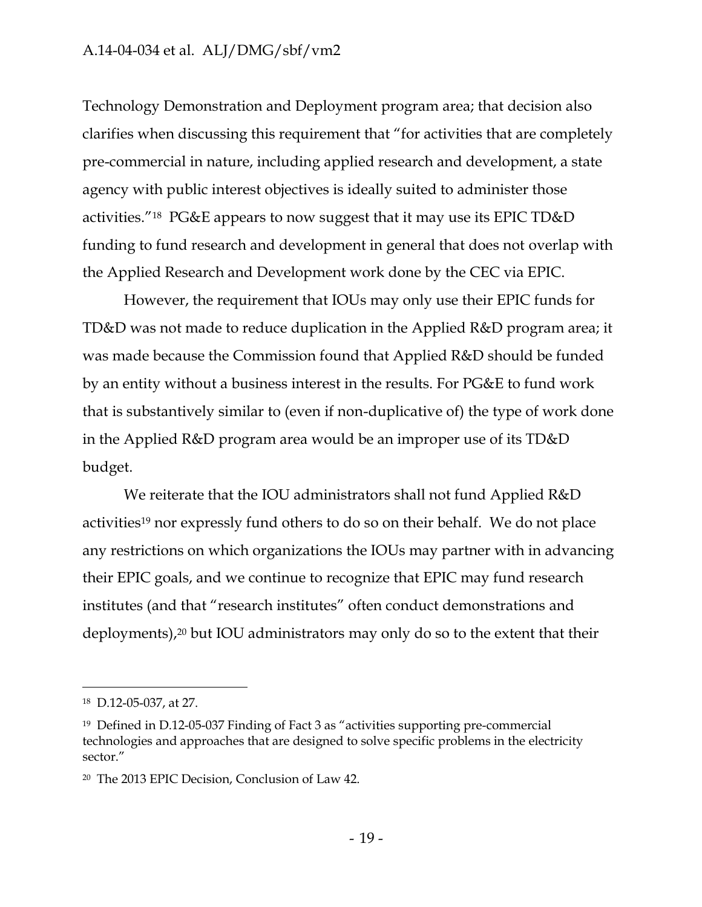Technology Demonstration and Deployment program area; that decision also clarifies when discussing this requirement that "for activities that are completely pre-commercial in nature, including applied research and development, a state agency with public interest objectives is ideally suited to administer those activities."[18] PG&E appears to now suggest that it may use its EPIC TD&D funding to fund research and development in general that does not overlap with the Applied Research and Development work done by the CEC via EPIC.

However, the requirement that IOUs may only use their EPIC funds for TD&D was not made to reduce duplication in the Applied R&D program area; it was made because the Commission found that Applied R&D should be funded by an entity without a business interest in the results. For PG&E to fund work that is substantively similar to (even if non-duplicative of) the type of work done in the Applied R&D program area would be an improper use of its TD&D budget.

We reiterate that the IOU administrators shall not fund Applied R&D activities[19] nor expressly fund others to do so on their behalf. We do not place any restrictions on which organizations the IOUs may partner with in advancing their EPIC goals, and we continue to recognize that EPIC may fund research institutes (and that "research institutes" often conduct demonstrations and deployments),[20] but IOU administrators may only do so to the extent that their

---

[18] D.12-05-037, at 27.

[19] Defined in D.12-05-037 Finding of Fact 3 as "activities supporting pre-commercial technologies and approaches that are designed to solve specific problems in the electricity sector."

[20] The 2013 EPIC Decision, Conclusion of Law 42.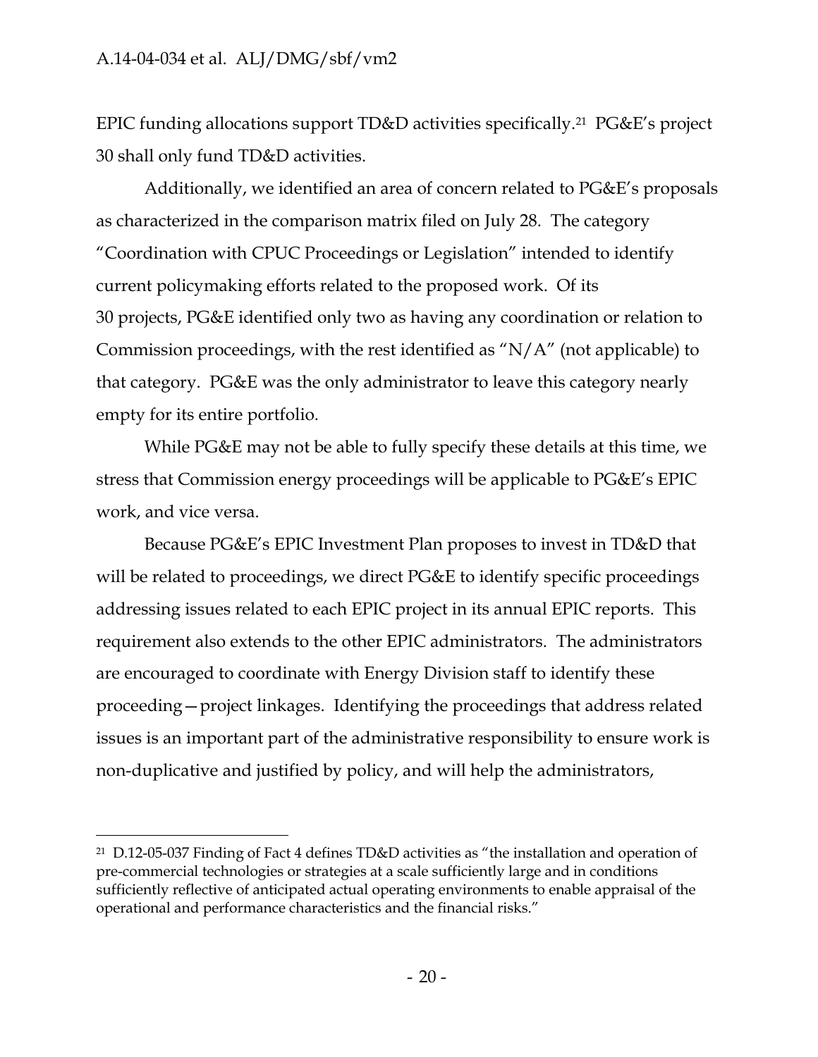EPIC funding allocations support TD&D activities specifically.[21] PG&E's project 30 shall only fund TD&D activities.

Additionally, we identified an area of concern related to PG&E's proposals as characterized in the comparison matrix filed on July 28. The category "Coordination with CPUC Proceedings or Legislation" intended to identify current policymaking efforts related to the proposed work. Of its 30 projects, PG&E identified only two as having any coordination or relation to Commission proceedings, with the rest identified as "N/A" (not applicable) to that category. PG&E was the only administrator to leave this category nearly empty for its entire portfolio.

While PG&E may not be able to fully specify these details at this time, we stress that Commission energy proceedings will be applicable to PG&E's EPIC work, and vice versa.

Because PG&E's EPIC Investment Plan proposes to invest in TD&D that will be related to proceedings, we direct PG&E to identify specific proceedings addressing issues related to each EPIC project in its annual EPIC reports. This requirement also extends to the other EPIC administrators. The administrators are encouraged to coordinate with Energy Division staff to identify these proceeding—project linkages. Identifying the proceedings that address related issues is an important part of the administrative responsibility to ensure work is non-duplicative and justified by policy, and will help the administrators,

---

[21] D.12-05-037 Finding of Fact 4 defines TD&D activities as "the installation and operation of pre-commercial technologies or strategies at a scale sufficiently large and in conditions sufficiently reflective of anticipated actual operating environments to enable appraisal of the operational and performance characteristics and the financial risks."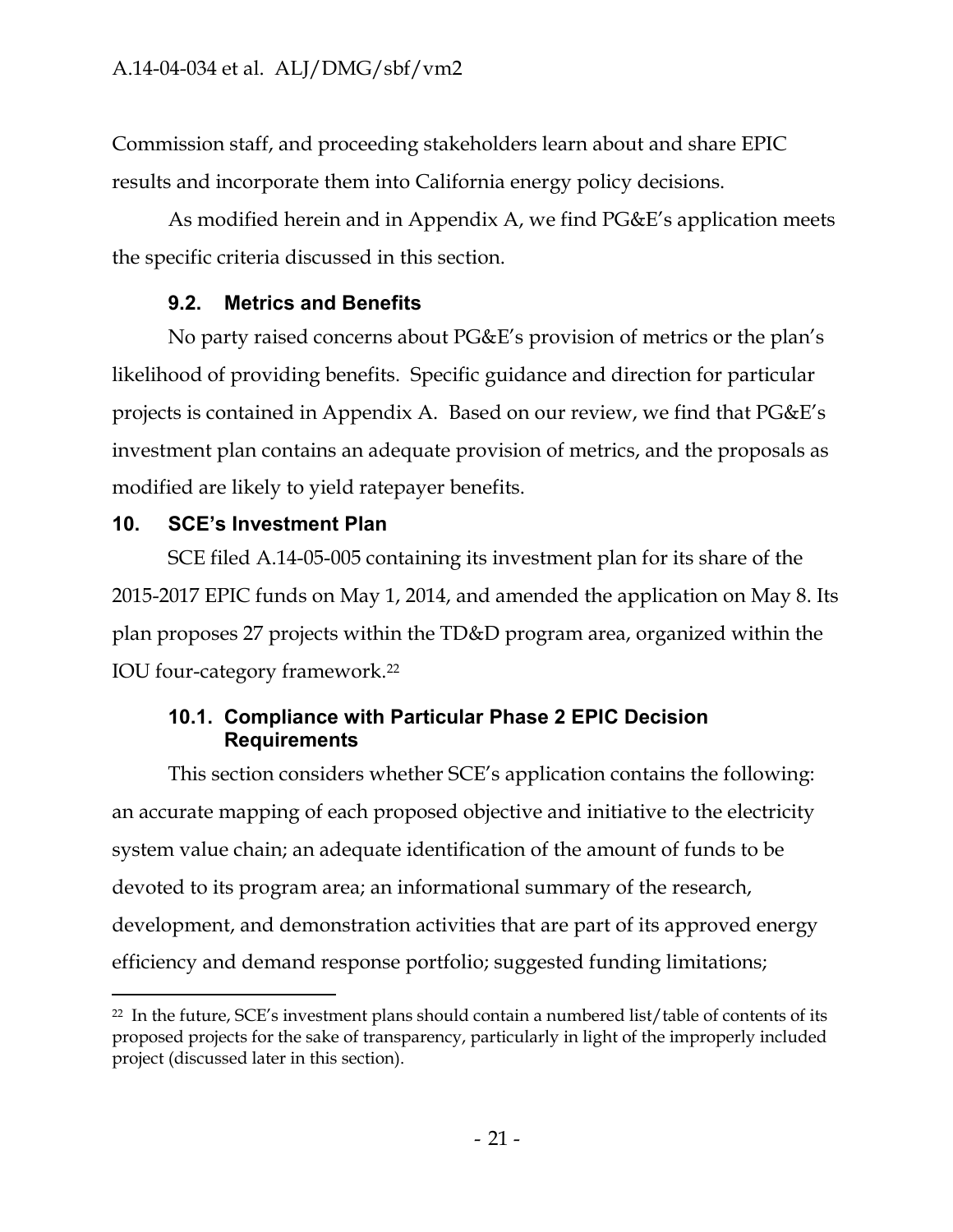Commission staff, and proceeding stakeholders learn about and share EPIC results and incorporate them into California energy policy decisions.

As modified herein and in Appendix A, we find PG&E's application meets the specific criteria discussed in this section.

### 9.2. Metrics and Benefits

No party raised concerns about PG&E's provision of metrics or the plan's likelihood of providing benefits. Specific guidance and direction for particular projects is contained in Appendix A. Based on our review, we find that PG&E's investment plan contains an adequate provision of metrics, and the proposals as modified are likely to yield ratepayer benefits.

## 10. SCE's Investment Plan

SCE filed A.14-05-005 containing its investment plan for its share of the 2015-2017 EPIC funds on May 1, 2014, and amended the application on May 8. Its plan proposes 27 projects within the TD&D program area, organized within the IOU four-category framework.[22]

### 10.1. Compliance with Particular Phase 2 EPIC Decision Requirements

This section considers whether SCE's application contains the following: an accurate mapping of each proposed objective and initiative to the electricity system value chain; an adequate identification of the amount of funds to be devoted to its program area; an informational summary of the research, development, and demonstration activities that are part of its approved energy efficiency and demand response portfolio; suggested funding limitations;

[22] In the future, SCE's investment plans should contain a numbered list/table of contents of its proposed projects for the sake of transparency, particularly in light of the improperly included project (discussed later in this section).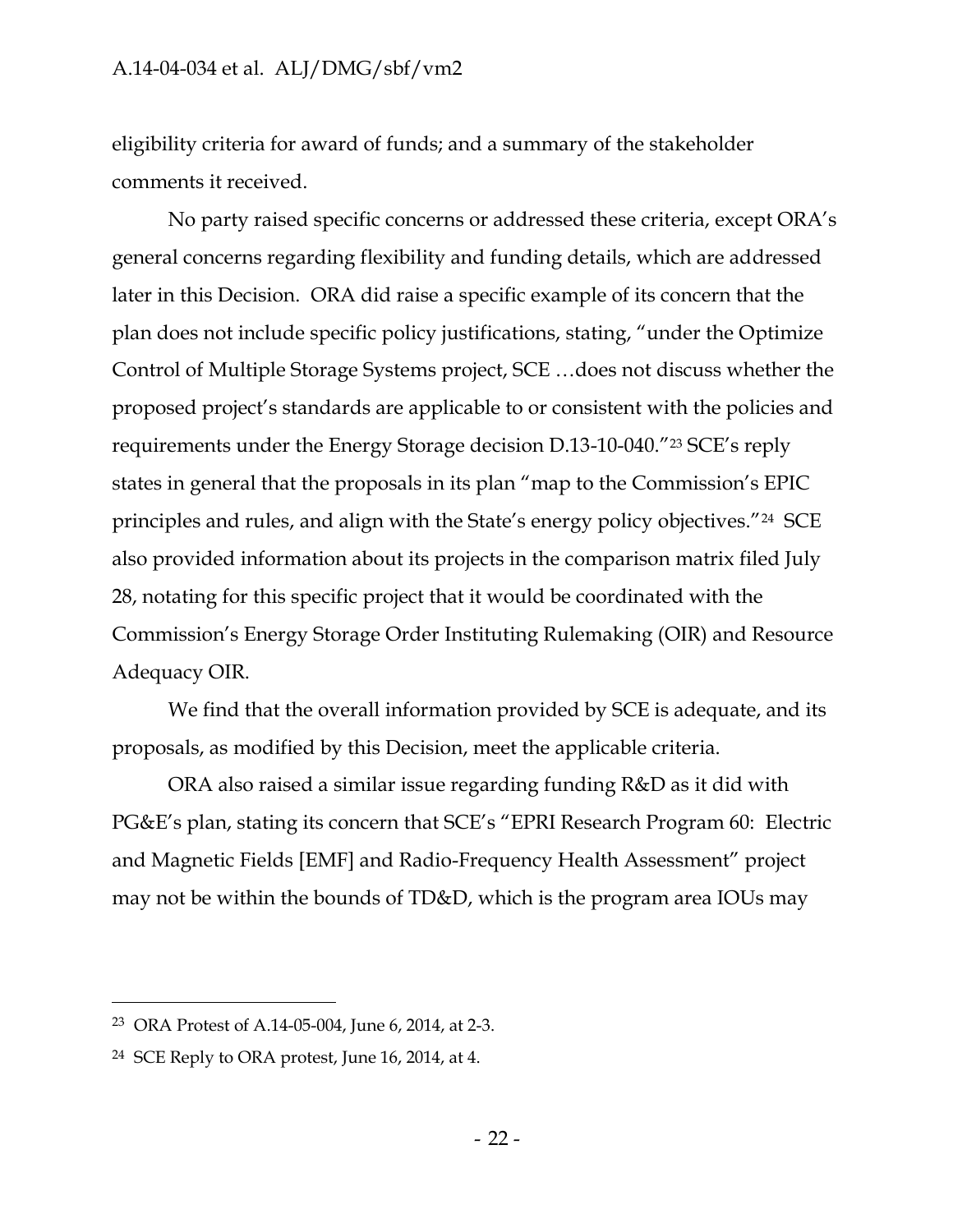eligibility criteria for award of funds; and a summary of the stakeholder comments it received.

No party raised specific concerns or addressed these criteria, except ORA's general concerns regarding flexibility and funding details, which are addressed later in this Decision. ORA did raise a specific example of its concern that the plan does not include specific policy justifications, stating, "under the Optimize Control of Multiple Storage Systems project, SCE …does not discuss whether the proposed project's standards are applicable to or consistent with the policies and requirements under the Energy Storage decision D.13-10-040."[23] SCE's reply states in general that the proposals in its plan "map to the Commission's EPIC principles and rules, and align with the State's energy policy objectives."[24] SCE also provided information about its projects in the comparison matrix filed July 28, notating for this specific project that it would be coordinated with the Commission's Energy Storage Order Instituting Rulemaking (OIR) and Resource Adequacy OIR.

We find that the overall information provided by SCE is adequate, and its proposals, as modified by this Decision, meet the applicable criteria.

ORA also raised a similar issue regarding funding R&D as it did with PG&E's plan, stating its concern that SCE's "EPRI Research Program 60: Electric and Magnetic Fields [EMF] and Radio-Frequency Health Assessment" project may not be within the bounds of TD&D, which is the program area IOUs may

---

[23] ORA Protest of A.14-05-004, June 6, 2014, at 2-3.

[24] SCE Reply to ORA protest, June 16, 2014, at 4.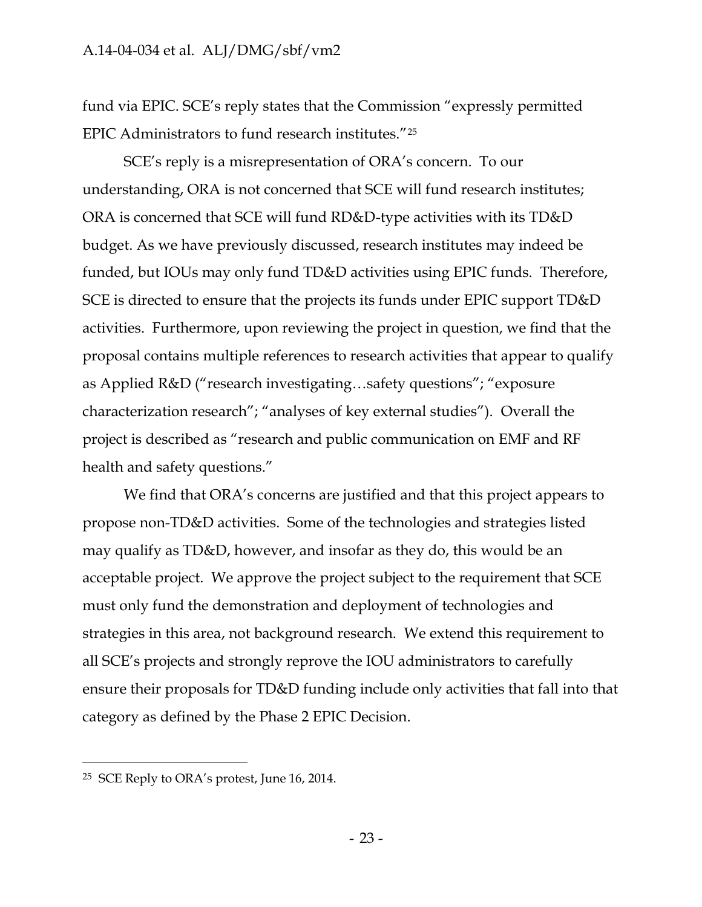fund via EPIC. SCE's reply states that the Commission "expressly permitted EPIC Administrators to fund research institutes."[25]

SCE's reply is a misrepresentation of ORA's concern. To our understanding, ORA is not concerned that SCE will fund research institutes; ORA is concerned that SCE will fund RD&D-type activities with its TD&D budget. As we have previously discussed, research institutes may indeed be funded, but IOUs may only fund TD&D activities using EPIC funds. Therefore, SCE is directed to ensure that the projects its funds under EPIC support TD&D activities. Furthermore, upon reviewing the project in question, we find that the proposal contains multiple references to research activities that appear to qualify as Applied R&D ("research investigating…safety questions"; "exposure characterization research"; "analyses of key external studies"). Overall the project is described as "research and public communication on EMF and RF health and safety questions."

We find that ORA's concerns are justified and that this project appears to propose non-TD&D activities. Some of the technologies and strategies listed may qualify as TD&D, however, and insofar as they do, this would be an acceptable project. We approve the project subject to the requirement that SCE must only fund the demonstration and deployment of technologies and strategies in this area, not background research. We extend this requirement to all SCE's projects and strongly reprove the IOU administrators to carefully ensure their proposals for TD&D funding include only activities that fall into that category as defined by the Phase 2 EPIC Decision.

---

[25] SCE Reply to ORA's protest, June 16, 2014.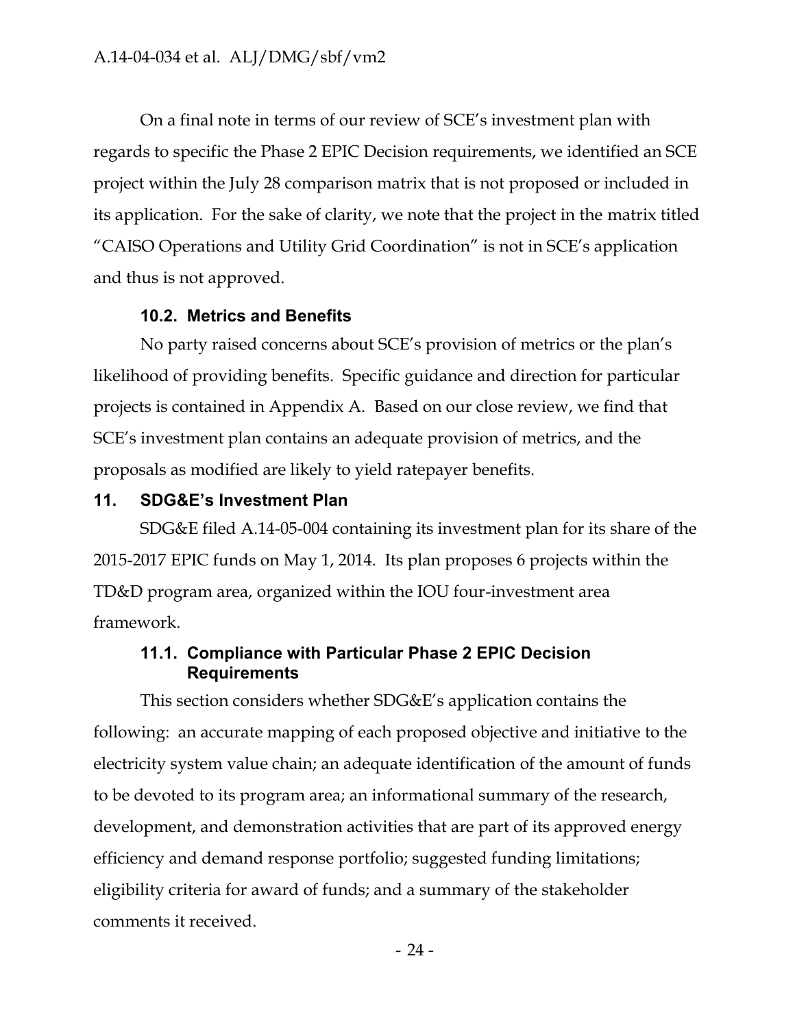On a final note in terms of our review of SCE's investment plan with regards to specific the Phase 2 EPIC Decision requirements, we identified an SCE project within the July 28 comparison matrix that is not proposed or included in its application. For the sake of clarity, we note that the project in the matrix titled "CAISO Operations and Utility Grid Coordination" is not in SCE's application and thus is not approved.

### 10.2. Metrics and Benefits

No party raised concerns about SCE's provision of metrics or the plan's likelihood of providing benefits. Specific guidance and direction for particular projects is contained in Appendix A. Based on our close review, we find that SCE's investment plan contains an adequate provision of metrics, and the proposals as modified are likely to yield ratepayer benefits.

## 11. SDG&E's Investment Plan

SDG&E filed A.14-05-004 containing its investment plan for its share of the 2015-2017 EPIC funds on May 1, 2014. Its plan proposes 6 projects within the TD&D program area, organized within the IOU four-investment area framework.

### 11.1. Compliance with Particular Phase 2 EPIC Decision Requirements

This section considers whether SDG&E's application contains the following: an accurate mapping of each proposed objective and initiative to the electricity system value chain; an adequate identification of the amount of funds to be devoted to its program area; an informational summary of the research, development, and demonstration activities that are part of its approved energy efficiency and demand response portfolio; suggested funding limitations; eligibility criteria for award of funds; and a summary of the stakeholder comments it received.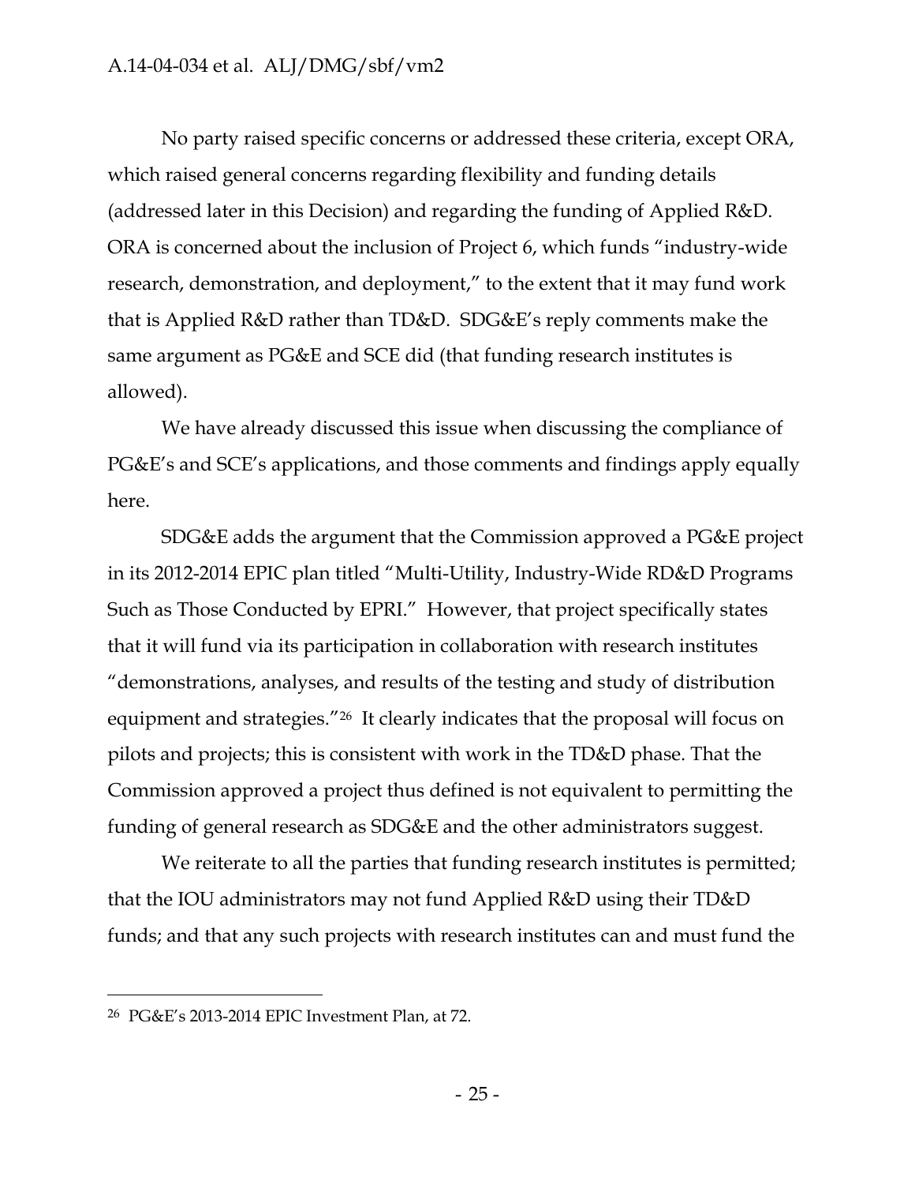No party raised specific concerns or addressed these criteria, except ORA, which raised general concerns regarding flexibility and funding details (addressed later in this Decision) and regarding the funding of Applied R&D. ORA is concerned about the inclusion of Project 6, which funds "industry-wide research, demonstration, and deployment," to the extent that it may fund work that is Applied R&D rather than TD&D. SDG&E's reply comments make the same argument as PG&E and SCE did (that funding research institutes is allowed).

We have already discussed this issue when discussing the compliance of PG&E's and SCE's applications, and those comments and findings apply equally here.

SDG&E adds the argument that the Commission approved a PG&E project in its 2012-2014 EPIC plan titled "Multi-Utility, Industry-Wide RD&D Programs Such as Those Conducted by EPRI." However, that project specifically states that it will fund via its participation in collaboration with research institutes "demonstrations, analyses, and results of the testing and study of distribution equipment and strategies."[26] It clearly indicates that the proposal will focus on pilots and projects; this is consistent with work in the TD&D phase. That the Commission approved a project thus defined is not equivalent to permitting the funding of general research as SDG&E and the other administrators suggest.

We reiterate to all the parties that funding research institutes is permitted; that the IOU administrators may not fund Applied R&D using their TD&D funds; and that any such projects with research institutes can and must fund the

---

[26] PG&E's 2013-2014 EPIC Investment Plan, at 72.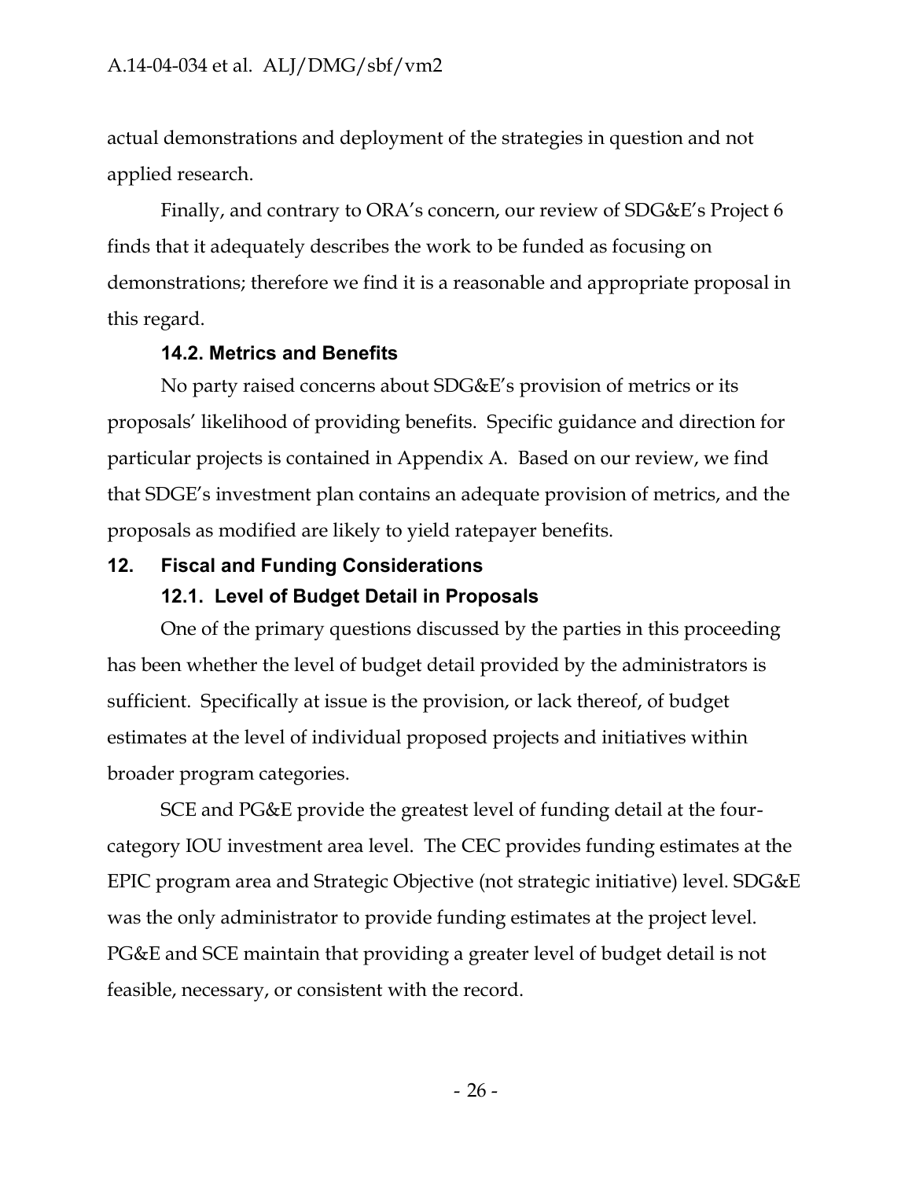actual demonstrations and deployment of the strategies in question and not applied research.

Finally, and contrary to ORA's concern, our review of SDG&E's Project 6 finds that it adequately describes the work to be funded as focusing on demonstrations; therefore we find it is a reasonable and appropriate proposal in this regard.

### 14.2. Metrics and Benefits

No party raised concerns about SDG&E's provision of metrics or its proposals' likelihood of providing benefits. Specific guidance and direction for particular projects is contained in Appendix A. Based on our review, we find that SDGE's investment plan contains an adequate provision of metrics, and the proposals as modified are likely to yield ratepayer benefits.

## 12. Fiscal and Funding Considerations

### 12.1. Level of Budget Detail in Proposals

One of the primary questions discussed by the parties in this proceeding has been whether the level of budget detail provided by the administrators is sufficient. Specifically at issue is the provision, or lack thereof, of budget estimates at the level of individual proposed projects and initiatives within broader program categories.

SCE and PG&E provide the greatest level of funding detail at the four-category IOU investment area level. The CEC provides funding estimates at the EPIC program area and Strategic Objective (not strategic initiative) level. SDG&E was the only administrator to provide funding estimates at the project level. PG&E and SCE maintain that providing a greater level of budget detail is not feasible, necessary, or consistent with the record.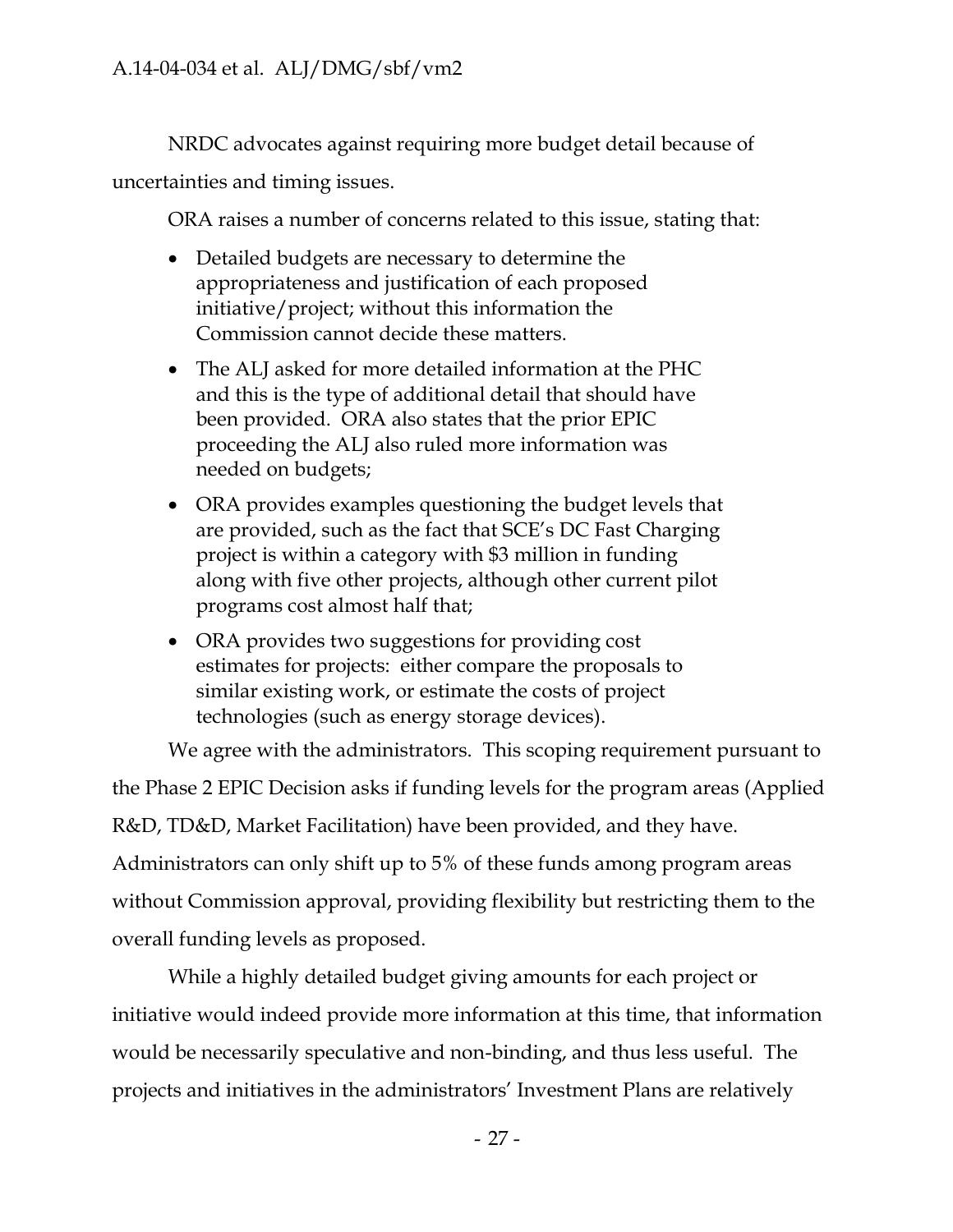NRDC advocates against requiring more budget detail because of uncertainties and timing issues.

ORA raises a number of concerns related to this issue, stating that:

- Detailed budgets are necessary to determine the appropriateness and justification of each proposed initiative/project; without this information the Commission cannot decide these matters.
- The ALJ asked for more detailed information at the PHC and this is the type of additional detail that should have been provided. ORA also states that the prior EPIC proceeding the ALJ also ruled more information was needed on budgets;
- ORA provides examples questioning the budget levels that are provided, such as the fact that SCE's DC Fast Charging project is within a category with $3 million in funding along with five other projects, although other current pilot programs cost almost half that;
- ORA provides two suggestions for providing cost estimates for projects: either compare the proposals to similar existing work, or estimate the costs of project technologies (such as energy storage devices).

We agree with the administrators. This scoping requirement pursuant to the Phase 2 EPIC Decision asks if funding levels for the program areas (Applied R&D, TD&D, Market Facilitation) have been provided, and they have. Administrators can only shift up to 5% of these funds among program areas without Commission approval, providing flexibility but restricting them to the overall funding levels as proposed.

While a highly detailed budget giving amounts for each project or initiative would indeed provide more information at this time, that information would be necessarily speculative and non-binding, and thus less useful. The projects and initiatives in the administrators' Investment Plans are relatively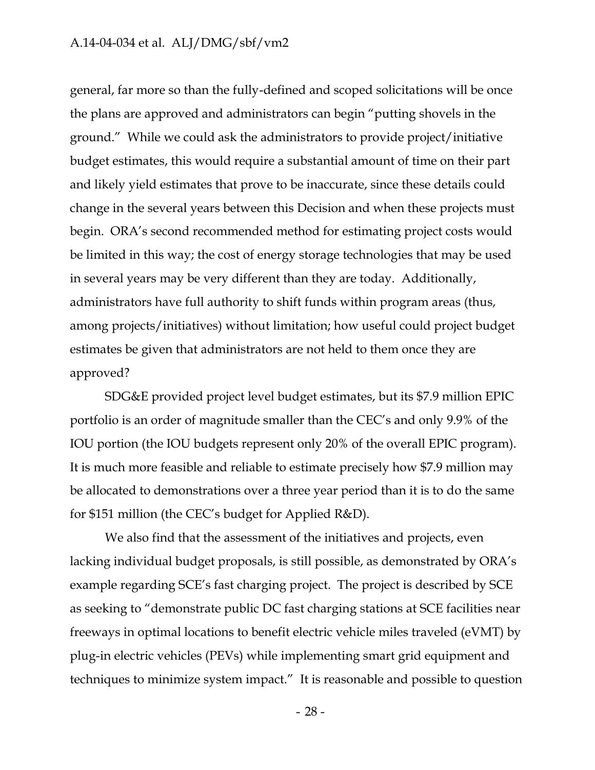general, far more so than the fully-defined and scoped solicitations will be once the plans are approved and administrators can begin "putting shovels in the ground." While we could ask the administrators to provide project/initiative budget estimates, this would require a substantial amount of time on their part and likely yield estimates that prove to be inaccurate, since these details could change in the several years between this Decision and when these projects must begin. ORA's second recommended method for estimating project costs would be limited in this way; the cost of energy storage technologies that may be used in several years may be very different than they are today. Additionally, administrators have full authority to shift funds within program areas (thus, among projects/initiatives) without limitation; how useful could project budget estimates be given that administrators are not held to them once they are approved?

SDG&E provided project level budget estimates, but its $7.9 million EPIC portfolio is an order of magnitude smaller than the CEC's and only 9.9% of the IOU portion (the IOU budgets represent only 20% of the overall EPIC program). It is much more feasible and reliable to estimate precisely how $7.9 million may be allocated to demonstrations over a three year period than it is to do the same for $151 million (the CEC's budget for Applied R&D).

We also find that the assessment of the initiatives and projects, even lacking individual budget proposals, is still possible, as demonstrated by ORA's example regarding SCE's fast charging project. The project is described by SCE as seeking to "demonstrate public DC fast charging stations at SCE facilities near freeways in optimal locations to benefit electric vehicle miles traveled (eVMT) by plug-in electric vehicles (PEVs) while implementing smart grid equipment and techniques to minimize system impact." It is reasonable and possible to question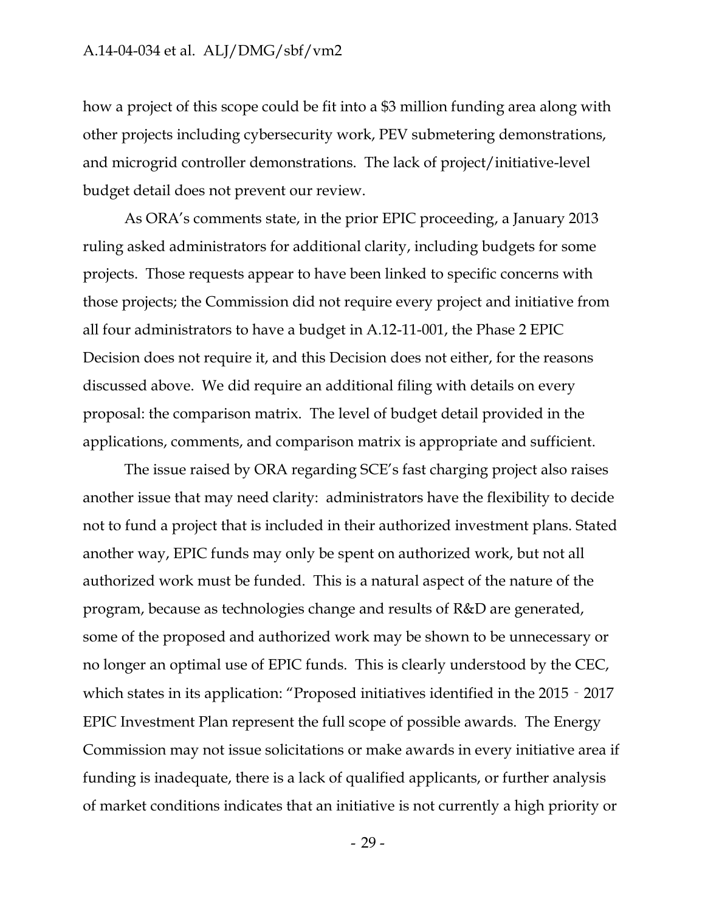how a project of this scope could be fit into a $3 million funding area along with other projects including cybersecurity work, PEV submetering demonstrations, and microgrid controller demonstrations. The lack of project/initiative-level budget detail does not prevent our review.

As ORA's comments state, in the prior EPIC proceeding, a January 2013 ruling asked administrators for additional clarity, including budgets for some projects. Those requests appear to have been linked to specific concerns with those projects; the Commission did not require every project and initiative from all four administrators to have a budget in A.12-11-001, the Phase 2 EPIC Decision does not require it, and this Decision does not either, for the reasons discussed above. We did require an additional filing with details on every proposal: the comparison matrix. The level of budget detail provided in the applications, comments, and comparison matrix is appropriate and sufficient.

The issue raised by ORA regarding SCE's fast charging project also raises another issue that may need clarity: administrators have the flexibility to decide not to fund a project that is included in their authorized investment plans. Stated another way, EPIC funds may only be spent on authorized work, but not all authorized work must be funded. This is a natural aspect of the nature of the program, because as technologies change and results of R&D are generated, some of the proposed and authorized work may be shown to be unnecessary or no longer an optimal use of EPIC funds. This is clearly understood by the CEC, which states in its application: "Proposed initiatives identified in the 2015‑2017 EPIC Investment Plan represent the full scope of possible awards. The Energy Commission may not issue solicitations or make awards in every initiative area if funding is inadequate, there is a lack of qualified applicants, or further analysis of market conditions indicates that an initiative is not currently a high priority or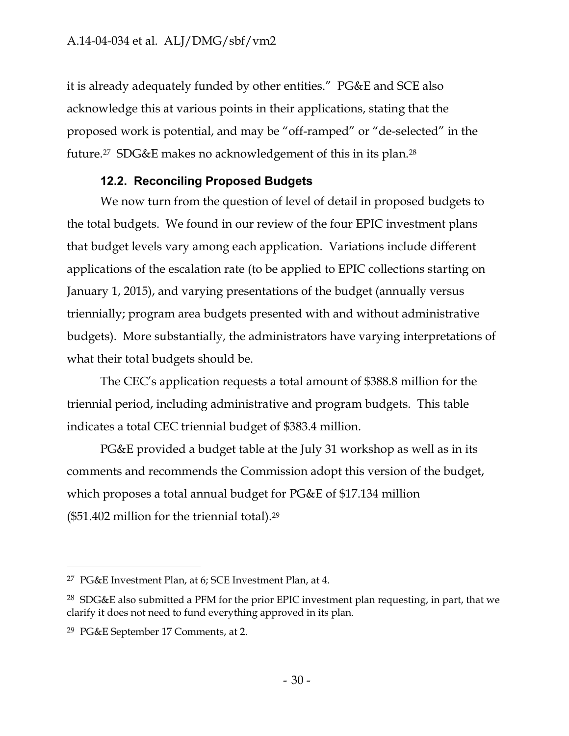it is already adequately funded by other entities." PG&E and SCE also acknowledge this at various points in their applications, stating that the proposed work is potential, and may be "off-ramped" or "de-selected" in the future.[27] SDG&E makes no acknowledgement of this in its plan.[28]

### 12.2. Reconciling Proposed Budgets

We now turn from the question of level of detail in proposed budgets to the total budgets. We found in our review of the four EPIC investment plans that budget levels vary among each application. Variations include different applications of the escalation rate (to be applied to EPIC collections starting on January 1, 2015), and varying presentations of the budget (annually versus triennially; program area budgets presented with and without administrative budgets). More substantially, the administrators have varying interpretations of what their total budgets should be.

The CEC's application requests a total amount of $388.8 million for the triennial period, including administrative and program budgets. This table indicates a total CEC triennial budget of $383.4 million.

PG&E provided a budget table at the July 31 workshop as well as in its comments and recommends the Commission adopt this version of the budget, which proposes a total annual budget for PG&E of $17.134 million ($51.402 million for the triennial total).[29]

---

[27] PG&E Investment Plan, at 6; SCE Investment Plan, at 4.

[28] SDG&E also submitted a PFM for the prior EPIC investment plan requesting, in part, that we clarify it does not need to fund everything approved in its plan.

[29] PG&E September 17 Comments, at 2.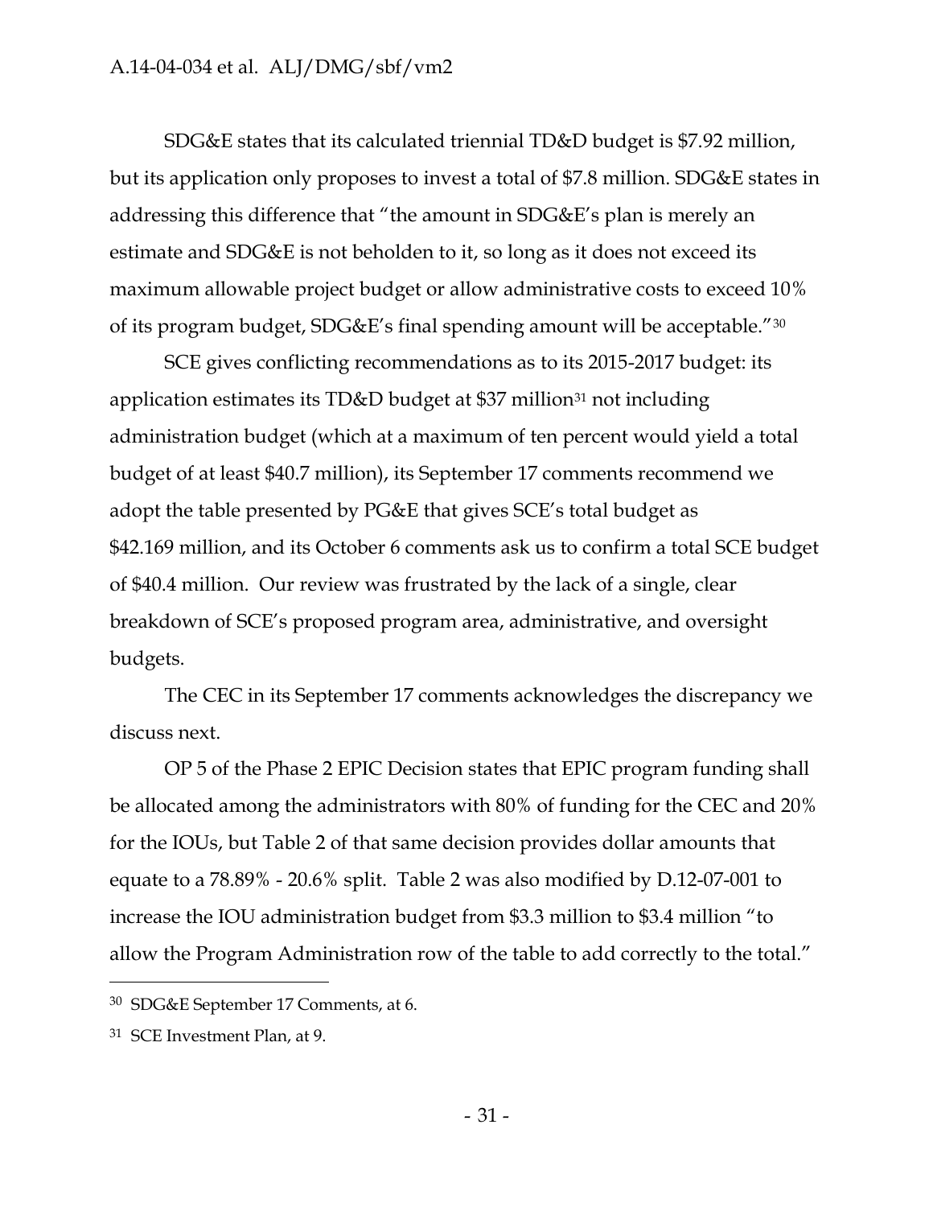SDG&E states that its calculated triennial TD&D budget is $7.92 million, but its application only proposes to invest a total of $7.8 million. SDG&E states in addressing this difference that "the amount in SDG&E's plan is merely an estimate and SDG&E is not beholden to it, so long as it does not exceed its maximum allowable project budget or allow administrative costs to exceed 10% of its program budget, SDG&E's final spending amount will be acceptable."[30]

SCE gives conflicting recommendations as to its 2015-2017 budget: its application estimates its TD&D budget at $37 million[31] not including administration budget (which at a maximum of ten percent would yield a total budget of at least $40.7 million), its September 17 comments recommend we adopt the table presented by PG&E that gives SCE's total budget as $42.169 million, and its October 6 comments ask us to confirm a total SCE budget of $40.4 million. Our review was frustrated by the lack of a single, clear breakdown of SCE's proposed program area, administrative, and oversight budgets.

The CEC in its September 17 comments acknowledges the discrepancy we discuss next.

OP 5 of the Phase 2 EPIC Decision states that EPIC program funding shall be allocated among the administrators with 80% of funding for the CEC and 20% for the IOUs, but Table 2 of that same decision provides dollar amounts that equate to a 78.89% - 20.6% split. Table 2 was also modified by D.12-07-001 to increase the IOU administration budget from $3.3 million to $3.4 million "to allow the Program Administration row of the table to add correctly to the total."

---

[30] SDG&E September 17 Comments, at 6.

[31] SCE Investment Plan, at 9.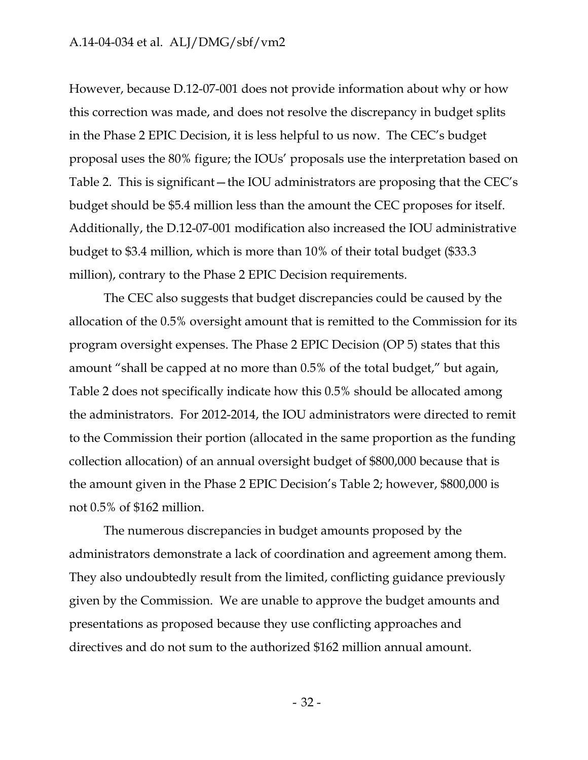However, because D.12-07-001 does not provide information about why or how this correction was made, and does not resolve the discrepancy in budget splits in the Phase 2 EPIC Decision, it is less helpful to us now. The CEC's budget proposal uses the 80% figure; the IOUs' proposals use the interpretation based on Table 2. This is significant—the IOU administrators are proposing that the CEC's budget should be $5.4 million less than the amount the CEC proposes for itself. Additionally, the D.12-07-001 modification also increased the IOU administrative budget to $3.4 million, which is more than 10% of their total budget ($33.3 million), contrary to the Phase 2 EPIC Decision requirements.

The CEC also suggests that budget discrepancies could be caused by the allocation of the 0.5% oversight amount that is remitted to the Commission for its program oversight expenses. The Phase 2 EPIC Decision (OP 5) states that this amount "shall be capped at no more than 0.5% of the total budget," but again, Table 2 does not specifically indicate how this 0.5% should be allocated among the administrators. For 2012-2014, the IOU administrators were directed to remit to the Commission their portion (allocated in the same proportion as the funding collection allocation) of an annual oversight budget of $800,000 because that is the amount given in the Phase 2 EPIC Decision's Table 2; however, $800,000 is not 0.5% of $162 million.

The numerous discrepancies in budget amounts proposed by the administrators demonstrate a lack of coordination and agreement among them. They also undoubtedly result from the limited, conflicting guidance previously given by the Commission. We are unable to approve the budget amounts and presentations as proposed because they use conflicting approaches and directives and do not sum to the authorized $162 million annual amount.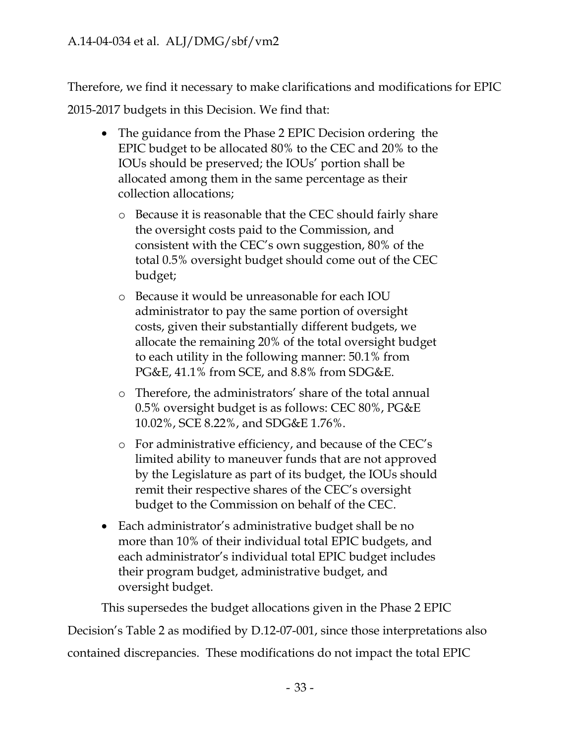Therefore, we find it necessary to make clarifications and modifications for EPIC 2015-2017 budgets in this Decision. We find that:

- The guidance from the Phase 2 EPIC Decision ordering the EPIC budget to be allocated 80% to the CEC and 20% to the IOUs should be preserved; the IOUs' portion shall be allocated among them in the same percentage as their collection allocations;
  - Because it is reasonable that the CEC should fairly share the oversight costs paid to the Commission, and consistent with the CEC's own suggestion, 80% of the total 0.5% oversight budget should come out of the CEC budget;
  - Because it would be unreasonable for each IOU administrator to pay the same portion of oversight costs, given their substantially different budgets, we allocate the remaining 20% of the total oversight budget to each utility in the following manner: 50.1% from PG&E, 41.1% from SCE, and 8.8% from SDG&E.
  - Therefore, the administrators' share of the total annual 0.5% oversight budget is as follows: CEC 80%, PG&E 10.02%, SCE 8.22%, and SDG&E 1.76%.
  - For administrative efficiency, and because of the CEC's limited ability to maneuver funds that are not approved by the Legislature as part of its budget, the IOUs should remit their respective shares of the CEC's oversight budget to the Commission on behalf of the CEC.
- Each administrator's administrative budget shall be no more than 10% of their individual total EPIC budgets, and each administrator's individual total EPIC budget includes their program budget, administrative budget, and oversight budget.

This supersedes the budget allocations given in the Phase 2 EPIC Decision's Table 2 as modified by D.12-07-001, since those interpretations also contained discrepancies. These modifications do not impact the total EPIC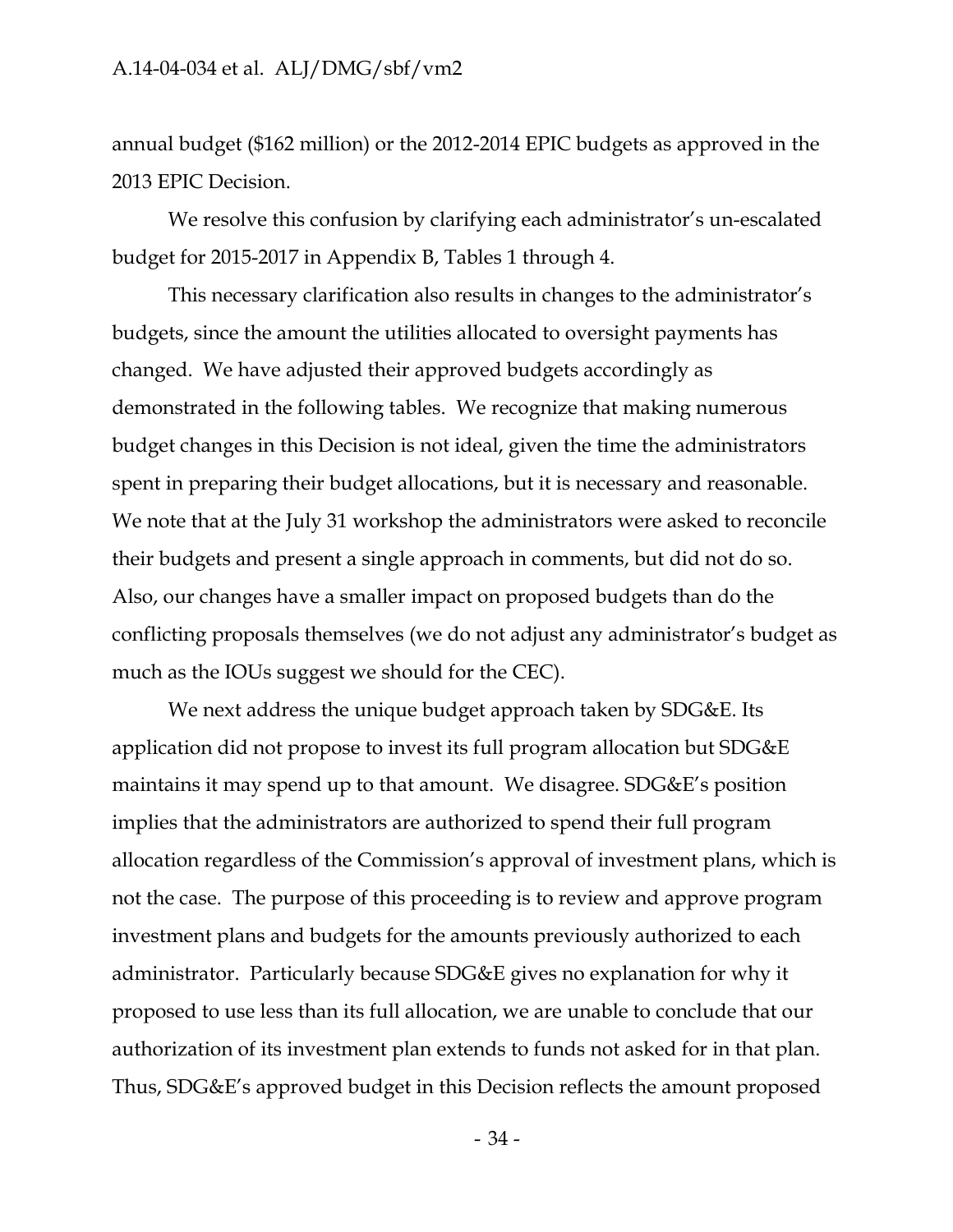annual budget ($162 million) or the 2012-2014 EPIC budgets as approved in the 2013 EPIC Decision.

We resolve this confusion by clarifying each administrator's un-escalated budget for 2015-2017 in Appendix B, Tables 1 through 4.

This necessary clarification also results in changes to the administrator's budgets, since the amount the utilities allocated to oversight payments has changed. We have adjusted their approved budgets accordingly as demonstrated in the following tables. We recognize that making numerous budget changes in this Decision is not ideal, given the time the administrators spent in preparing their budget allocations, but it is necessary and reasonable. We note that at the July 31 workshop the administrators were asked to reconcile their budgets and present a single approach in comments, but did not do so. Also, our changes have a smaller impact on proposed budgets than do the conflicting proposals themselves (we do not adjust any administrator's budget as much as the IOUs suggest we should for the CEC).

We next address the unique budget approach taken by SDG&E. Its application did not propose to invest its full program allocation but SDG&E maintains it may spend up to that amount. We disagree. SDG&E's position implies that the administrators are authorized to spend their full program allocation regardless of the Commission's approval of investment plans, which is not the case. The purpose of this proceeding is to review and approve program investment plans and budgets for the amounts previously authorized to each administrator. Particularly because SDG&E gives no explanation for why it proposed to use less than its full allocation, we are unable to conclude that our authorization of its investment plan extends to funds not asked for in that plan. Thus, SDG&E's approved budget in this Decision reflects the amount proposed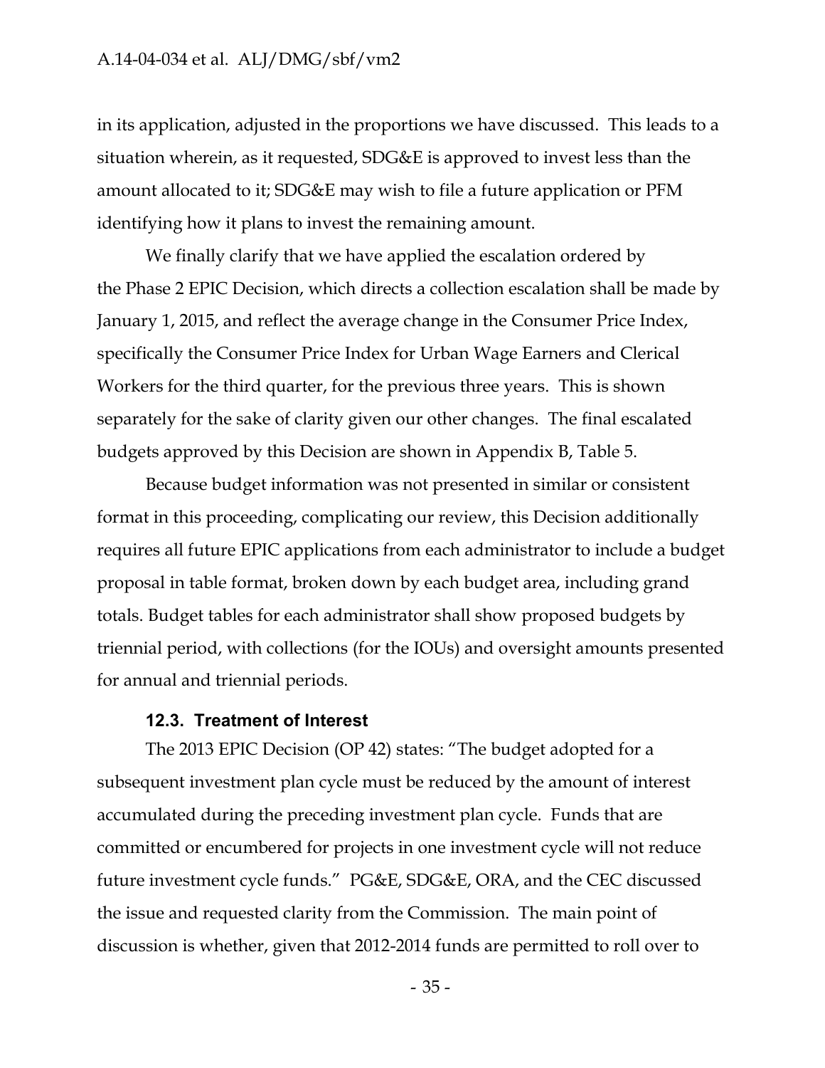in its application, adjusted in the proportions we have discussed. This leads to a situation wherein, as it requested, SDG&E is approved to invest less than the amount allocated to it; SDG&E may wish to file a future application or PFM identifying how it plans to invest the remaining amount.

We finally clarify that we have applied the escalation ordered by the Phase 2 EPIC Decision, which directs a collection escalation shall be made by January 1, 2015, and reflect the average change in the Consumer Price Index, specifically the Consumer Price Index for Urban Wage Earners and Clerical Workers for the third quarter, for the previous three years. This is shown separately for the sake of clarity given our other changes. The final escalated budgets approved by this Decision are shown in Appendix B, Table 5.

Because budget information was not presented in similar or consistent format in this proceeding, complicating our review, this Decision additionally requires all future EPIC applications from each administrator to include a budget proposal in table format, broken down by each budget area, including grand totals. Budget tables for each administrator shall show proposed budgets by triennial period, with collections (for the IOUs) and oversight amounts presented for annual and triennial periods.

### 12.3. Treatment of Interest

The 2013 EPIC Decision (OP 42) states: "The budget adopted for a subsequent investment plan cycle must be reduced by the amount of interest accumulated during the preceding investment plan cycle. Funds that are committed or encumbered for projects in one investment cycle will not reduce future investment cycle funds." PG&E, SDG&E, ORA, and the CEC discussed the issue and requested clarity from the Commission. The main point of discussion is whether, given that 2012-2014 funds are permitted to roll over to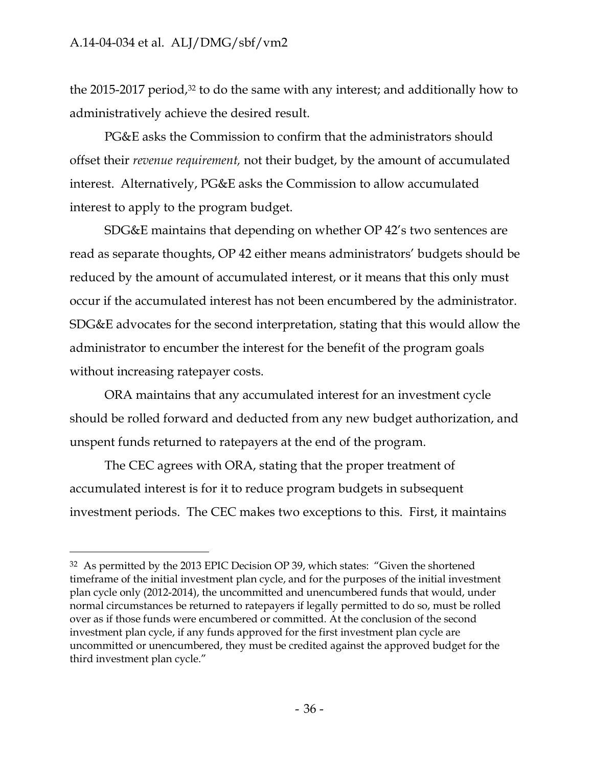the 2015-2017 period,[32] to do the same with any interest; and additionally how to administratively achieve the desired result.

PG&E asks the Commission to confirm that the administrators should offset their *revenue requirement,* not their budget, by the amount of accumulated interest. Alternatively, PG&E asks the Commission to allow accumulated interest to apply to the program budget.

SDG&E maintains that depending on whether OP 42's two sentences are read as separate thoughts, OP 42 either means administrators' budgets should be reduced by the amount of accumulated interest, or it means that this only must occur if the accumulated interest has not been encumbered by the administrator. SDG&E advocates for the second interpretation, stating that this would allow the administrator to encumber the interest for the benefit of the program goals without increasing ratepayer costs.

ORA maintains that any accumulated interest for an investment cycle should be rolled forward and deducted from any new budget authorization, and unspent funds returned to ratepayers at the end of the program.

The CEC agrees with ORA, stating that the proper treatment of accumulated interest is for it to reduce program budgets in subsequent investment periods. The CEC makes two exceptions to this. First, it maintains

---

[32] As permitted by the 2013 EPIC Decision OP 39, which states: "Given the shortened timeframe of the initial investment plan cycle, and for the purposes of the initial investment plan cycle only (2012-2014), the uncommitted and unencumbered funds that would, under normal circumstances be returned to ratepayers if legally permitted to do so, must be rolled over as if those funds were encumbered or committed. At the conclusion of the second investment plan cycle, if any funds approved for the first investment plan cycle are uncommitted or unencumbered, they must be credited against the approved budget for the third investment plan cycle."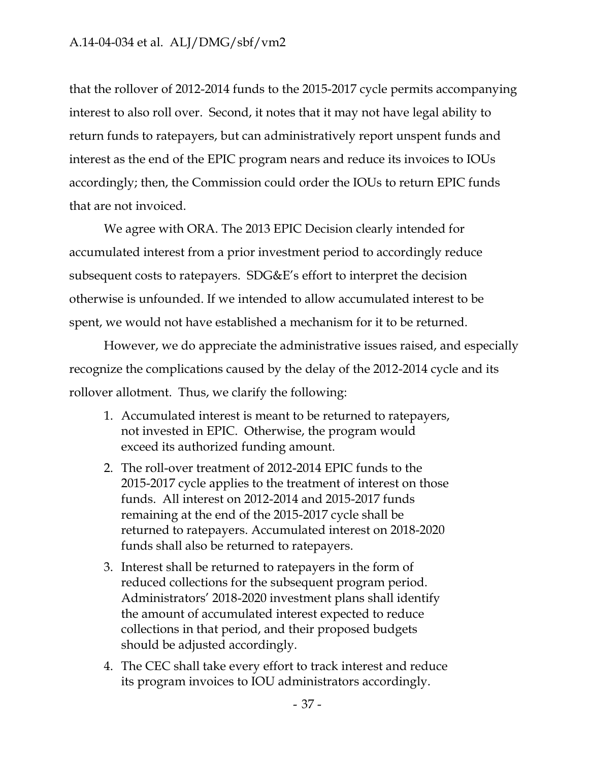that the rollover of 2012-2014 funds to the 2015-2017 cycle permits accompanying interest to also roll over. Second, it notes that it may not have legal ability to return funds to ratepayers, but can administratively report unspent funds and interest as the end of the EPIC program nears and reduce its invoices to IOUs accordingly; then, the Commission could order the IOUs to return EPIC funds that are not invoiced.

We agree with ORA. The 2013 EPIC Decision clearly intended for accumulated interest from a prior investment period to accordingly reduce subsequent costs to ratepayers. SDG&E's effort to interpret the decision otherwise is unfounded. If we intended to allow accumulated interest to be spent, we would not have established a mechanism for it to be returned.

However, we do appreciate the administrative issues raised, and especially recognize the complications caused by the delay of the 2012-2014 cycle and its rollover allotment. Thus, we clarify the following:

1. Accumulated interest is meant to be returned to ratepayers, not invested in EPIC. Otherwise, the program would exceed its authorized funding amount.
2. The roll-over treatment of 2012-2014 EPIC funds to the 2015-2017 cycle applies to the treatment of interest on those funds. All interest on 2012-2014 and 2015-2017 funds remaining at the end of the 2015-2017 cycle shall be returned to ratepayers. Accumulated interest on 2018-2020 funds shall also be returned to ratepayers.
3. Interest shall be returned to ratepayers in the form of reduced collections for the subsequent program period. Administrators' 2018-2020 investment plans shall identify the amount of accumulated interest expected to reduce collections in that period, and their proposed budgets should be adjusted accordingly.
4. The CEC shall take every effort to track interest and reduce its program invoices to IOU administrators accordingly.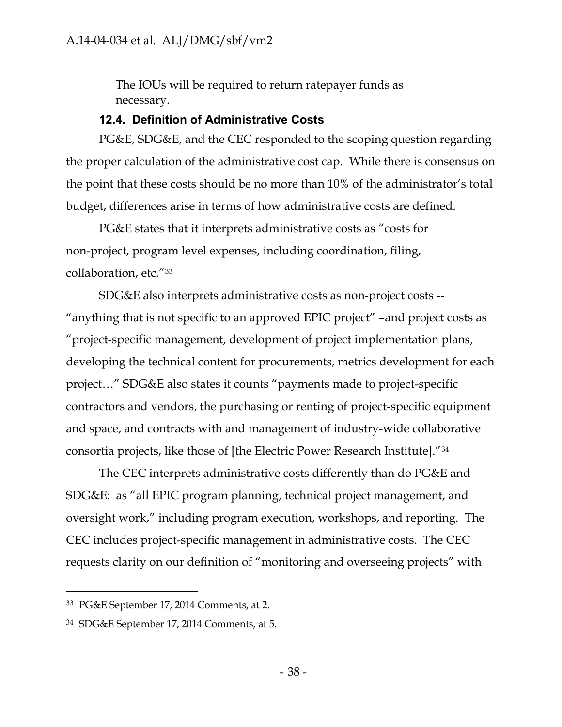The IOUs will be required to return ratepayer funds as necessary.

### 12.4. Definition of Administrative Costs

PG&E, SDG&E, and the CEC responded to the scoping question regarding the proper calculation of the administrative cost cap. While there is consensus on the point that these costs should be no more than 10% of the administrator's total budget, differences arise in terms of how administrative costs are defined.

PG&E states that it interprets administrative costs as "costs for non-project, program level expenses, including coordination, filing, collaboration, etc."[33]

SDG&E also interprets administrative costs as non-project costs -- "anything that is not specific to an approved EPIC project" –and project costs as "project-specific management, development of project implementation plans, developing the technical content for procurements, metrics development for each project…" SDG&E also states it counts "payments made to project-specific contractors and vendors, the purchasing or renting of project-specific equipment and space, and contracts with and management of industry-wide collaborative consortia projects, like those of [the Electric Power Research Institute]."[34]

The CEC interprets administrative costs differently than do PG&E and SDG&E: as "all EPIC program planning, technical project management, and oversight work," including program execution, workshops, and reporting. The CEC includes project-specific management in administrative costs. The CEC requests clarity on our definition of "monitoring and overseeing projects" with

---

[33] PG&E September 17, 2014 Comments, at 2.

[34] SDG&E September 17, 2014 Comments, at 5.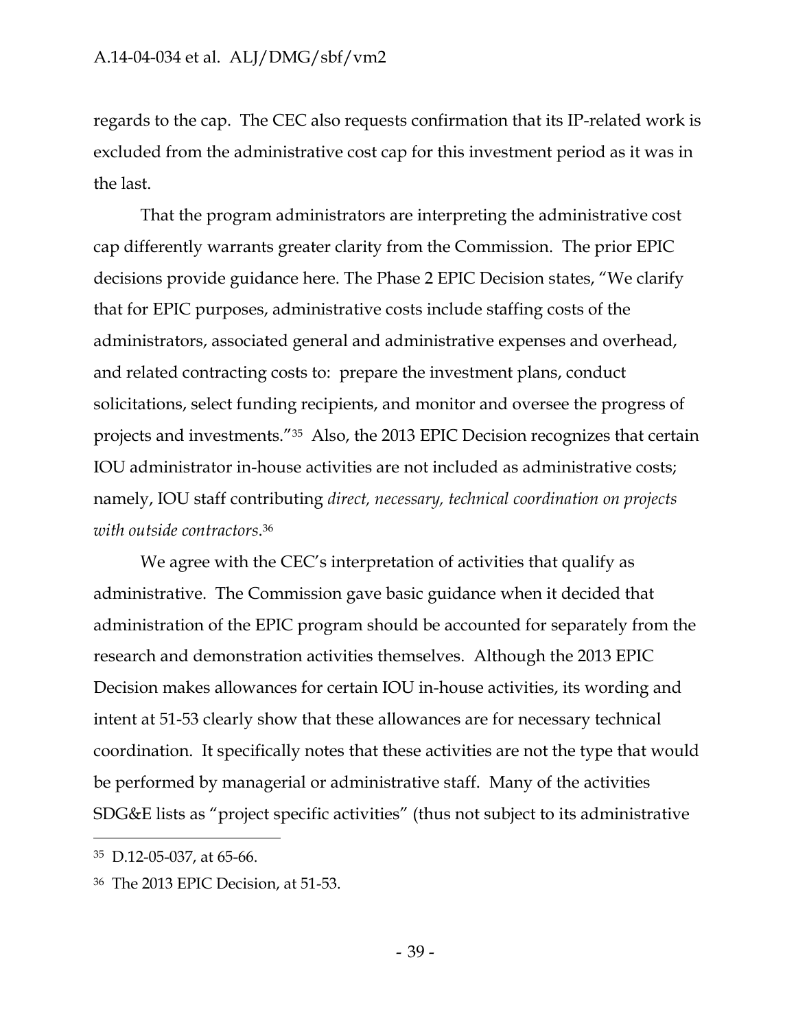regards to the cap. The CEC also requests confirmation that its IP-related work is excluded from the administrative cost cap for this investment period as it was in the last.

That the program administrators are interpreting the administrative cost cap differently warrants greater clarity from the Commission. The prior EPIC decisions provide guidance here. The Phase 2 EPIC Decision states, "We clarify that for EPIC purposes, administrative costs include staffing costs of the administrators, associated general and administrative expenses and overhead, and related contracting costs to: prepare the investment plans, conduct solicitations, select funding recipients, and monitor and oversee the progress of projects and investments."[35] Also, the 2013 EPIC Decision recognizes that certain IOU administrator in-house activities are not included as administrative costs; namely, IOU staff contributing *direct, necessary, technical coordination on projects with outside contractors*.[36]

We agree with the CEC's interpretation of activities that qualify as administrative. The Commission gave basic guidance when it decided that administration of the EPIC program should be accounted for separately from the research and demonstration activities themselves. Although the 2013 EPIC Decision makes allowances for certain IOU in-house activities, its wording and intent at 51-53 clearly show that these allowances are for necessary technical coordination. It specifically notes that these activities are not the type that would be performed by managerial or administrative staff. Many of the activities SDG&E lists as "project specific activities" (thus not subject to its administrative

---

[35] D.12-05-037, at 65-66.

[36] The 2013 EPIC Decision, at 51-53.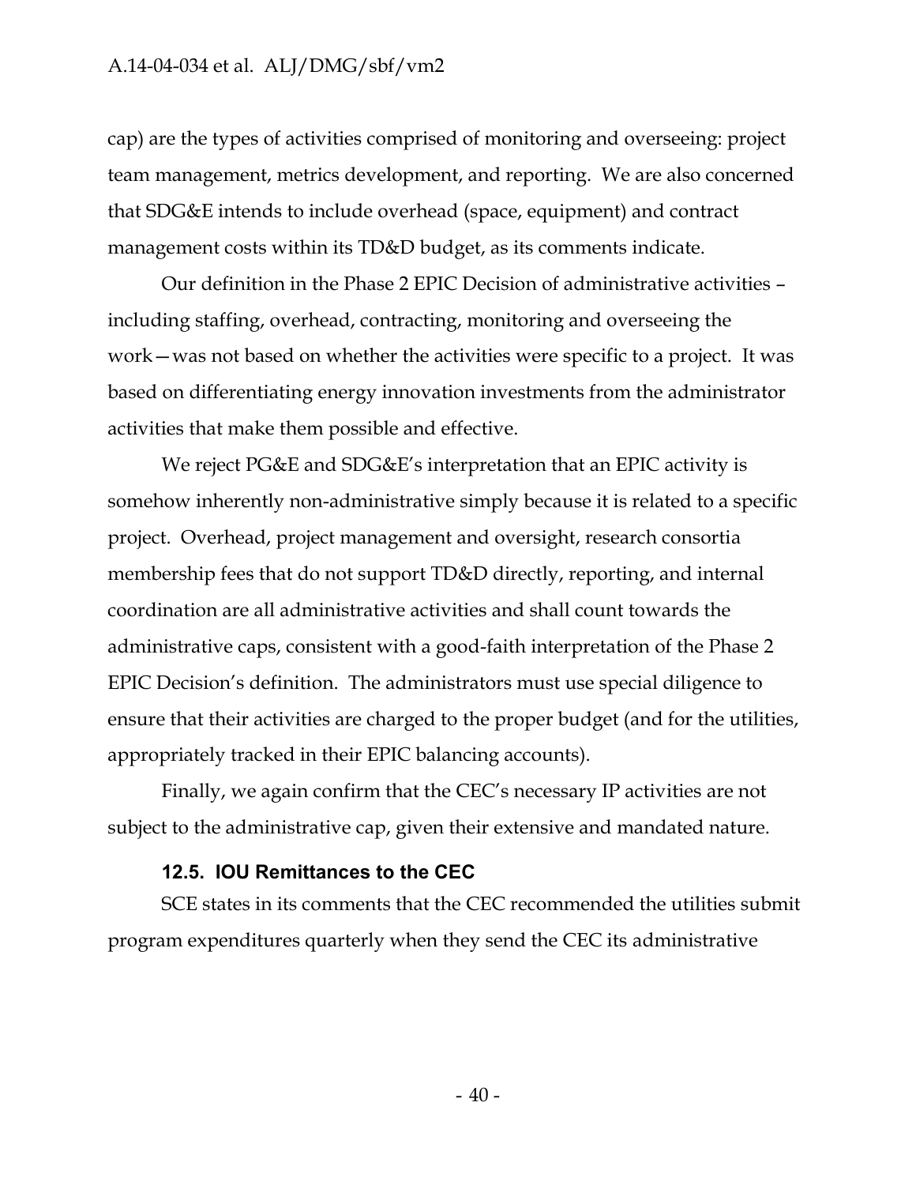cap) are the types of activities comprised of monitoring and overseeing: project team management, metrics development, and reporting. We are also concerned that SDG&E intends to include overhead (space, equipment) and contract management costs within its TD&D budget, as its comments indicate.

Our definition in the Phase 2 EPIC Decision of administrative activities – including staffing, overhead, contracting, monitoring and overseeing the work—was not based on whether the activities were specific to a project. It was based on differentiating energy innovation investments from the administrator activities that make them possible and effective.

We reject PG&E and SDG&E's interpretation that an EPIC activity is somehow inherently non-administrative simply because it is related to a specific project. Overhead, project management and oversight, research consortia membership fees that do not support TD&D directly, reporting, and internal coordination are all administrative activities and shall count towards the administrative caps, consistent with a good-faith interpretation of the Phase 2 EPIC Decision's definition. The administrators must use special diligence to ensure that their activities are charged to the proper budget (and for the utilities, appropriately tracked in their EPIC balancing accounts).

Finally, we again confirm that the CEC's necessary IP activities are not subject to the administrative cap, given their extensive and mandated nature.

### 12.5. IOU Remittances to the CEC

SCE states in its comments that the CEC recommended the utilities submit program expenditures quarterly when they send the CEC its administrative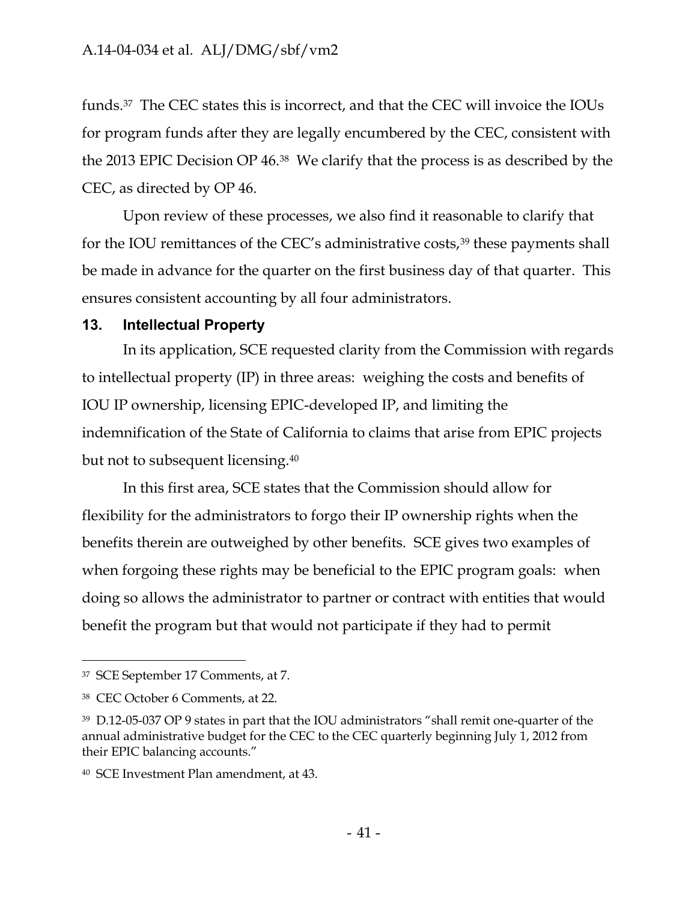funds.[37] The CEC states this is incorrect, and that the CEC will invoice the IOUs for program funds after they are legally encumbered by the CEC, consistent with the 2013 EPIC Decision OP 46.[38] We clarify that the process is as described by the CEC, as directed by OP 46.

Upon review of these processes, we also find it reasonable to clarify that for the IOU remittances of the CEC's administrative costs,[39] these payments shall be made in advance for the quarter on the first business day of that quarter. This ensures consistent accounting by all four administrators.

## 13. Intellectual Property

In its application, SCE requested clarity from the Commission with regards to intellectual property (IP) in three areas: weighing the costs and benefits of IOU IP ownership, licensing EPIC-developed IP, and limiting the indemnification of the State of California to claims that arise from EPIC projects but not to subsequent licensing.[40]

In this first area, SCE states that the Commission should allow for flexibility for the administrators to forgo their IP ownership rights when the benefits therein are outweighed by other benefits. SCE gives two examples of when forgoing these rights may be beneficial to the EPIC program goals: when doing so allows the administrator to partner or contract with entities that would benefit the program but that would not participate if they had to permit

---

[37] SCE September 17 Comments, at 7.

[38] CEC October 6 Comments, at 22.

[39] D.12-05-037 OP 9 states in part that the IOU administrators "shall remit one-quarter of the annual administrative budget for the CEC to the CEC quarterly beginning July 1, 2012 from their EPIC balancing accounts."

[40] SCE Investment Plan amendment, at 43.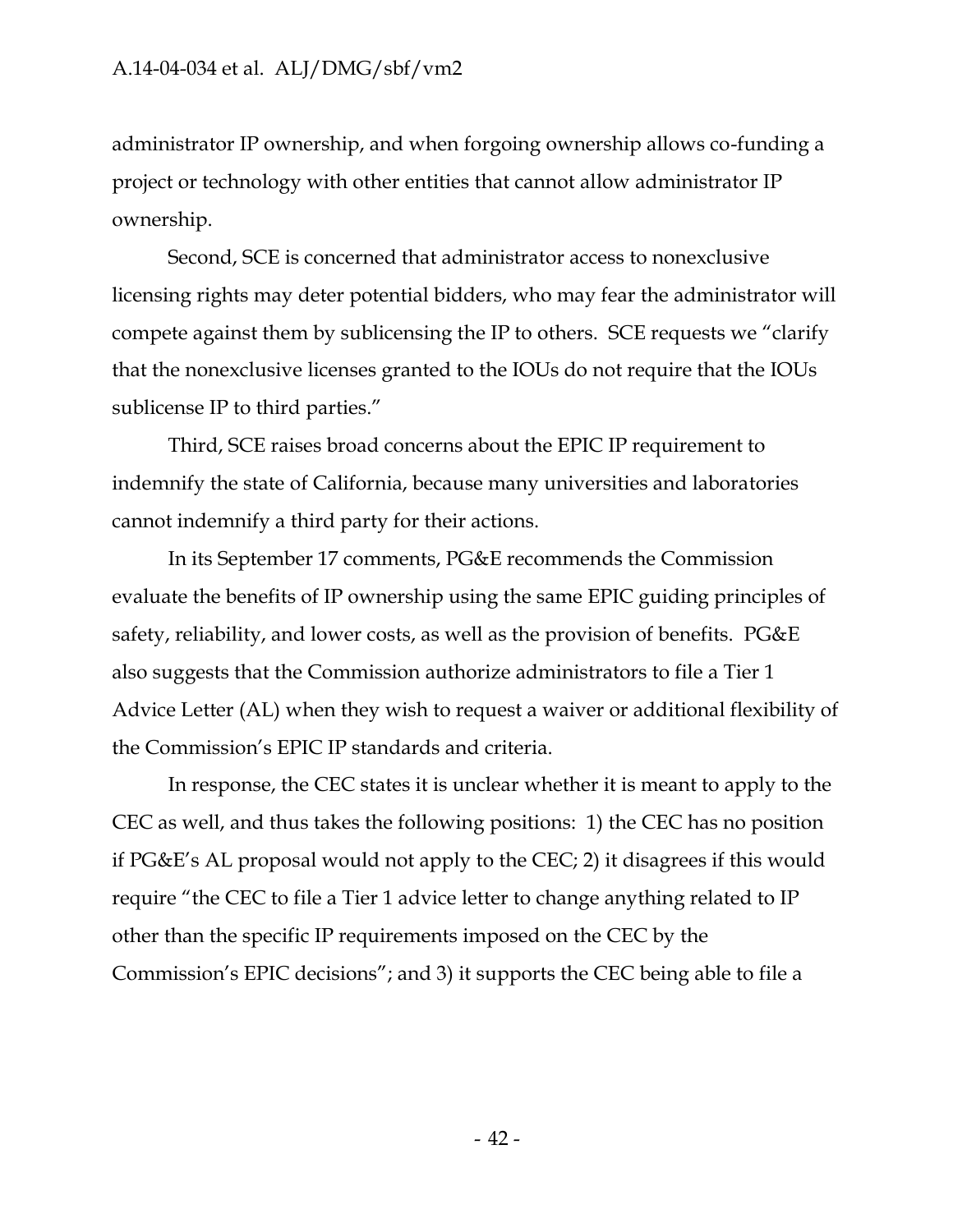administrator IP ownership, and when forgoing ownership allows co-funding a project or technology with other entities that cannot allow administrator IP ownership.

Second, SCE is concerned that administrator access to nonexclusive licensing rights may deter potential bidders, who may fear the administrator will compete against them by sublicensing the IP to others. SCE requests we "clarify that the nonexclusive licenses granted to the IOUs do not require that the IOUs sublicense IP to third parties."

Third, SCE raises broad concerns about the EPIC IP requirement to indemnify the state of California, because many universities and laboratories cannot indemnify a third party for their actions.

In its September 17 comments, PG&E recommends the Commission evaluate the benefits of IP ownership using the same EPIC guiding principles of safety, reliability, and lower costs, as well as the provision of benefits. PG&E also suggests that the Commission authorize administrators to file a Tier 1 Advice Letter (AL) when they wish to request a waiver or additional flexibility of the Commission's EPIC IP standards and criteria.

In response, the CEC states it is unclear whether it is meant to apply to the CEC as well, and thus takes the following positions: 1) the CEC has no position if PG&E's AL proposal would not apply to the CEC; 2) it disagrees if this would require "the CEC to file a Tier 1 advice letter to change anything related to IP other than the specific IP requirements imposed on the CEC by the Commission's EPIC decisions"; and 3) it supports the CEC being able to file a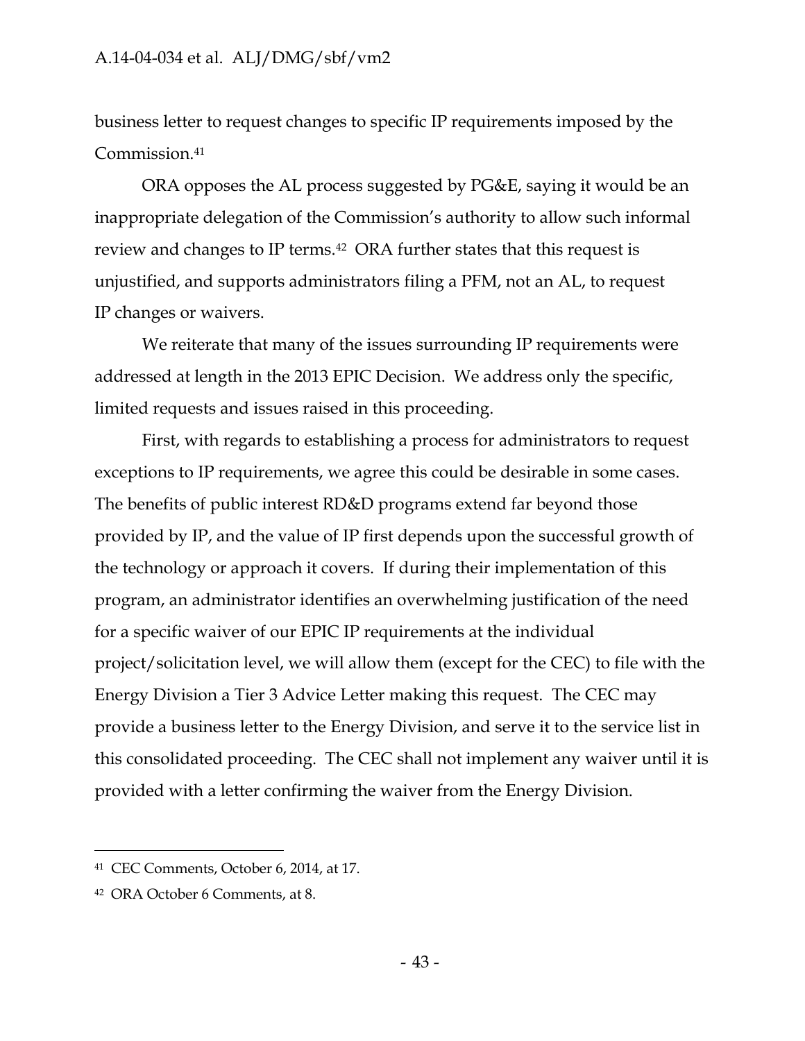business letter to request changes to specific IP requirements imposed by the Commission.[41]

ORA opposes the AL process suggested by PG&E, saying it would be an inappropriate delegation of the Commission's authority to allow such informal review and changes to IP terms.[42] ORA further states that this request is unjustified, and supports administrators filing a PFM, not an AL, to request IP changes or waivers.

We reiterate that many of the issues surrounding IP requirements were addressed at length in the 2013 EPIC Decision. We address only the specific, limited requests and issues raised in this proceeding.

First, with regards to establishing a process for administrators to request exceptions to IP requirements, we agree this could be desirable in some cases. The benefits of public interest RD&D programs extend far beyond those provided by IP, and the value of IP first depends upon the successful growth of the technology or approach it covers. If during their implementation of this program, an administrator identifies an overwhelming justification of the need for a specific waiver of our EPIC IP requirements at the individual project/solicitation level, we will allow them (except for the CEC) to file with the Energy Division a Tier 3 Advice Letter making this request. The CEC may provide a business letter to the Energy Division, and serve it to the service list in this consolidated proceeding. The CEC shall not implement any waiver until it is provided with a letter confirming the waiver from the Energy Division.

---

[41] CEC Comments, October 6, 2014, at 17.

[42] ORA October 6 Comments, at 8.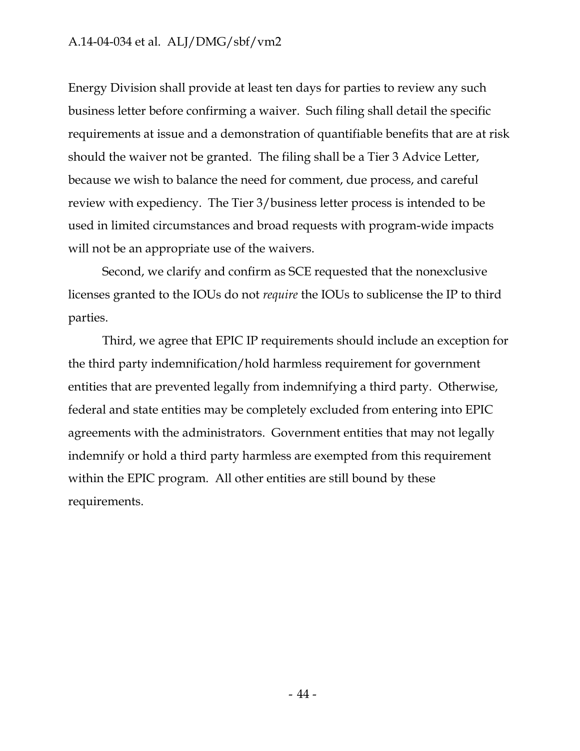Energy Division shall provide at least ten days for parties to review any such business letter before confirming a waiver. Such filing shall detail the specific requirements at issue and a demonstration of quantifiable benefits that are at risk should the waiver not be granted. The filing shall be a Tier 3 Advice Letter, because we wish to balance the need for comment, due process, and careful review with expediency. The Tier 3/business letter process is intended to be used in limited circumstances and broad requests with program-wide impacts will not be an appropriate use of the waivers.

Second, we clarify and confirm as SCE requested that the nonexclusive licenses granted to the IOUs do not *require* the IOUs to sublicense the IP to third parties.

Third, we agree that EPIC IP requirements should include an exception for the third party indemnification/hold harmless requirement for government entities that are prevented legally from indemnifying a third party. Otherwise, federal and state entities may be completely excluded from entering into EPIC agreements with the administrators. Government entities that may not legally indemnify or hold a third party harmless are exempted from this requirement within the EPIC program. All other entities are still bound by these requirements.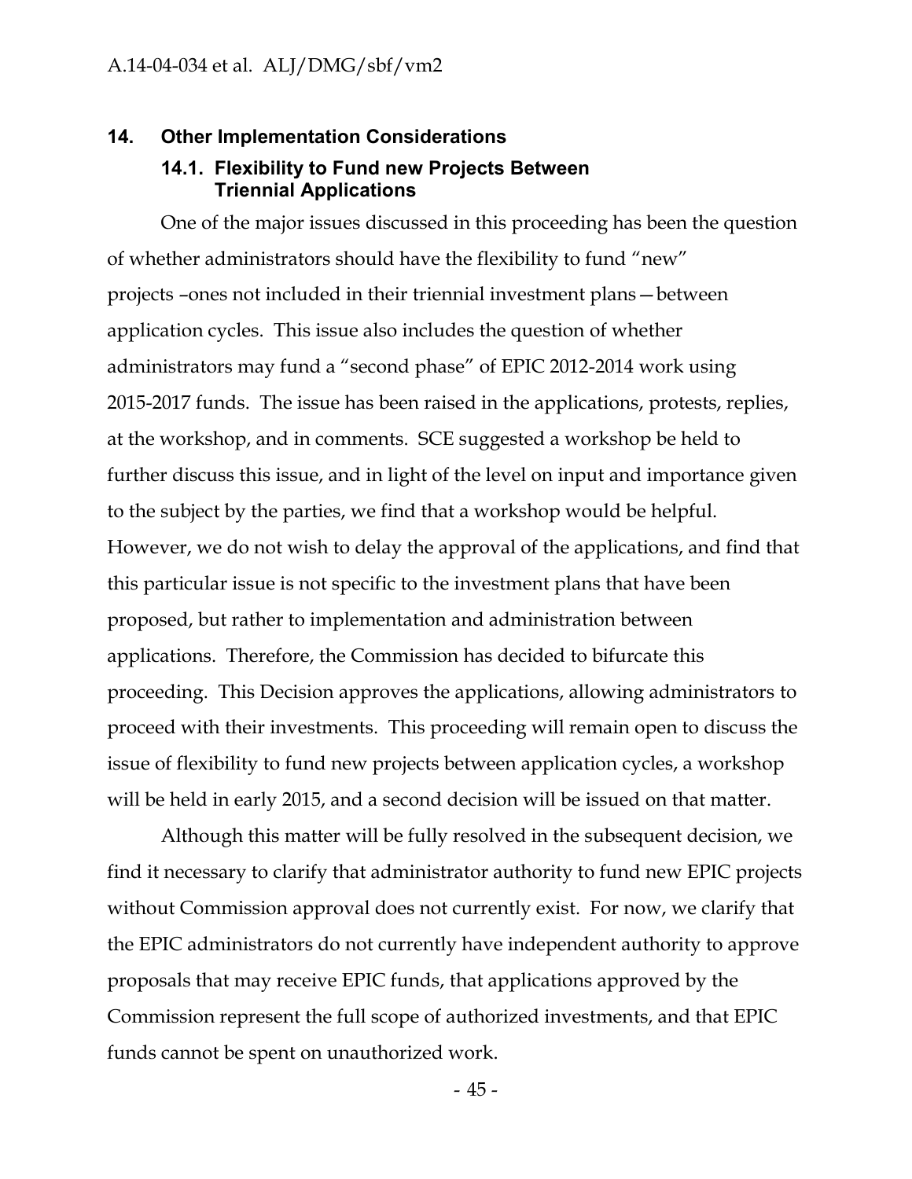## 14. Other Implementation Considerations

### 14.1. Flexibility to Fund new Projects Between Triennial Applications

One of the major issues discussed in this proceeding has been the question of whether administrators should have the flexibility to fund "new" projects –ones not included in their triennial investment plans—between application cycles. This issue also includes the question of whether administrators may fund a "second phase" of EPIC 2012-2014 work using 2015-2017 funds. The issue has been raised in the applications, protests, replies, at the workshop, and in comments. SCE suggested a workshop be held to further discuss this issue, and in light of the level on input and importance given to the subject by the parties, we find that a workshop would be helpful. However, we do not wish to delay the approval of the applications, and find that this particular issue is not specific to the investment plans that have been proposed, but rather to implementation and administration between applications. Therefore, the Commission has decided to bifurcate this proceeding. This Decision approves the applications, allowing administrators to proceed with their investments. This proceeding will remain open to discuss the issue of flexibility to fund new projects between application cycles, a workshop will be held in early 2015, and a second decision will be issued on that matter.

Although this matter will be fully resolved in the subsequent decision, we find it necessary to clarify that administrator authority to fund new EPIC projects without Commission approval does not currently exist. For now, we clarify that the EPIC administrators do not currently have independent authority to approve proposals that may receive EPIC funds, that applications approved by the Commission represent the full scope of authorized investments, and that EPIC funds cannot be spent on unauthorized work.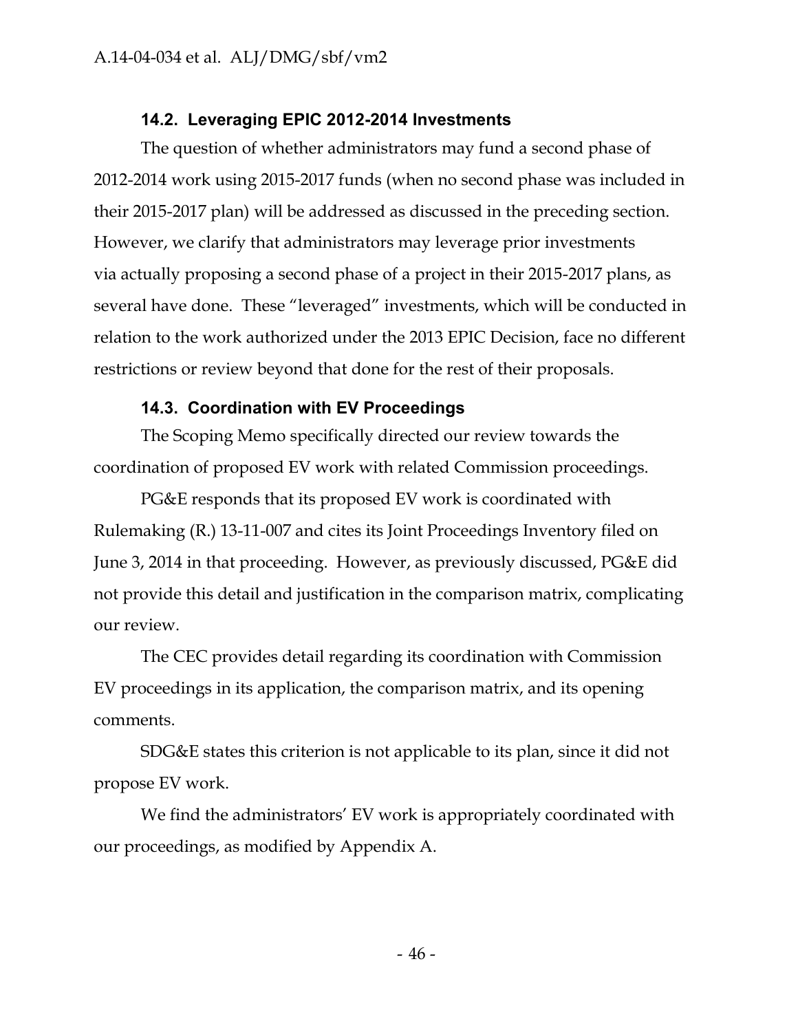### 14.2. Leveraging EPIC 2012-2014 Investments

The question of whether administrators may fund a second phase of 2012-2014 work using 2015-2017 funds (when no second phase was included in their 2015-2017 plan) will be addressed as discussed in the preceding section. However, we clarify that administrators may leverage prior investments via actually proposing a second phase of a project in their 2015-2017 plans, as several have done. These "leveraged" investments, which will be conducted in relation to the work authorized under the 2013 EPIC Decision, face no different restrictions or review beyond that done for the rest of their proposals.

### 14.3. Coordination with EV Proceedings

The Scoping Memo specifically directed our review towards the coordination of proposed EV work with related Commission proceedings.

PG&E responds that its proposed EV work is coordinated with Rulemaking (R.) 13-11-007 and cites its Joint Proceedings Inventory filed on June 3, 2014 in that proceeding. However, as previously discussed, PG&E did not provide this detail and justification in the comparison matrix, complicating our review.

The CEC provides detail regarding its coordination with Commission EV proceedings in its application, the comparison matrix, and its opening comments.

SDG&E states this criterion is not applicable to its plan, since it did not propose EV work.

We find the administrators' EV work is appropriately coordinated with our proceedings, as modified by Appendix A.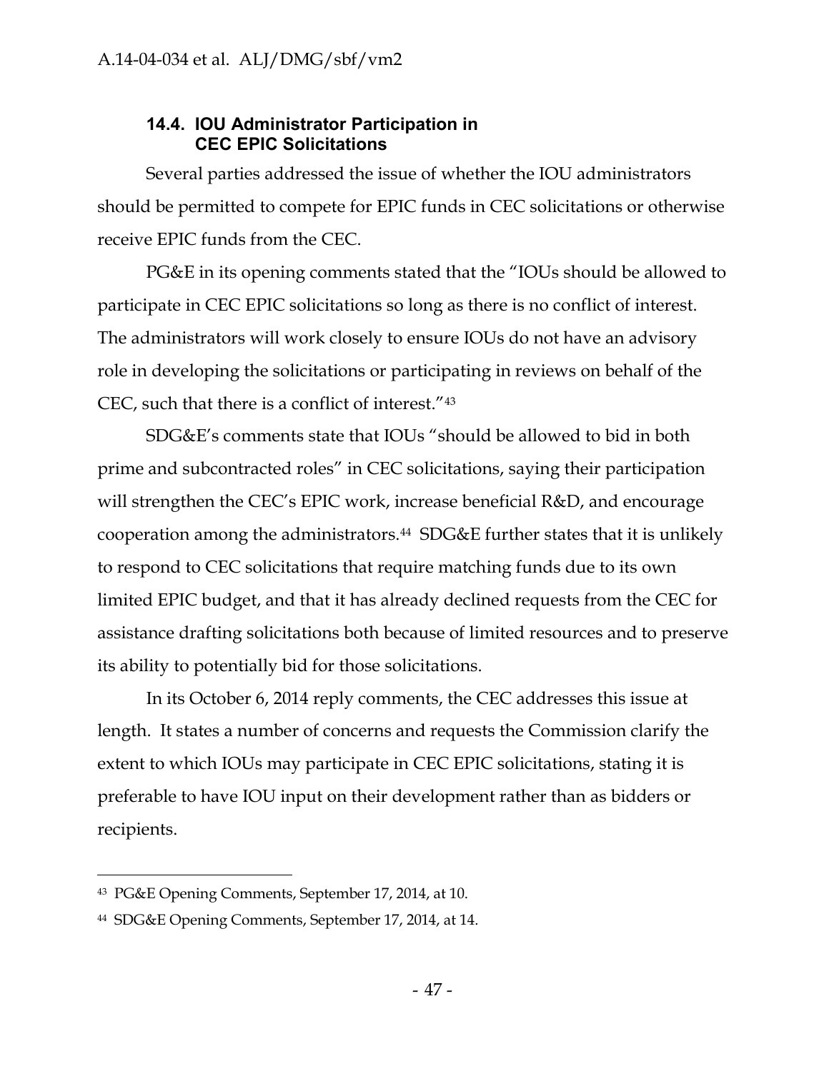### 14.4. IOU Administrator Participation in CEC EPIC Solicitations

Several parties addressed the issue of whether the IOU administrators should be permitted to compete for EPIC funds in CEC solicitations or otherwise receive EPIC funds from the CEC.

PG&E in its opening comments stated that the "IOUs should be allowed to participate in CEC EPIC solicitations so long as there is no conflict of interest. The administrators will work closely to ensure IOUs do not have an advisory role in developing the solicitations or participating in reviews on behalf of the CEC, such that there is a conflict of interest."[43]

SDG&E's comments state that IOUs "should be allowed to bid in both prime and subcontracted roles" in CEC solicitations, saying their participation will strengthen the CEC's EPIC work, increase beneficial R&D, and encourage cooperation among the administrators.[44] SDG&E further states that it is unlikely to respond to CEC solicitations that require matching funds due to its own limited EPIC budget, and that it has already declined requests from the CEC for assistance drafting solicitations both because of limited resources and to preserve its ability to potentially bid for those solicitations.

In its October 6, 2014 reply comments, the CEC addresses this issue at length. It states a number of concerns and requests the Commission clarify the extent to which IOUs may participate in CEC EPIC solicitations, stating it is preferable to have IOU input on their development rather than as bidders or recipients.

---

[43] PG&E Opening Comments, September 17, 2014, at 10.

[44] SDG&E Opening Comments, September 17, 2014, at 14.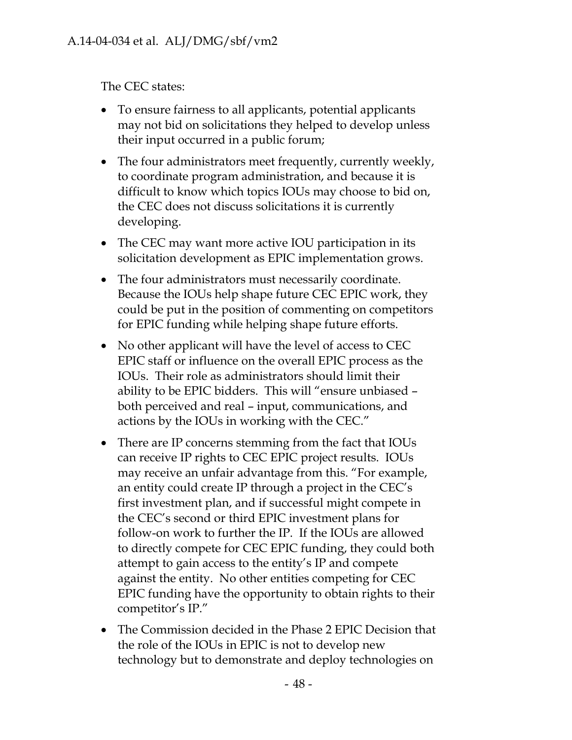The CEC states:

- To ensure fairness to all applicants, potential applicants may not bid on solicitations they helped to develop unless their input occurred in a public forum;
- The four administrators meet frequently, currently weekly, to coordinate program administration, and because it is difficult to know which topics IOUs may choose to bid on, the CEC does not discuss solicitations it is currently developing.
- The CEC may want more active IOU participation in its solicitation development as EPIC implementation grows.
- The four administrators must necessarily coordinate. Because the IOUs help shape future CEC EPIC work, they could be put in the position of commenting on competitors for EPIC funding while helping shape future efforts.
- No other applicant will have the level of access to CEC EPIC staff or influence on the overall EPIC process as the IOUs. Their role as administrators should limit their ability to be EPIC bidders. This will "ensure unbiased – both perceived and real – input, communications, and actions by the IOUs in working with the CEC."
- There are IP concerns stemming from the fact that IOUs can receive IP rights to CEC EPIC project results. IOUs may receive an unfair advantage from this. "For example, an entity could create IP through a project in the CEC's first investment plan, and if successful might compete in the CEC's second or third EPIC investment plans for follow-on work to further the IP. If the IOUs are allowed to directly compete for CEC EPIC funding, they could both attempt to gain access to the entity's IP and compete against the entity. No other entities competing for CEC EPIC funding have the opportunity to obtain rights to their competitor's IP."
- The Commission decided in the Phase 2 EPIC Decision that the role of the IOUs in EPIC is not to develop new technology but to demonstrate and deploy technologies on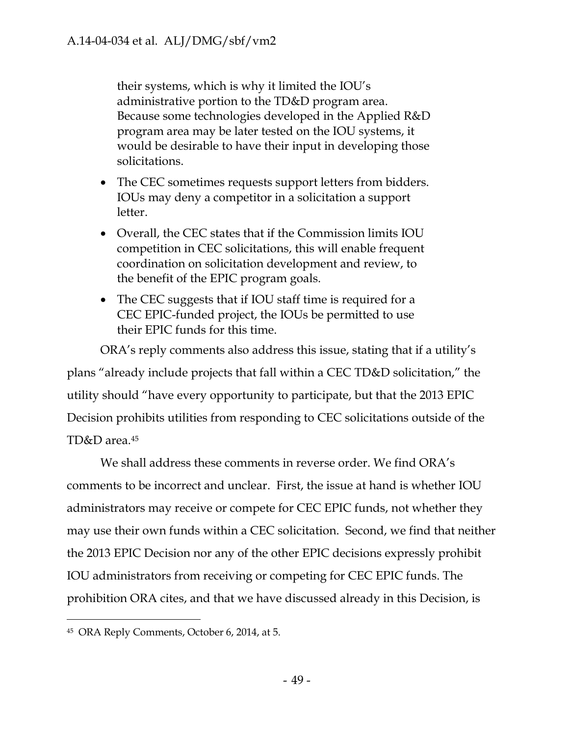their systems, which is why it limited the IOU's administrative portion to the TD&D program area. Because some technologies developed in the Applied R&D program area may be later tested on the IOU systems, it would be desirable to have their input in developing those solicitations.

- The CEC sometimes requests support letters from bidders. IOUs may deny a competitor in a solicitation a support letter.
- Overall, the CEC states that if the Commission limits IOU competition in CEC solicitations, this will enable frequent coordination on solicitation development and review, to the benefit of the EPIC program goals.
- The CEC suggests that if IOU staff time is required for a CEC EPIC-funded project, the IOUs be permitted to use their EPIC funds for this time.

ORA's reply comments also address this issue, stating that if a utility's plans "already include projects that fall within a CEC TD&D solicitation," the utility should "have every opportunity to participate, but that the 2013 EPIC Decision prohibits utilities from responding to CEC solicitations outside of the TD&D area.[45]

We shall address these comments in reverse order. We find ORA's comments to be incorrect and unclear. First, the issue at hand is whether IOU administrators may receive or compete for CEC EPIC funds, not whether they may use their own funds within a CEC solicitation. Second, we find that neither the 2013 EPIC Decision nor any of the other EPIC decisions expressly prohibit IOU administrators from receiving or competing for CEC EPIC funds. The prohibition ORA cites, and that we have discussed already in this Decision, is

---

[45] ORA Reply Comments, October 6, 2014, at 5.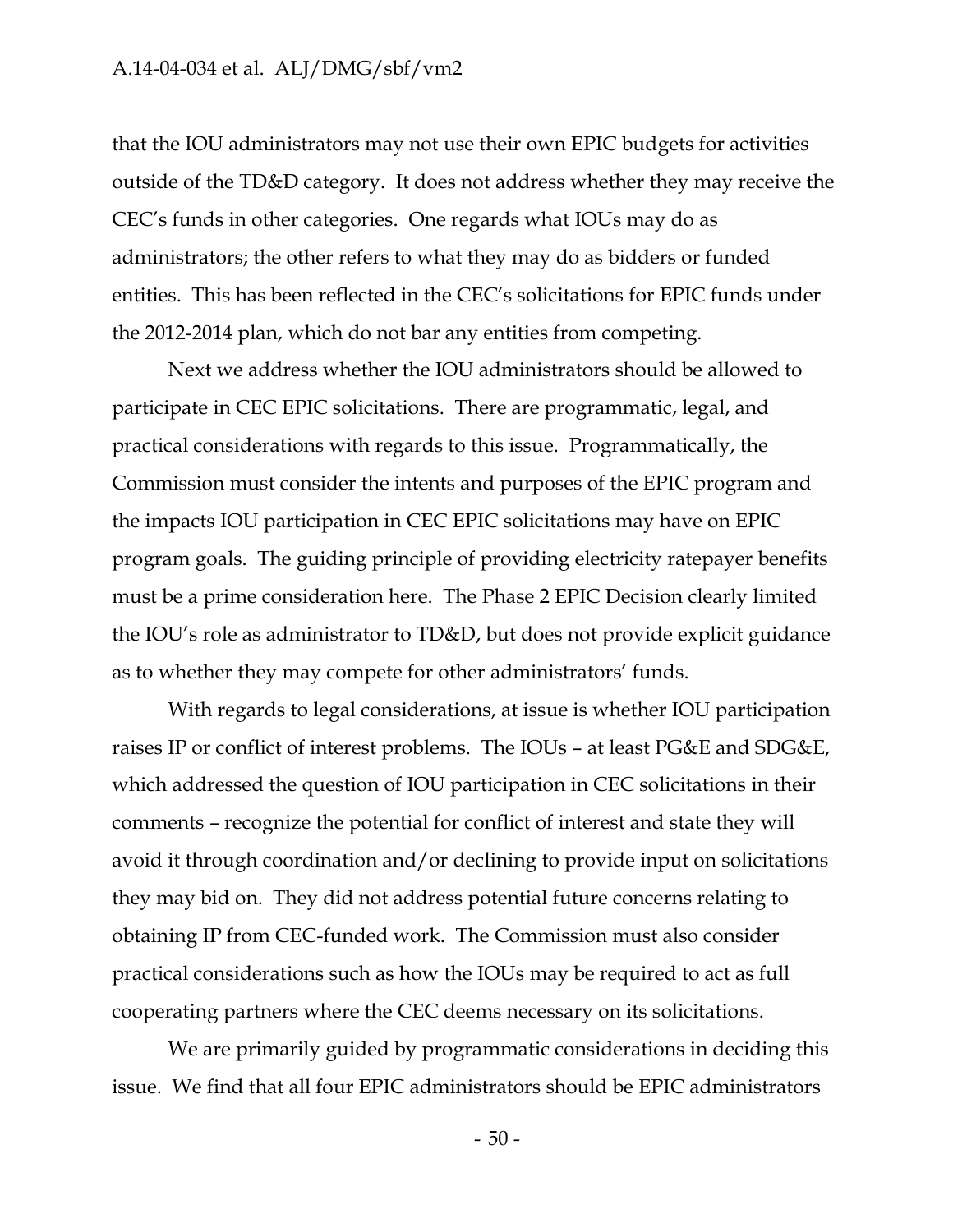that the IOU administrators may not use their own EPIC budgets for activities outside of the TD&D category. It does not address whether they may receive the CEC's funds in other categories. One regards what IOUs may do as administrators; the other refers to what they may do as bidders or funded entities. This has been reflected in the CEC's solicitations for EPIC funds under the 2012-2014 plan, which do not bar any entities from competing.

Next we address whether the IOU administrators should be allowed to participate in CEC EPIC solicitations. There are programmatic, legal, and practical considerations with regards to this issue. Programmatically, the Commission must consider the intents and purposes of the EPIC program and the impacts IOU participation in CEC EPIC solicitations may have on EPIC program goals. The guiding principle of providing electricity ratepayer benefits must be a prime consideration here. The Phase 2 EPIC Decision clearly limited the IOU's role as administrator to TD&D, but does not provide explicit guidance as to whether they may compete for other administrators' funds.

With regards to legal considerations, at issue is whether IOU participation raises IP or conflict of interest problems. The IOUs – at least PG&E and SDG&E, which addressed the question of IOU participation in CEC solicitations in their comments – recognize the potential for conflict of interest and state they will avoid it through coordination and/or declining to provide input on solicitations they may bid on. They did not address potential future concerns relating to obtaining IP from CEC-funded work. The Commission must also consider practical considerations such as how the IOUs may be required to act as full cooperating partners where the CEC deems necessary on its solicitations.

We are primarily guided by programmatic considerations in deciding this issue. We find that all four EPIC administrators should be EPIC administrators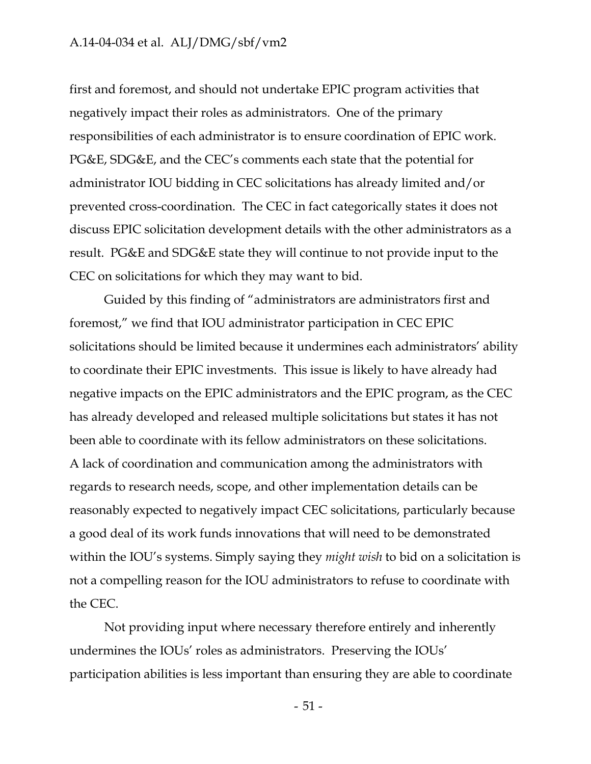first and foremost, and should not undertake EPIC program activities that negatively impact their roles as administrators. One of the primary responsibilities of each administrator is to ensure coordination of EPIC work. PG&E, SDG&E, and the CEC's comments each state that the potential for administrator IOU bidding in CEC solicitations has already limited and/or prevented cross-coordination. The CEC in fact categorically states it does not discuss EPIC solicitation development details with the other administrators as a result. PG&E and SDG&E state they will continue to not provide input to the CEC on solicitations for which they may want to bid.

Guided by this finding of "administrators are administrators first and foremost," we find that IOU administrator participation in CEC EPIC solicitations should be limited because it undermines each administrators' ability to coordinate their EPIC investments. This issue is likely to have already had negative impacts on the EPIC administrators and the EPIC program, as the CEC has already developed and released multiple solicitations but states it has not been able to coordinate with its fellow administrators on these solicitations. A lack of coordination and communication among the administrators with regards to research needs, scope, and other implementation details can be reasonably expected to negatively impact CEC solicitations, particularly because a good deal of its work funds innovations that will need to be demonstrated within the IOU's systems. Simply saying they *might wish* to bid on a solicitation is not a compelling reason for the IOU administrators to refuse to coordinate with the CEC.

Not providing input where necessary therefore entirely and inherently undermines the IOUs' roles as administrators. Preserving the IOUs' participation abilities is less important than ensuring they are able to coordinate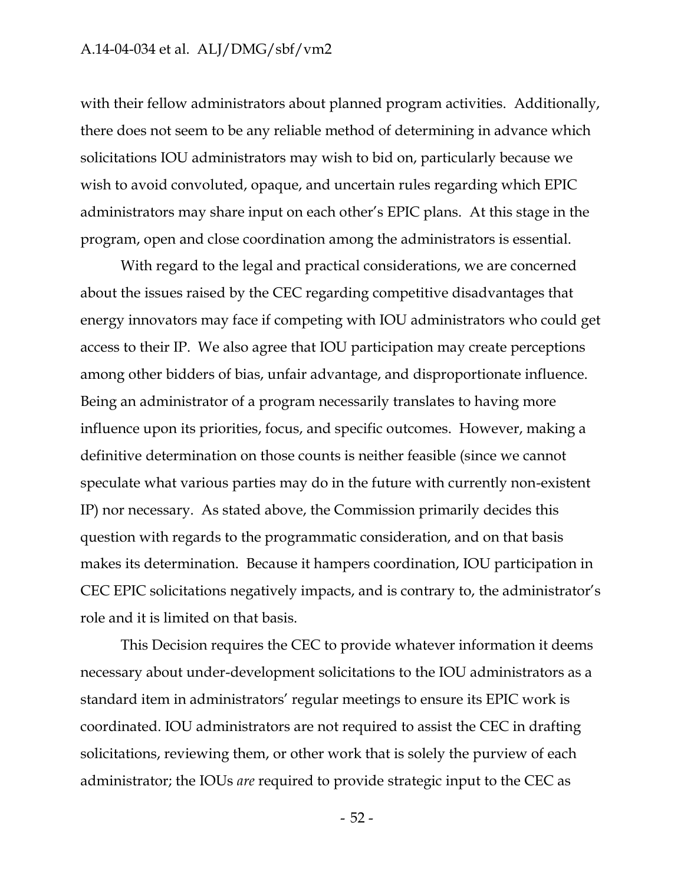with their fellow administrators about planned program activities. Additionally, there does not seem to be any reliable method of determining in advance which solicitations IOU administrators may wish to bid on, particularly because we wish to avoid convoluted, opaque, and uncertain rules regarding which EPIC administrators may share input on each other's EPIC plans. At this stage in the program, open and close coordination among the administrators is essential.

With regard to the legal and practical considerations, we are concerned about the issues raised by the CEC regarding competitive disadvantages that energy innovators may face if competing with IOU administrators who could get access to their IP. We also agree that IOU participation may create perceptions among other bidders of bias, unfair advantage, and disproportionate influence. Being an administrator of a program necessarily translates to having more influence upon its priorities, focus, and specific outcomes. However, making a definitive determination on those counts is neither feasible (since we cannot speculate what various parties may do in the future with currently non-existent IP) nor necessary. As stated above, the Commission primarily decides this question with regards to the programmatic consideration, and on that basis makes its determination. Because it hampers coordination, IOU participation in CEC EPIC solicitations negatively impacts, and is contrary to, the administrator's role and it is limited on that basis.

This Decision requires the CEC to provide whatever information it deems necessary about under-development solicitations to the IOU administrators as a standard item in administrators' regular meetings to ensure its EPIC work is coordinated. IOU administrators are not required to assist the CEC in drafting solicitations, reviewing them, or other work that is solely the purview of each administrator; the IOUs *are* required to provide strategic input to the CEC as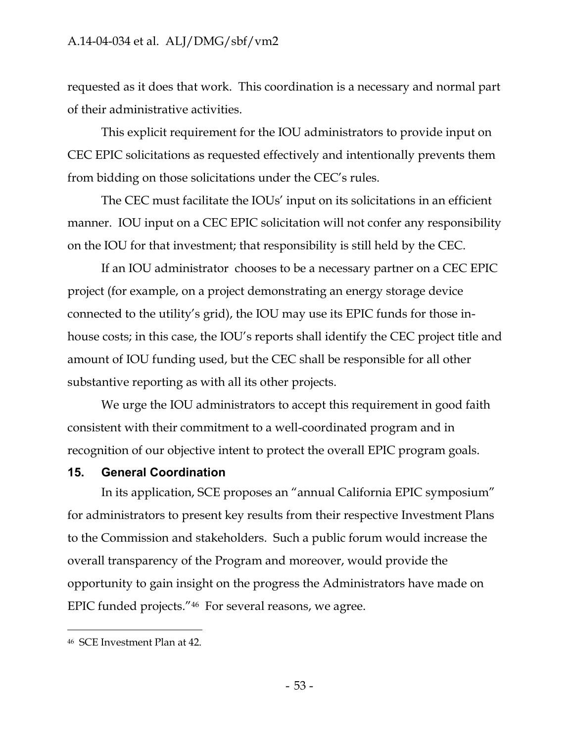requested as it does that work. This coordination is a necessary and normal part of their administrative activities.

This explicit requirement for the IOU administrators to provide input on CEC EPIC solicitations as requested effectively and intentionally prevents them from bidding on those solicitations under the CEC's rules.

The CEC must facilitate the IOUs' input on its solicitations in an efficient manner. IOU input on a CEC EPIC solicitation will not confer any responsibility on the IOU for that investment; that responsibility is still held by the CEC.

If an IOU administrator chooses to be a necessary partner on a CEC EPIC project (for example, on a project demonstrating an energy storage device connected to the utility's grid), the IOU may use its EPIC funds for those in-house costs; in this case, the IOU's reports shall identify the CEC project title and amount of IOU funding used, but the CEC shall be responsible for all other substantive reporting as with all its other projects.

We urge the IOU administrators to accept this requirement in good faith consistent with their commitment to a well-coordinated program and in recognition of our objective intent to protect the overall EPIC program goals.

## 15. General Coordination

In its application, SCE proposes an "annual California EPIC symposium" for administrators to present key results from their respective Investment Plans to the Commission and stakeholders. Such a public forum would increase the overall transparency of the Program and moreover, would provide the opportunity to gain insight on the progress the Administrators have made on EPIC funded projects."[46] For several reasons, we agree.

---

[46] SCE Investment Plan at 42.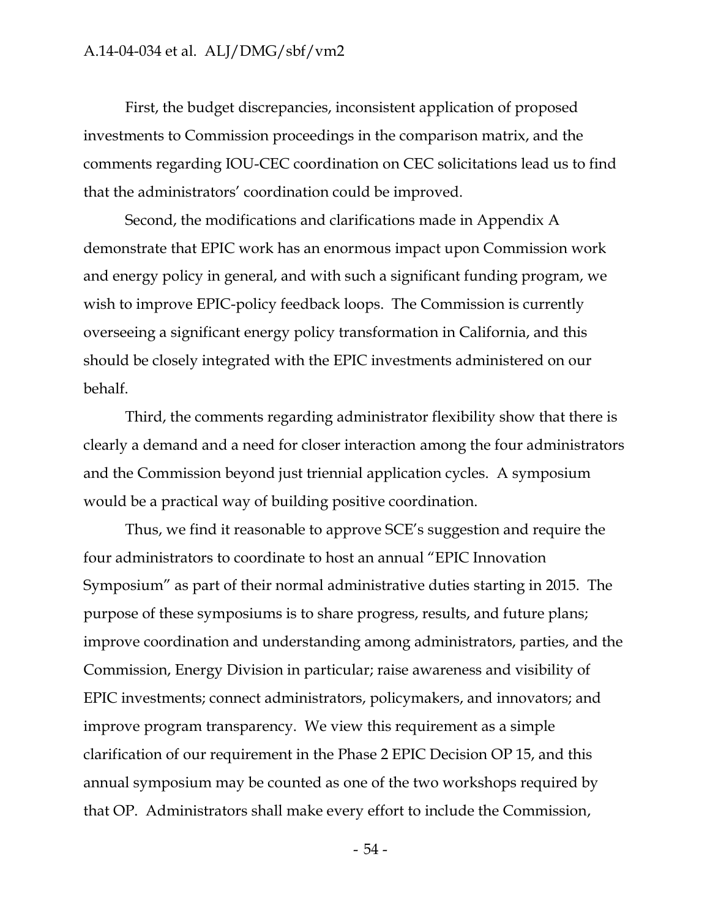First, the budget discrepancies, inconsistent application of proposed investments to Commission proceedings in the comparison matrix, and the comments regarding IOU-CEC coordination on CEC solicitations lead us to find that the administrators' coordination could be improved.

Second, the modifications and clarifications made in Appendix A demonstrate that EPIC work has an enormous impact upon Commission work and energy policy in general, and with such a significant funding program, we wish to improve EPIC-policy feedback loops. The Commission is currently overseeing a significant energy policy transformation in California, and this should be closely integrated with the EPIC investments administered on our behalf.

Third, the comments regarding administrator flexibility show that there is clearly a demand and a need for closer interaction among the four administrators and the Commission beyond just triennial application cycles. A symposium would be a practical way of building positive coordination.

Thus, we find it reasonable to approve SCE's suggestion and require the four administrators to coordinate to host an annual "EPIC Innovation Symposium" as part of their normal administrative duties starting in 2015. The purpose of these symposiums is to share progress, results, and future plans; improve coordination and understanding among administrators, parties, and the Commission, Energy Division in particular; raise awareness and visibility of EPIC investments; connect administrators, policymakers, and innovators; and improve program transparency. We view this requirement as a simple clarification of our requirement in the Phase 2 EPIC Decision OP 15, and this annual symposium may be counted as one of the two workshops required by that OP. Administrators shall make every effort to include the Commission,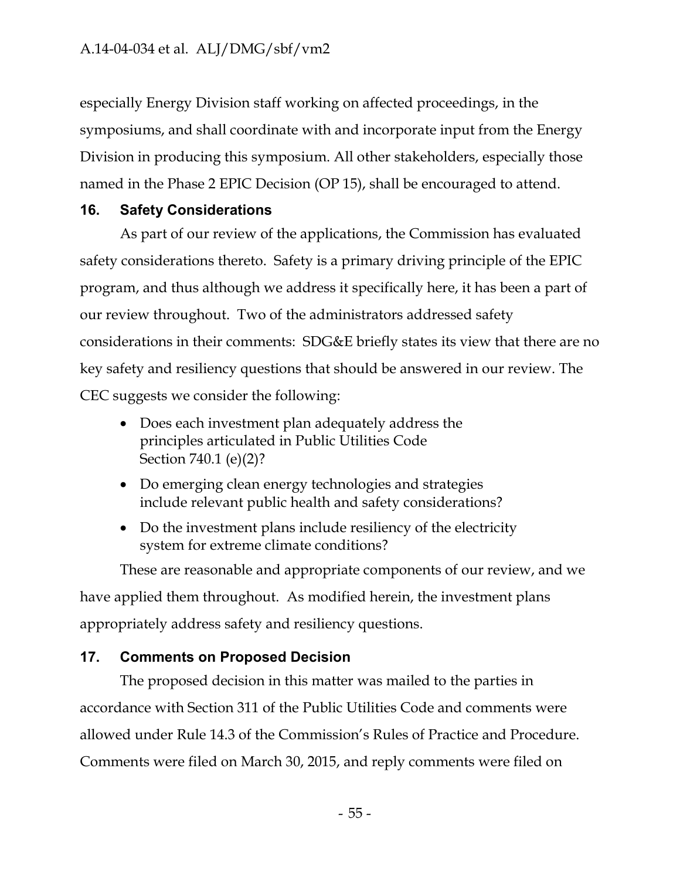especially Energy Division staff working on affected proceedings, in the symposiums, and shall coordinate with and incorporate input from the Energy Division in producing this symposium. All other stakeholders, especially those named in the Phase 2 EPIC Decision (OP 15), shall be encouraged to attend.

## 16. Safety Considerations

As part of our review of the applications, the Commission has evaluated safety considerations thereto. Safety is a primary driving principle of the EPIC program, and thus although we address it specifically here, it has been a part of our review throughout. Two of the administrators addressed safety considerations in their comments: SDG&E briefly states its view that there are no key safety and resiliency questions that should be answered in our review. The CEC suggests we consider the following:

- Does each investment plan adequately address the principles articulated in Public Utilities Code Section 740.1 (e)(2)?
- Do emerging clean energy technologies and strategies include relevant public health and safety considerations?
- Do the investment plans include resiliency of the electricity system for extreme climate conditions?

These are reasonable and appropriate components of our review, and we have applied them throughout. As modified herein, the investment plans appropriately address safety and resiliency questions.

## 17. Comments on Proposed Decision

The proposed decision in this matter was mailed to the parties in accordance with Section 311 of the Public Utilities Code and comments were allowed under Rule 14.3 of the Commission's Rules of Practice and Procedure. Comments were filed on March 30, 2015, and reply comments were filed on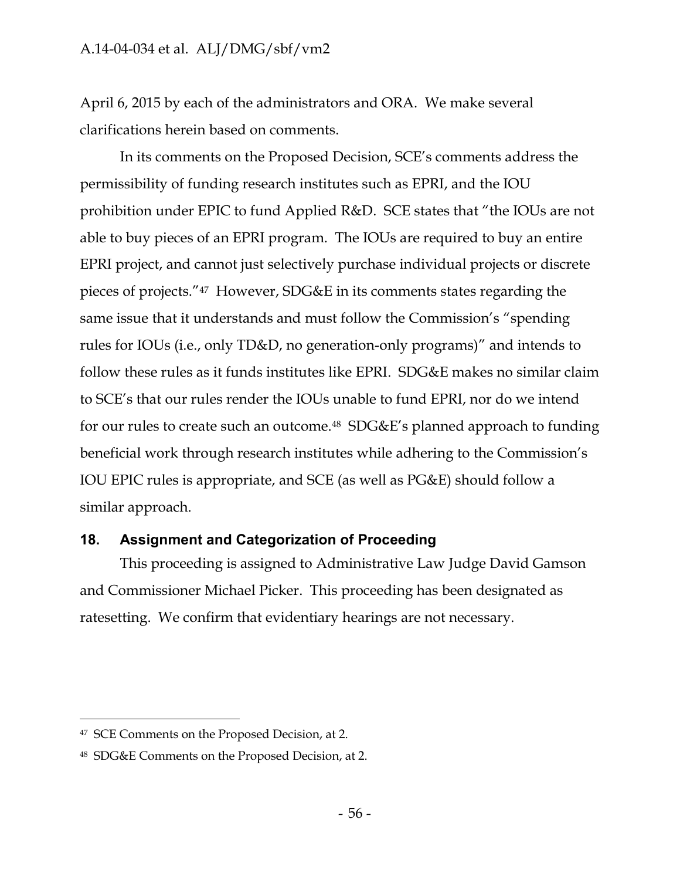April 6, 2015 by each of the administrators and ORA. We make several clarifications herein based on comments.

In its comments on the Proposed Decision, SCE's comments address the permissibility of funding research institutes such as EPRI, and the IOU prohibition under EPIC to fund Applied R&D. SCE states that "the IOUs are not able to buy pieces of an EPRI program. The IOUs are required to buy an entire EPRI project, and cannot just selectively purchase individual projects or discrete pieces of projects."[47] However, SDG&E in its comments states regarding the same issue that it understands and must follow the Commission's "spending rules for IOUs (i.e., only TD&D, no generation-only programs)" and intends to follow these rules as it funds institutes like EPRI. SDG&E makes no similar claim to SCE's that our rules render the IOUs unable to fund EPRI, nor do we intend for our rules to create such an outcome.[48] SDG&E's planned approach to funding beneficial work through research institutes while adhering to the Commission's IOU EPIC rules is appropriate, and SCE (as well as PG&E) should follow a similar approach.

## 18. Assignment and Categorization of Proceeding

This proceeding is assigned to Administrative Law Judge David Gamson and Commissioner Michael Picker. This proceeding has been designated as ratesetting. We confirm that evidentiary hearings are not necessary.

---

[47] SCE Comments on the Proposed Decision, at 2.

[48] SDG&E Comments on the Proposed Decision, at 2.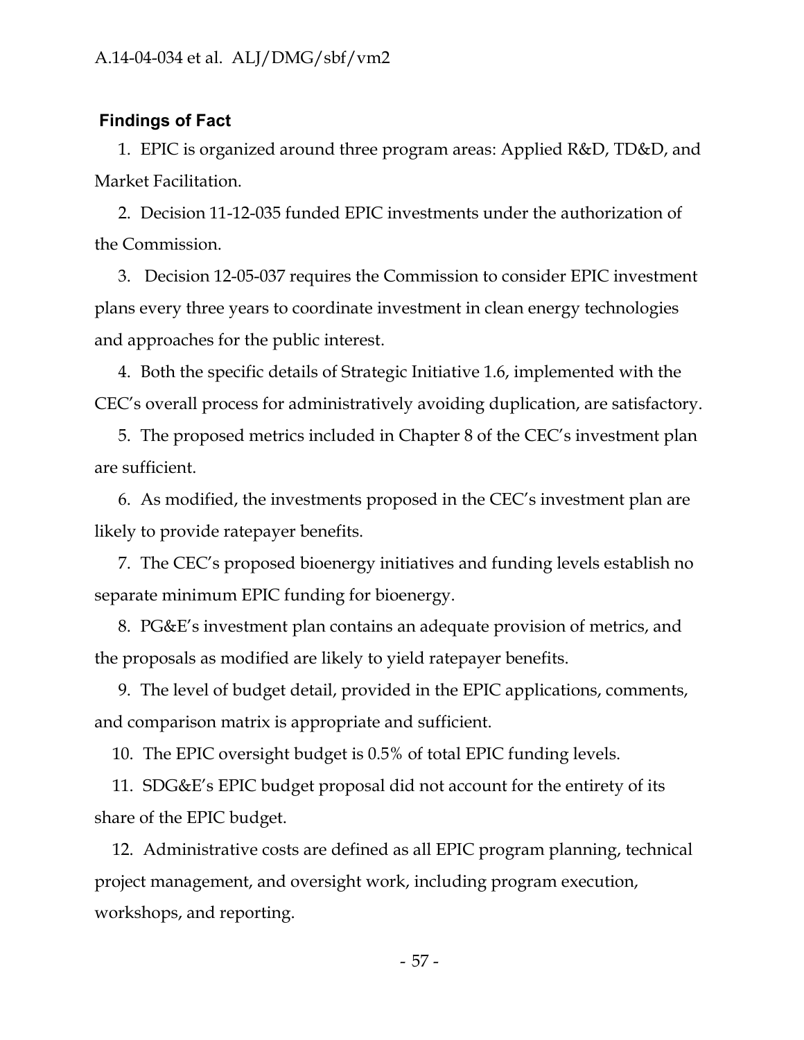## Findings of Fact

1. EPIC is organized around three program areas: Applied R&D, TD&D, and Market Facilitation.

2. Decision 11-12-035 funded EPIC investments under the authorization of the Commission.

3. Decision 12-05-037 requires the Commission to consider EPIC investment plans every three years to coordinate investment in clean energy technologies and approaches for the public interest.

4. Both the specific details of Strategic Initiative 1.6, implemented with the CEC's overall process for administratively avoiding duplication, are satisfactory.

5. The proposed metrics included in Chapter 8 of the CEC's investment plan are sufficient.

6. As modified, the investments proposed in the CEC's investment plan are likely to provide ratepayer benefits.

7. The CEC's proposed bioenergy initiatives and funding levels establish no separate minimum EPIC funding for bioenergy.

8. PG&E's investment plan contains an adequate provision of metrics, and the proposals as modified are likely to yield ratepayer benefits.

9. The level of budget detail, provided in the EPIC applications, comments, and comparison matrix is appropriate and sufficient.

10. The EPIC oversight budget is 0.5% of total EPIC funding levels.

11. SDG&E's EPIC budget proposal did not account for the entirety of its share of the EPIC budget.

12. Administrative costs are defined as all EPIC program planning, technical project management, and oversight work, including program execution, workshops, and reporting.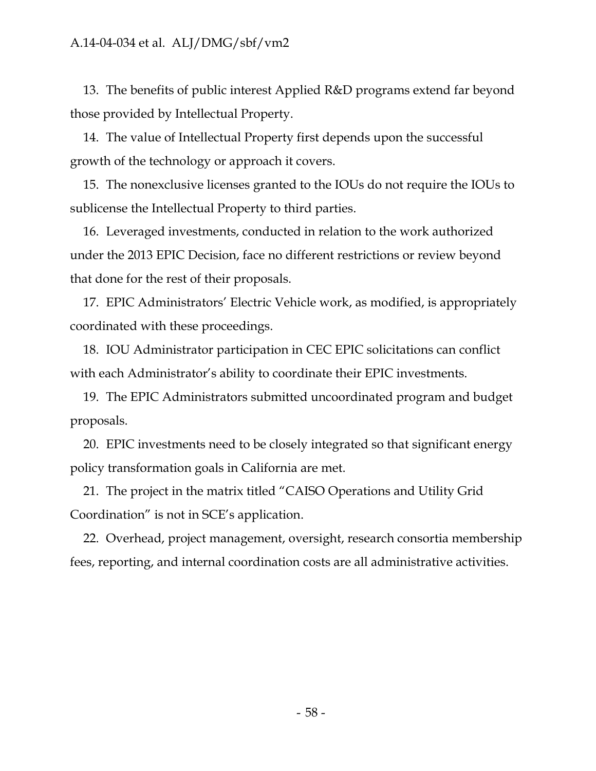13. The benefits of public interest Applied R&D programs extend far beyond those provided by Intellectual Property.

14. The value of Intellectual Property first depends upon the successful growth of the technology or approach it covers.

15. The nonexclusive licenses granted to the IOUs do not require the IOUs to sublicense the Intellectual Property to third parties.

16. Leveraged investments, conducted in relation to the work authorized under the 2013 EPIC Decision, face no different restrictions or review beyond that done for the rest of their proposals.

17. EPIC Administrators' Electric Vehicle work, as modified, is appropriately coordinated with these proceedings.

18. IOU Administrator participation in CEC EPIC solicitations can conflict with each Administrator's ability to coordinate their EPIC investments.

19. The EPIC Administrators submitted uncoordinated program and budget proposals.

20. EPIC investments need to be closely integrated so that significant energy policy transformation goals in California are met.

21. The project in the matrix titled "CAISO Operations and Utility Grid Coordination" is not in SCE's application.

22. Overhead, project management, oversight, research consortia membership fees, reporting, and internal coordination costs are all administrative activities.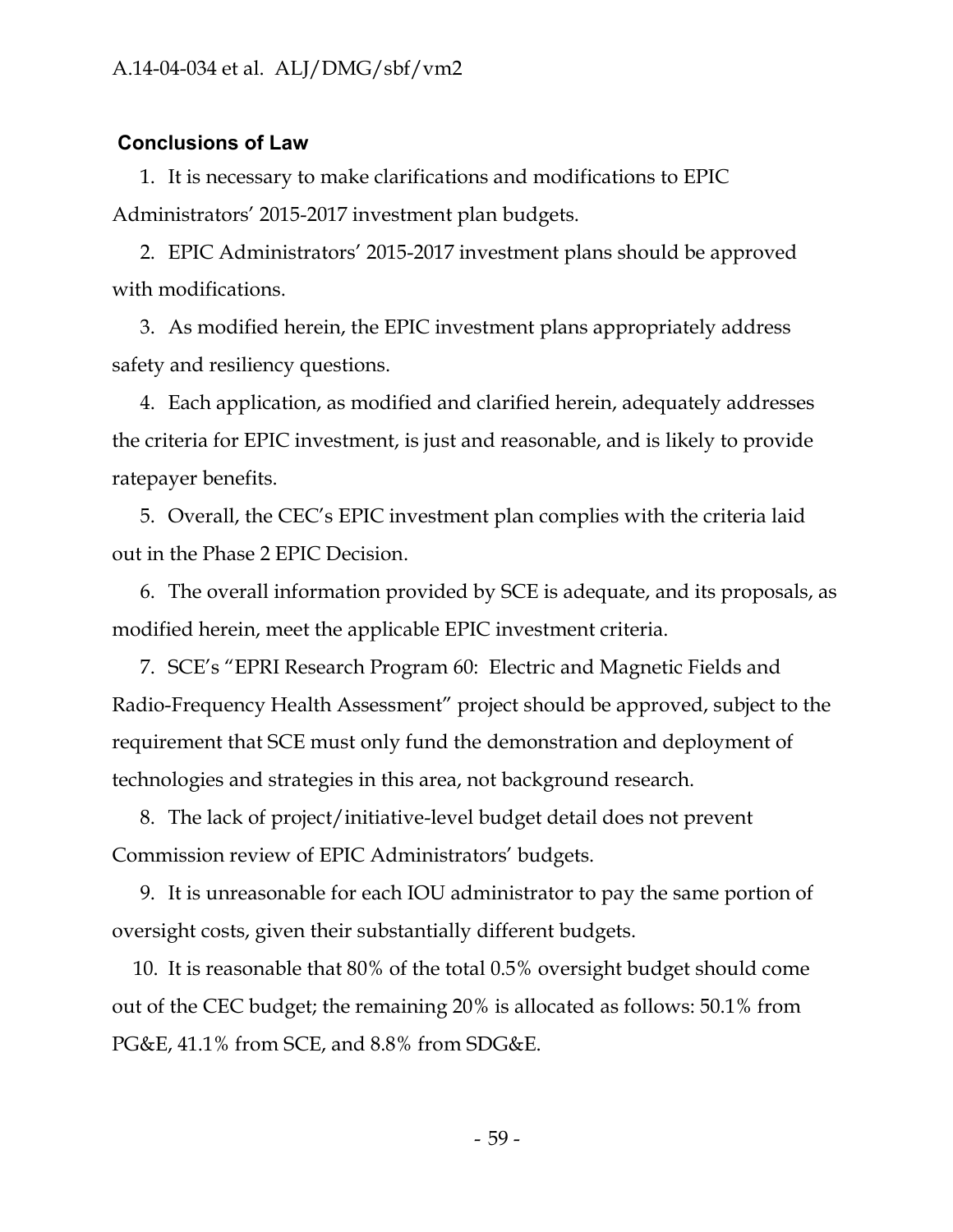## Conclusions of Law

1. It is necessary to make clarifications and modifications to EPIC Administrators' 2015-2017 investment plan budgets.

2. EPIC Administrators' 2015-2017 investment plans should be approved with modifications.

3. As modified herein, the EPIC investment plans appropriately address safety and resiliency questions.

4. Each application, as modified and clarified herein, adequately addresses the criteria for EPIC investment, is just and reasonable, and is likely to provide ratepayer benefits.

5. Overall, the CEC's EPIC investment plan complies with the criteria laid out in the Phase 2 EPIC Decision.

6. The overall information provided by SCE is adequate, and its proposals, as modified herein, meet the applicable EPIC investment criteria.

7. SCE's "EPRI Research Program 60: Electric and Magnetic Fields and Radio-Frequency Health Assessment" project should be approved, subject to the requirement that SCE must only fund the demonstration and deployment of technologies and strategies in this area, not background research.

8. The lack of project/initiative-level budget detail does not prevent Commission review of EPIC Administrators' budgets.

9. It is unreasonable for each IOU administrator to pay the same portion of oversight costs, given their substantially different budgets.

10. It is reasonable that 80% of the total 0.5% oversight budget should come out of the CEC budget; the remaining 20% is allocated as follows: 50.1% from PG&E, 41.1% from SCE, and 8.8% from SDG&E.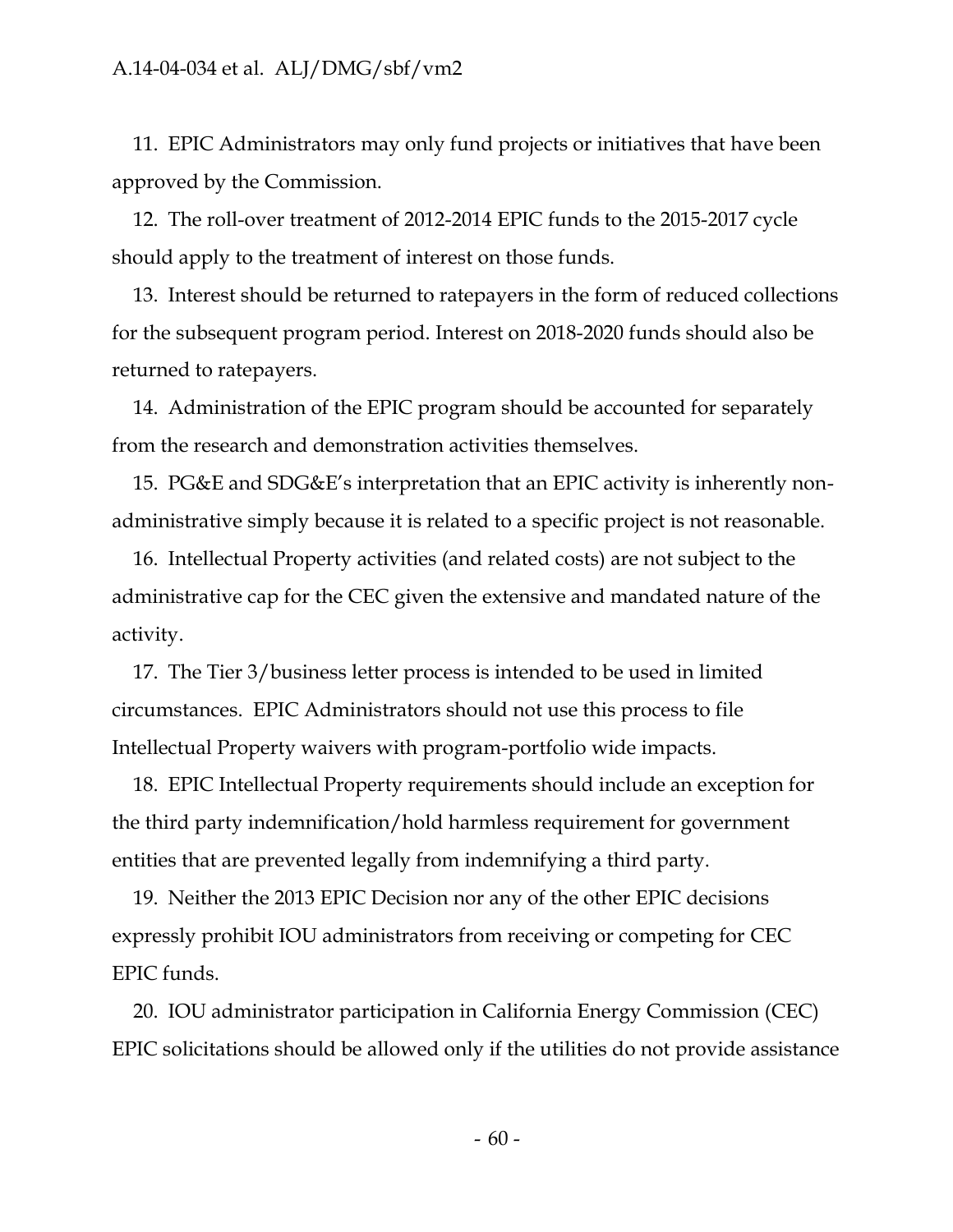11. EPIC Administrators may only fund projects or initiatives that have been approved by the Commission.

12. The roll-over treatment of 2012-2014 EPIC funds to the 2015-2017 cycle should apply to the treatment of interest on those funds.

13. Interest should be returned to ratepayers in the form of reduced collections for the subsequent program period. Interest on 2018-2020 funds should also be returned to ratepayers.

14. Administration of the EPIC program should be accounted for separately from the research and demonstration activities themselves.

15. PG&E and SDG&E's interpretation that an EPIC activity is inherently non-administrative simply because it is related to a specific project is not reasonable.

16. Intellectual Property activities (and related costs) are not subject to the administrative cap for the CEC given the extensive and mandated nature of the activity.

17. The Tier 3/business letter process is intended to be used in limited circumstances. EPIC Administrators should not use this process to file Intellectual Property waivers with program-portfolio wide impacts.

18. EPIC Intellectual Property requirements should include an exception for the third party indemnification/hold harmless requirement for government entities that are prevented legally from indemnifying a third party.

19. Neither the 2013 EPIC Decision nor any of the other EPIC decisions expressly prohibit IOU administrators from receiving or competing for CEC EPIC funds.

20. IOU administrator participation in California Energy Commission (CEC) EPIC solicitations should be allowed only if the utilities do not provide assistance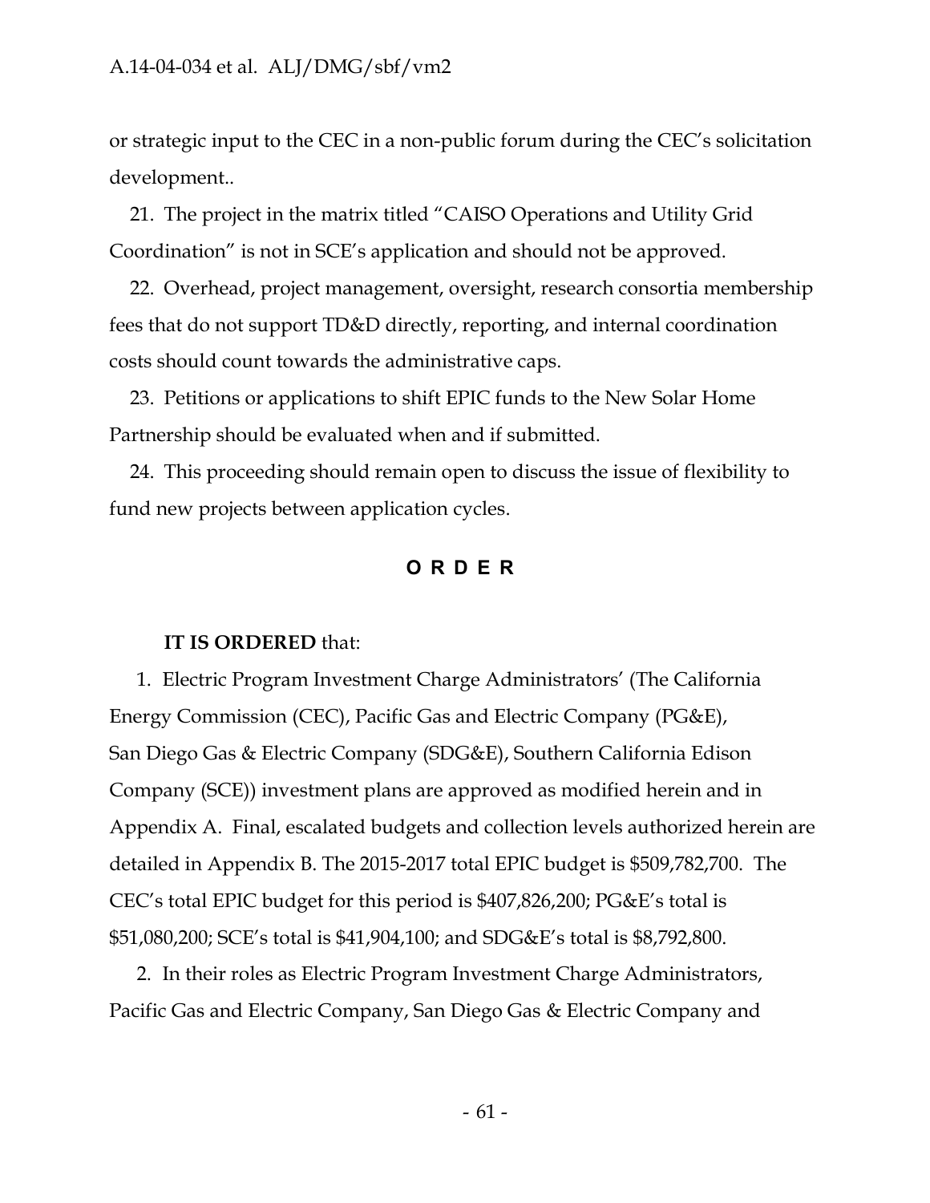or strategic input to the CEC in a non-public forum during the CEC's solicitation development..

21. The project in the matrix titled "CAISO Operations and Utility Grid Coordination" is not in SCE's application and should not be approved.

22. Overhead, project management, oversight, research consortia membership fees that do not support TD&D directly, reporting, and internal coordination costs should count towards the administrative caps.

23. Petitions or applications to shift EPIC funds to the New Solar Home Partnership should be evaluated when and if submitted.

24. This proceeding should remain open to discuss the issue of flexibility to fund new projects between application cycles.

## O R D E R

**IT IS ORDERED** that:

1. Electric Program Investment Charge Administrators' (The California Energy Commission (CEC), Pacific Gas and Electric Company (PG&E), San Diego Gas & Electric Company (SDG&E), Southern California Edison Company (SCE)) investment plans are approved as modified herein and in Appendix A. Final, escalated budgets and collection levels authorized herein are detailed in Appendix B. The 2015-2017 total EPIC budget is $509,782,700. The CEC's total EPIC budget for this period is $407,826,200; PG&E's total is $51,080,200; SCE's total is $41,904,100; and SDG&E's total is $8,792,800.

2. In their roles as Electric Program Investment Charge Administrators, Pacific Gas and Electric Company, San Diego Gas & Electric Company and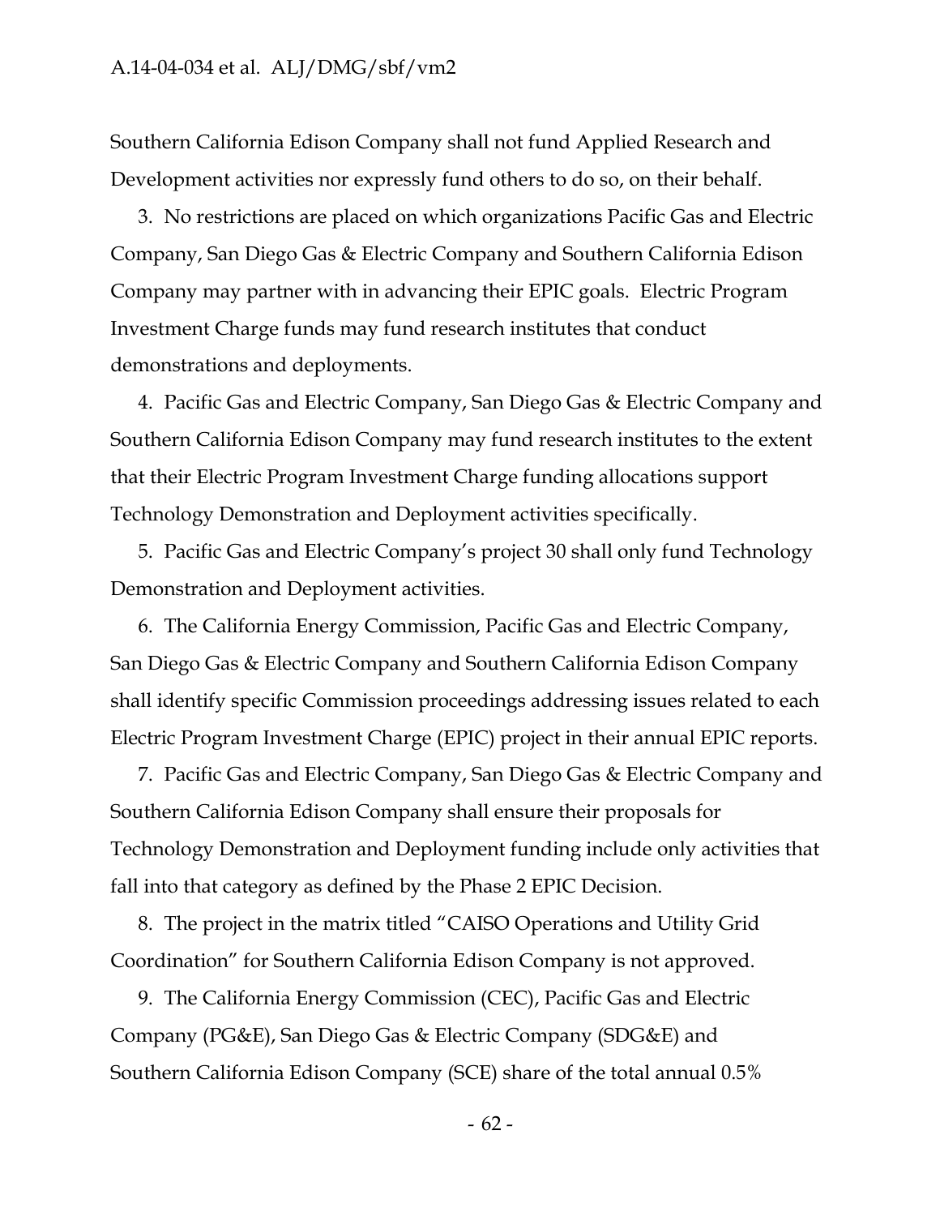Southern California Edison Company shall not fund Applied Research and Development activities nor expressly fund others to do so, on their behalf.

3. No restrictions are placed on which organizations Pacific Gas and Electric Company, San Diego Gas & Electric Company and Southern California Edison Company may partner with in advancing their EPIC goals. Electric Program Investment Charge funds may fund research institutes that conduct demonstrations and deployments.

4. Pacific Gas and Electric Company, San Diego Gas & Electric Company and Southern California Edison Company may fund research institutes to the extent that their Electric Program Investment Charge funding allocations support Technology Demonstration and Deployment activities specifically.

5. Pacific Gas and Electric Company's project 30 shall only fund Technology Demonstration and Deployment activities.

6. The California Energy Commission, Pacific Gas and Electric Company, San Diego Gas & Electric Company and Southern California Edison Company shall identify specific Commission proceedings addressing issues related to each Electric Program Investment Charge (EPIC) project in their annual EPIC reports.

7. Pacific Gas and Electric Company, San Diego Gas & Electric Company and Southern California Edison Company shall ensure their proposals for Technology Demonstration and Deployment funding include only activities that fall into that category as defined by the Phase 2 EPIC Decision.

8. The project in the matrix titled "CAISO Operations and Utility Grid Coordination" for Southern California Edison Company is not approved.

9. The California Energy Commission (CEC), Pacific Gas and Electric Company (PG&E), San Diego Gas & Electric Company (SDG&E) and Southern California Edison Company (SCE) share of the total annual 0.5%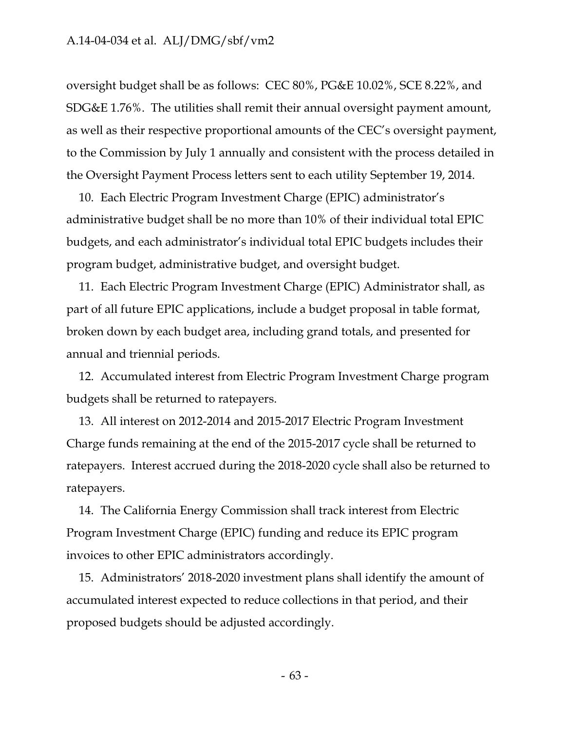oversight budget shall be as follows: CEC 80%, PG&E 10.02%, SCE 8.22%, and SDG&E 1.76%. The utilities shall remit their annual oversight payment amount, as well as their respective proportional amounts of the CEC's oversight payment, to the Commission by July 1 annually and consistent with the process detailed in the Oversight Payment Process letters sent to each utility September 19, 2014.

10. Each Electric Program Investment Charge (EPIC) administrator's administrative budget shall be no more than 10% of their individual total EPIC budgets, and each administrator's individual total EPIC budgets includes their program budget, administrative budget, and oversight budget.

11. Each Electric Program Investment Charge (EPIC) Administrator shall, as part of all future EPIC applications, include a budget proposal in table format, broken down by each budget area, including grand totals, and presented for annual and triennial periods.

12. Accumulated interest from Electric Program Investment Charge program budgets shall be returned to ratepayers.

13. All interest on 2012-2014 and 2015-2017 Electric Program Investment Charge funds remaining at the end of the 2015-2017 cycle shall be returned to ratepayers. Interest accrued during the 2018-2020 cycle shall also be returned to ratepayers.

14. The California Energy Commission shall track interest from Electric Program Investment Charge (EPIC) funding and reduce its EPIC program invoices to other EPIC administrators accordingly.

15. Administrators' 2018-2020 investment plans shall identify the amount of accumulated interest expected to reduce collections in that period, and their proposed budgets should be adjusted accordingly.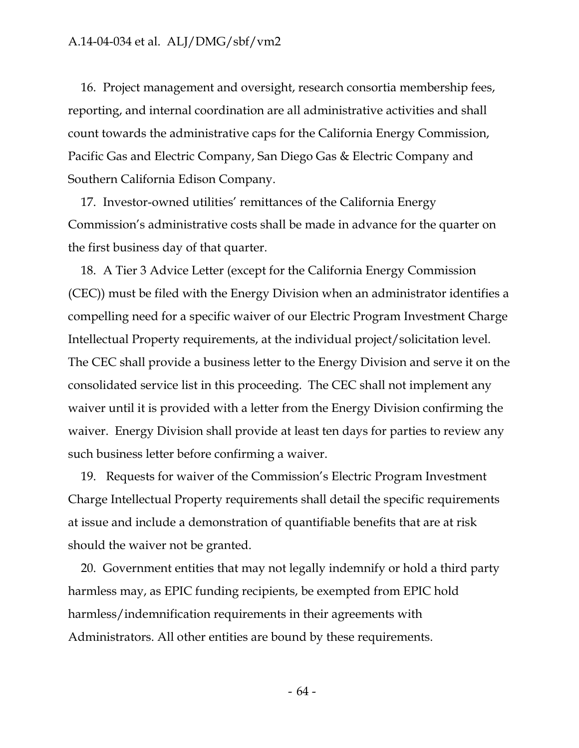16. Project management and oversight, research consortia membership fees, reporting, and internal coordination are all administrative activities and shall count towards the administrative caps for the California Energy Commission, Pacific Gas and Electric Company, San Diego Gas & Electric Company and Southern California Edison Company.

17. Investor-owned utilities' remittances of the California Energy Commission's administrative costs shall be made in advance for the quarter on the first business day of that quarter.

18. A Tier 3 Advice Letter (except for the California Energy Commission (CEC)) must be filed with the Energy Division when an administrator identifies a compelling need for a specific waiver of our Electric Program Investment Charge Intellectual Property requirements, at the individual project/solicitation level. The CEC shall provide a business letter to the Energy Division and serve it on the consolidated service list in this proceeding. The CEC shall not implement any waiver until it is provided with a letter from the Energy Division confirming the waiver. Energy Division shall provide at least ten days for parties to review any such business letter before confirming a waiver.

19. Requests for waiver of the Commission's Electric Program Investment Charge Intellectual Property requirements shall detail the specific requirements at issue and include a demonstration of quantifiable benefits that are at risk should the waiver not be granted.

20. Government entities that may not legally indemnify or hold a third party harmless may, as EPIC funding recipients, be exempted from EPIC hold harmless/indemnification requirements in their agreements with Administrators. All other entities are bound by these requirements.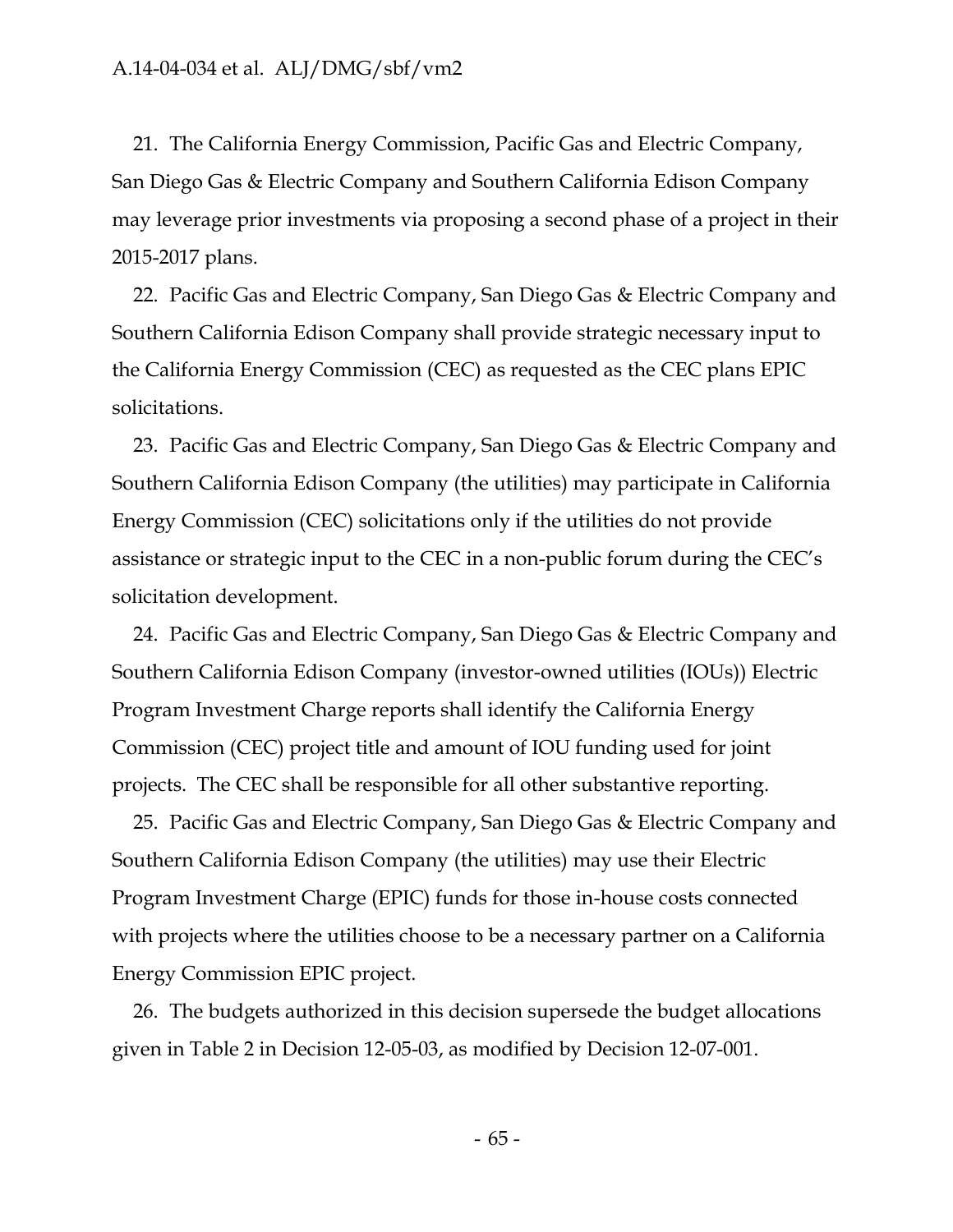21. The California Energy Commission, Pacific Gas and Electric Company, San Diego Gas & Electric Company and Southern California Edison Company may leverage prior investments via proposing a second phase of a project in their 2015-2017 plans.

22. Pacific Gas and Electric Company, San Diego Gas & Electric Company and Southern California Edison Company shall provide strategic necessary input to the California Energy Commission (CEC) as requested as the CEC plans EPIC solicitations.

23. Pacific Gas and Electric Company, San Diego Gas & Electric Company and Southern California Edison Company (the utilities) may participate in California Energy Commission (CEC) solicitations only if the utilities do not provide assistance or strategic input to the CEC in a non-public forum during the CEC's solicitation development.

24. Pacific Gas and Electric Company, San Diego Gas & Electric Company and Southern California Edison Company (investor-owned utilities (IOUs)) Electric Program Investment Charge reports shall identify the California Energy Commission (CEC) project title and amount of IOU funding used for joint projects. The CEC shall be responsible for all other substantive reporting.

25. Pacific Gas and Electric Company, San Diego Gas & Electric Company and Southern California Edison Company (the utilities) may use their Electric Program Investment Charge (EPIC) funds for those in-house costs connected with projects where the utilities choose to be a necessary partner on a California Energy Commission EPIC project.

26. The budgets authorized in this decision supersede the budget allocations given in Table 2 in Decision 12-05-03, as modified by Decision 12-07-001.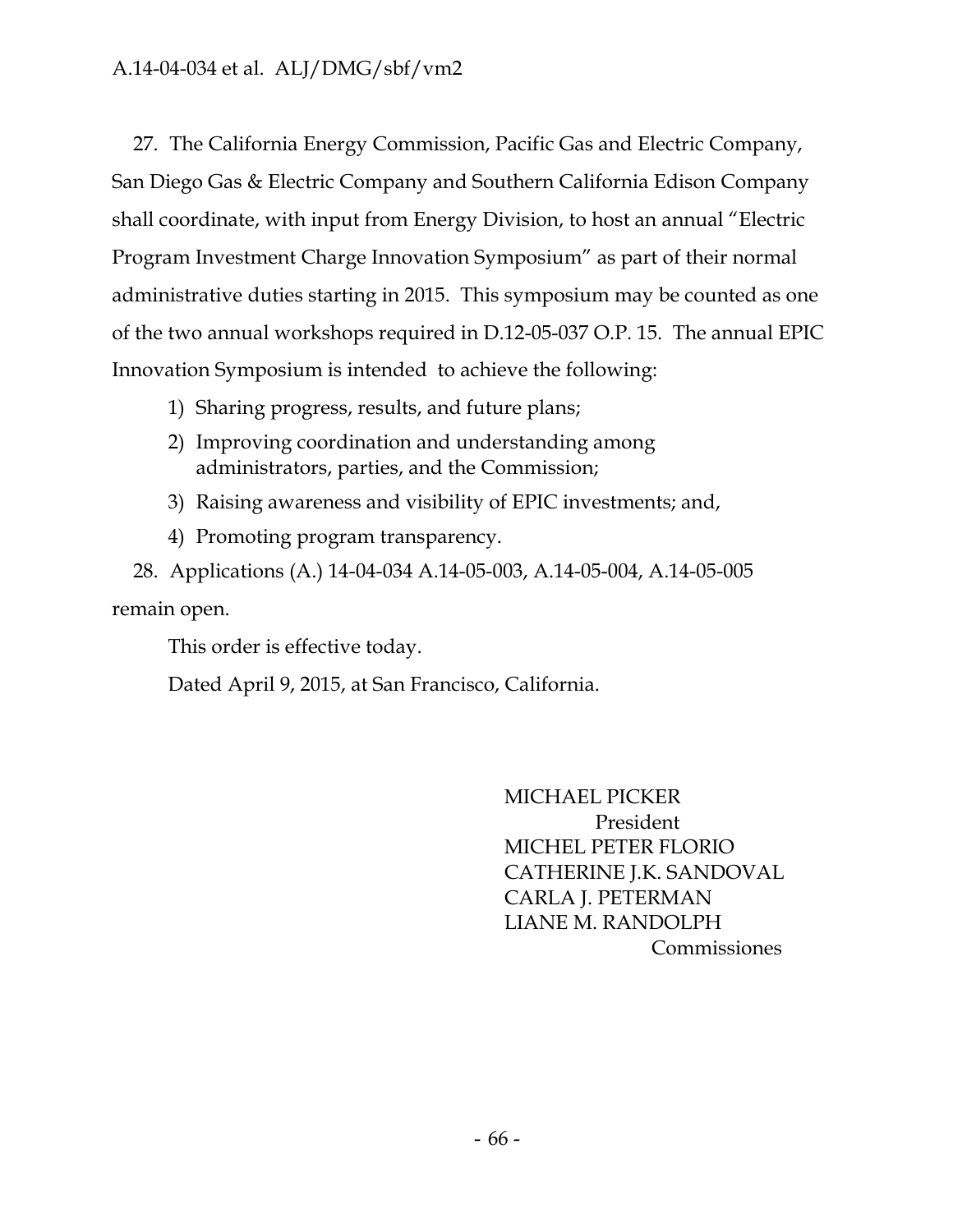27. The California Energy Commission, Pacific Gas and Electric Company, San Diego Gas & Electric Company and Southern California Edison Company shall coordinate, with input from Energy Division, to host an annual "Electric Program Investment Charge Innovation Symposium" as part of their normal administrative duties starting in 2015. This symposium may be counted as one of the two annual workshops required in D.12-05-037 O.P. 15. The annual EPIC Innovation Symposium is intended to achieve the following:

1) Sharing progress, results, and future plans;
2) Improving coordination and understanding among administrators, parties, and the Commission;
3) Raising awareness and visibility of EPIC investments; and,
4) Promoting program transparency.

28. Applications (A.) 14-04-034 A.14-05-003, A.14-05-004, A.14-05-005 remain open.

This order is effective today.

Dated April 9, 2015, at San Francisco, California.

MICHAEL PICKER
President
MICHEL PETER FLORIO
CATHERINE J.K. SANDOVAL
CARLA J. PETERMAN
LIANE M. RANDOLPH
Commissiones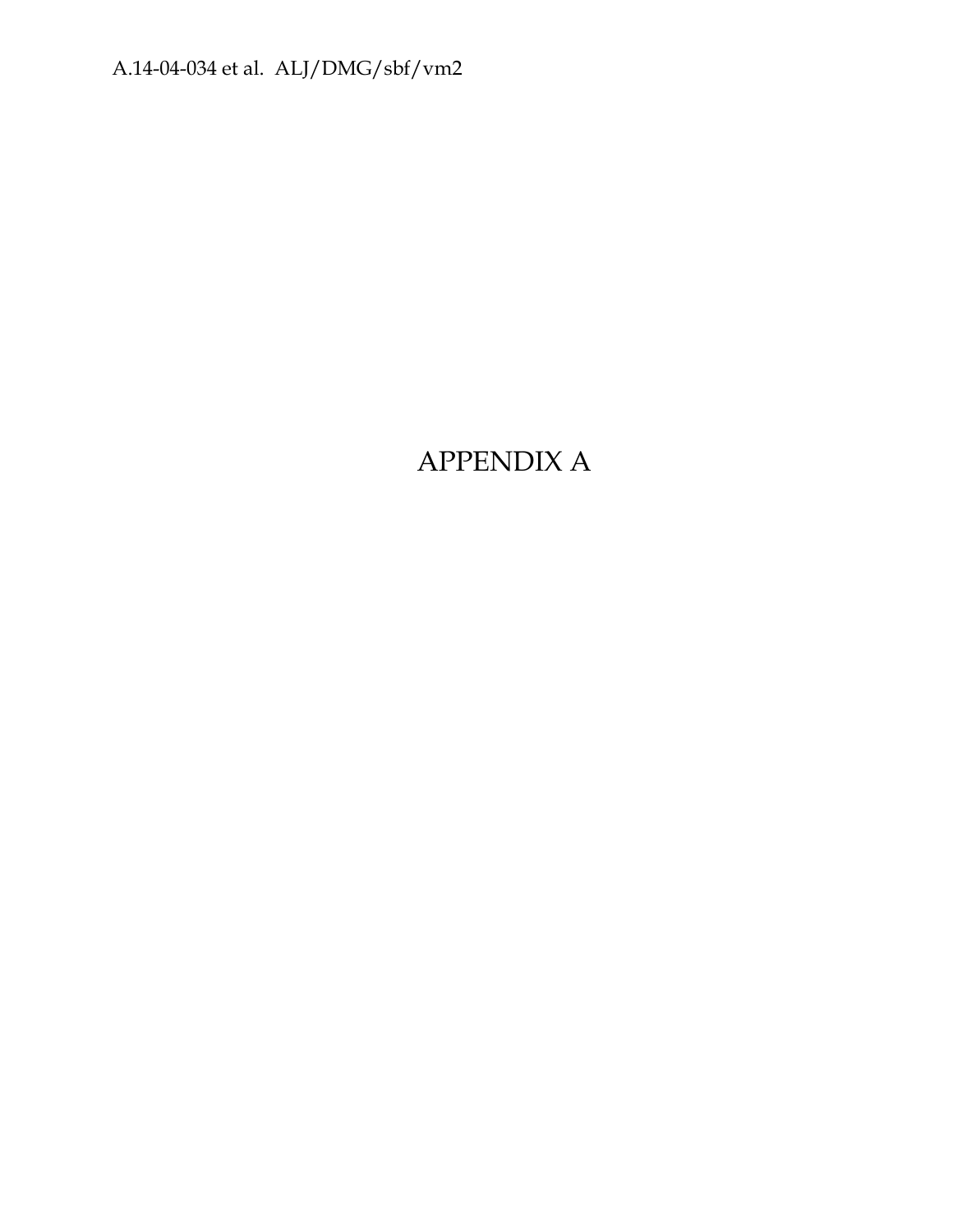# APPENDIX A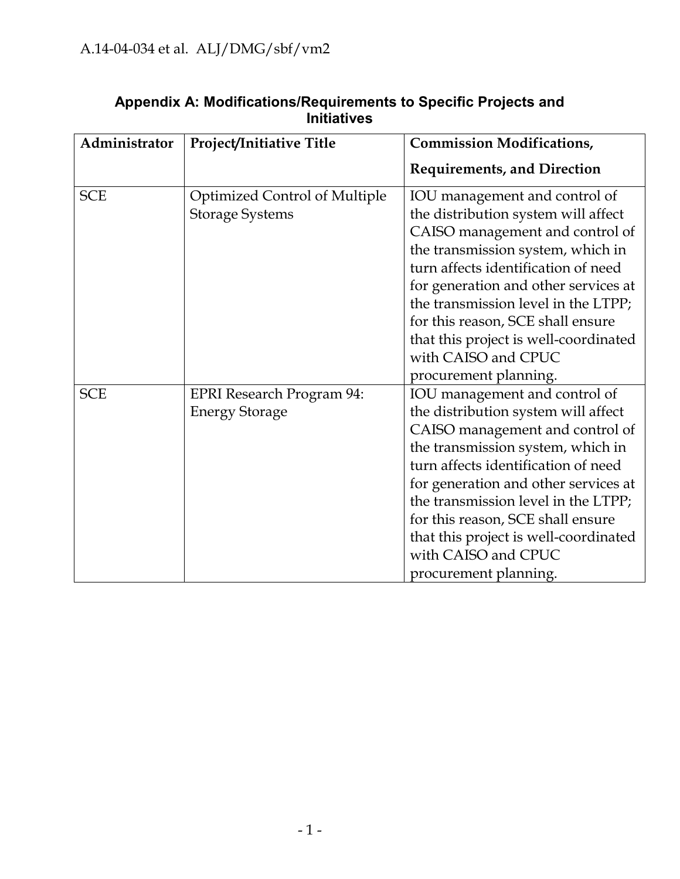## Appendix A: Modifications/Requirements to Specific Projects and Initiatives

| Administrator | Project/Initiative Title | Commission Modifications, Requirements, and Direction |
|---|---|---|
| SCE | Optimized Control of Multiple Storage Systems | IOU management and control of the distribution system will affect CAISO management and control of the transmission system, which in turn affects identification of need for generation and other services at the transmission level in the LTPP; for this reason, SCE shall ensure that this project is well-coordinated with CAISO and CPUC procurement planning. |
| SCE | EPRI Research Program 94: Energy Storage | IOU management and control of the distribution system will affect CAISO management and control of the transmission system, which in turn affects identification of need for generation and other services at the transmission level in the LTPP; for this reason, SCE shall ensure that this project is well-coordinated with CAISO and CPUC procurement planning. |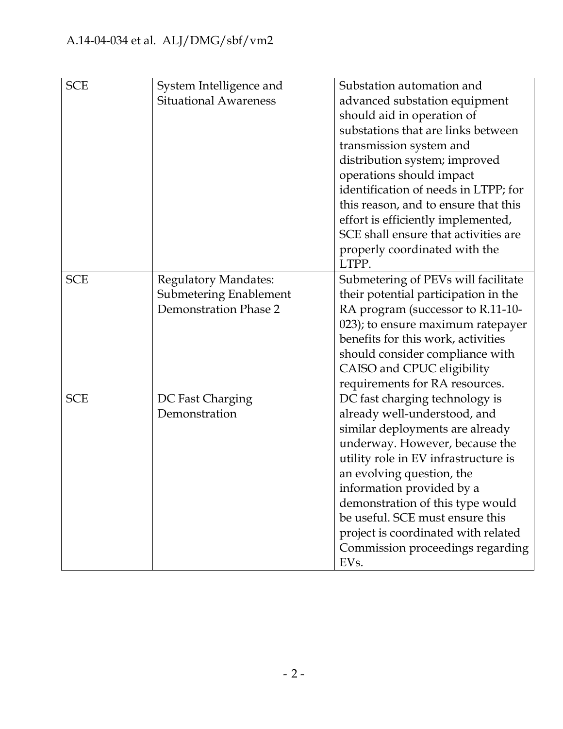| SCE | System Intelligence and Situational Awareness | Substation automation and advanced substation equipment should aid in operation of substations that are links between transmission system and distribution system; improved operations should impact identification of needs in LTPP; for this reason, and to ensure that this effort is efficiently implemented, SCE shall ensure that activities are properly coordinated with the LTPP. |
|---|---|---|
| SCE | Regulatory Mandates: Submetering Enablement Demonstration Phase 2 | Submetering of PEVs will facilitate their potential participation in the RA program (successor to R.11-10-023); to ensure maximum ratepayer benefits for this work, activities should consider compliance with CAISO and CPUC eligibility requirements for RA resources. |
| SCE | DC Fast Charging Demonstration | DC fast charging technology is already well-understood, and similar deployments are already underway. However, because the utility role in EV infrastructure is an evolving question, the information provided by a demonstration of this type would be useful. SCE must ensure this project is coordinated with related Commission proceedings regarding EVs. |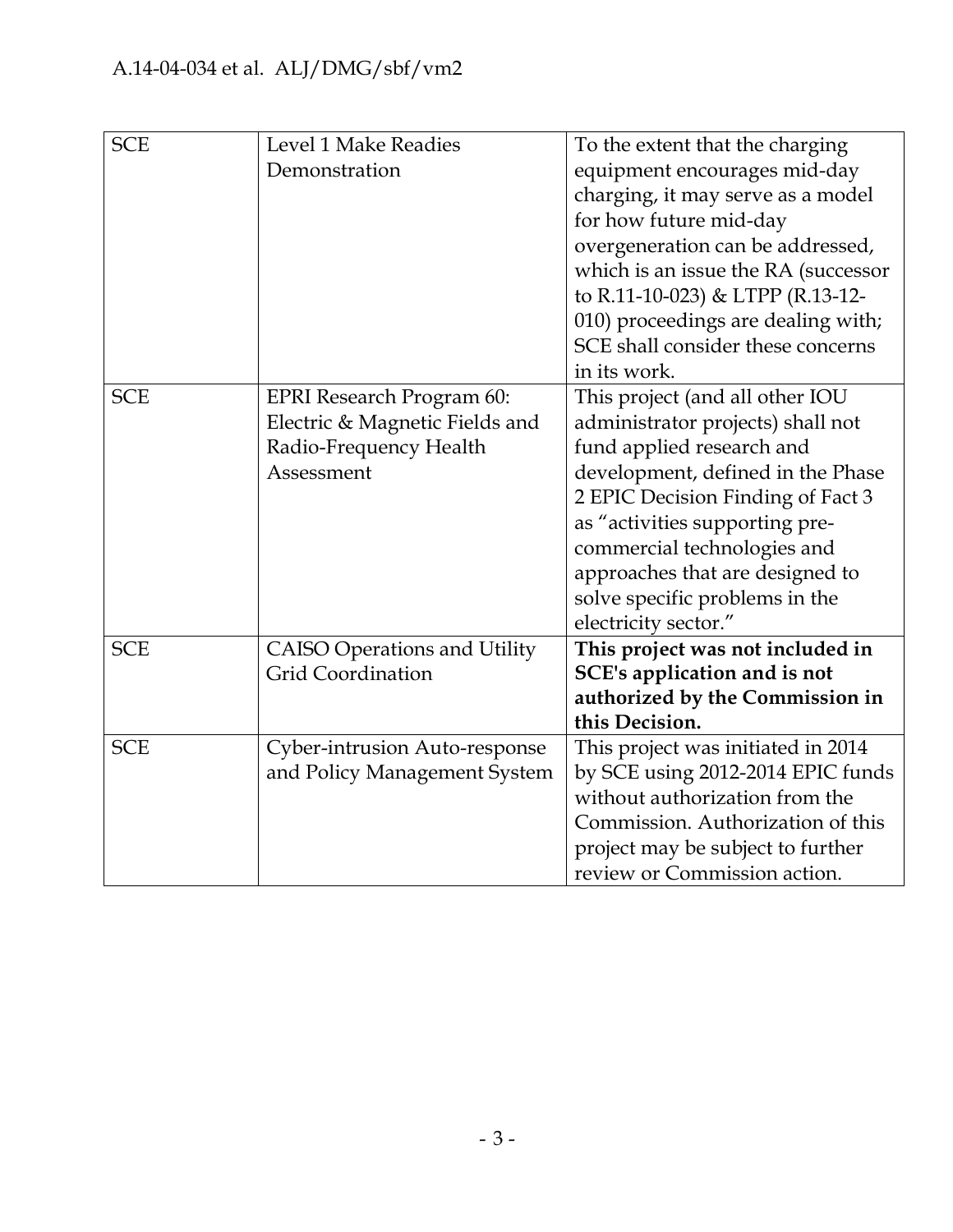| SCE | Level 1 Make Readies Demonstration | To the extent that the charging equipment encourages mid-day charging, it may serve as a model for how future mid-day overgeneration can be addressed, which is an issue the RA (successor to R.11-10-023) & LTPP (R.13-12-010) proceedings are dealing with; SCE shall consider these concerns in its work. |
|---|---|---|
| SCE | EPRI Research Program 60: Electric & Magnetic Fields and Radio-Frequency Health Assessment | This project (and all other IOU administrator projects) shall not fund applied research and development, defined in the Phase 2 EPIC Decision Finding of Fact 3 as "activities supporting pre-commercial technologies and approaches that are designed to solve specific problems in the electricity sector." |
| SCE | CAISO Operations and Utility Grid Coordination | **This project was not included in SCE's application and is not authorized by the Commission in this Decision.** |
| SCE | Cyber-intrusion Auto-response and Policy Management System | This project was initiated in 2014 by SCE using 2012-2014 EPIC funds without authorization from the Commission. Authorization of this project may be subject to further review or Commission action. |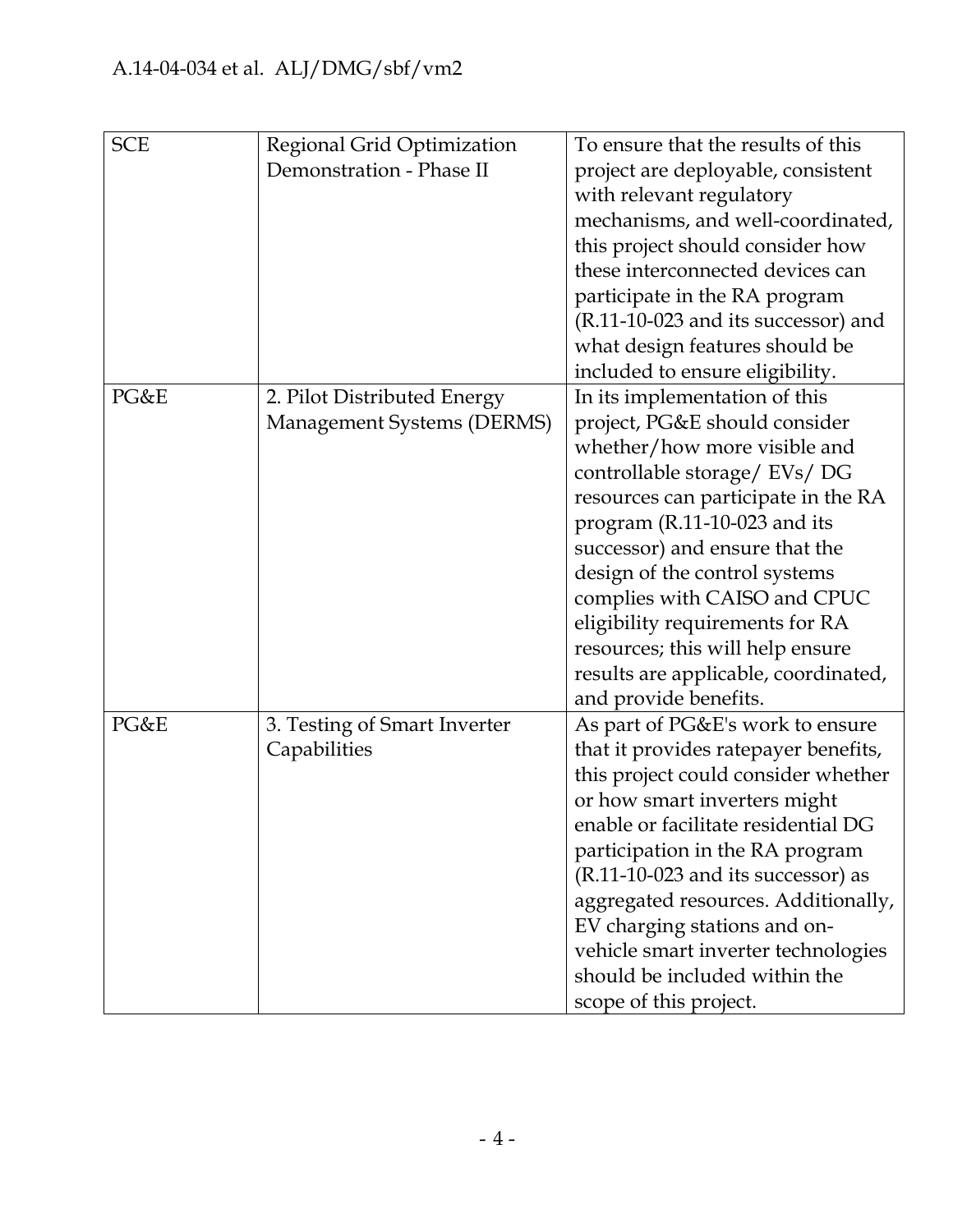| SCE | Regional Grid Optimization Demonstration - Phase II | To ensure that the results of this project are deployable, consistent with relevant regulatory mechanisms, and well-coordinated, this project should consider how these interconnected devices can participate in the RA program (R.11-10-023 and its successor) and what design features should be included to ensure eligibility. |
|---|---|---|
| PG&E | 2. Pilot Distributed Energy Management Systems (DERMS) | In its implementation of this project, PG&E should consider whether/how more visible and controllable storage/ EVs/ DG resources can participate in the RA program (R.11-10-023 and its successor) and ensure that the design of the control systems complies with CAISO and CPUC eligibility requirements for RA resources; this will help ensure results are applicable, coordinated, and provide benefits. |
| PG&E | 3. Testing of Smart Inverter Capabilities | As part of PG&E's work to ensure that it provides ratepayer benefits, this project could consider whether or how smart inverters might enable or facilitate residential DG participation in the RA program (R.11-10-023 and its successor) as aggregated resources. Additionally, EV charging stations and on-vehicle smart inverter technologies should be included within the scope of this project. |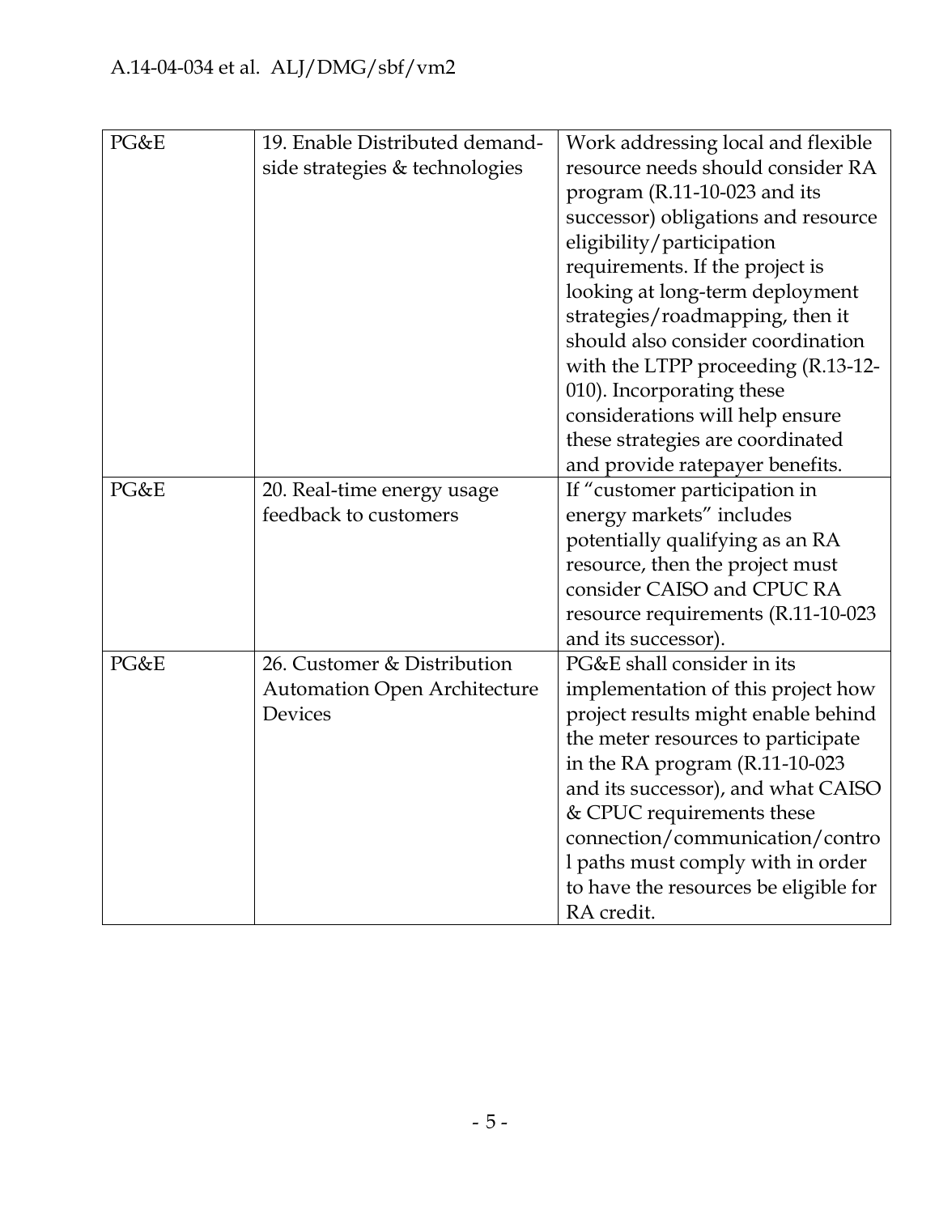| PG&E | 19. Enable Distributed demand-side strategies & technologies | Work addressing local and flexible resource needs should consider RA program (R.11-10-023 and its successor) obligations and resource eligibility/participation requirements. If the project is looking at long-term deployment strategies/roadmapping, then it should also consider coordination with the LTPP proceeding (R.13-12-010). Incorporating these considerations will help ensure these strategies are coordinated and provide ratepayer benefits. |
|---|---|---|
| PG&E | 20. Real-time energy usage feedback to customers | If "customer participation in energy markets" includes potentially qualifying as an RA resource, then the project must consider CAISO and CPUC RA resource requirements (R.11-10-023 and its successor). |
| PG&E | 26. Customer & Distribution Automation Open Architecture Devices | PG&E shall consider in its implementation of this project how project results might enable behind the meter resources to participate in the RA program (R.11-10-023 and its successor), and what CAISO & CPUC requirements these connection/communication/control paths must comply with in order to have the resources be eligible for RA credit. |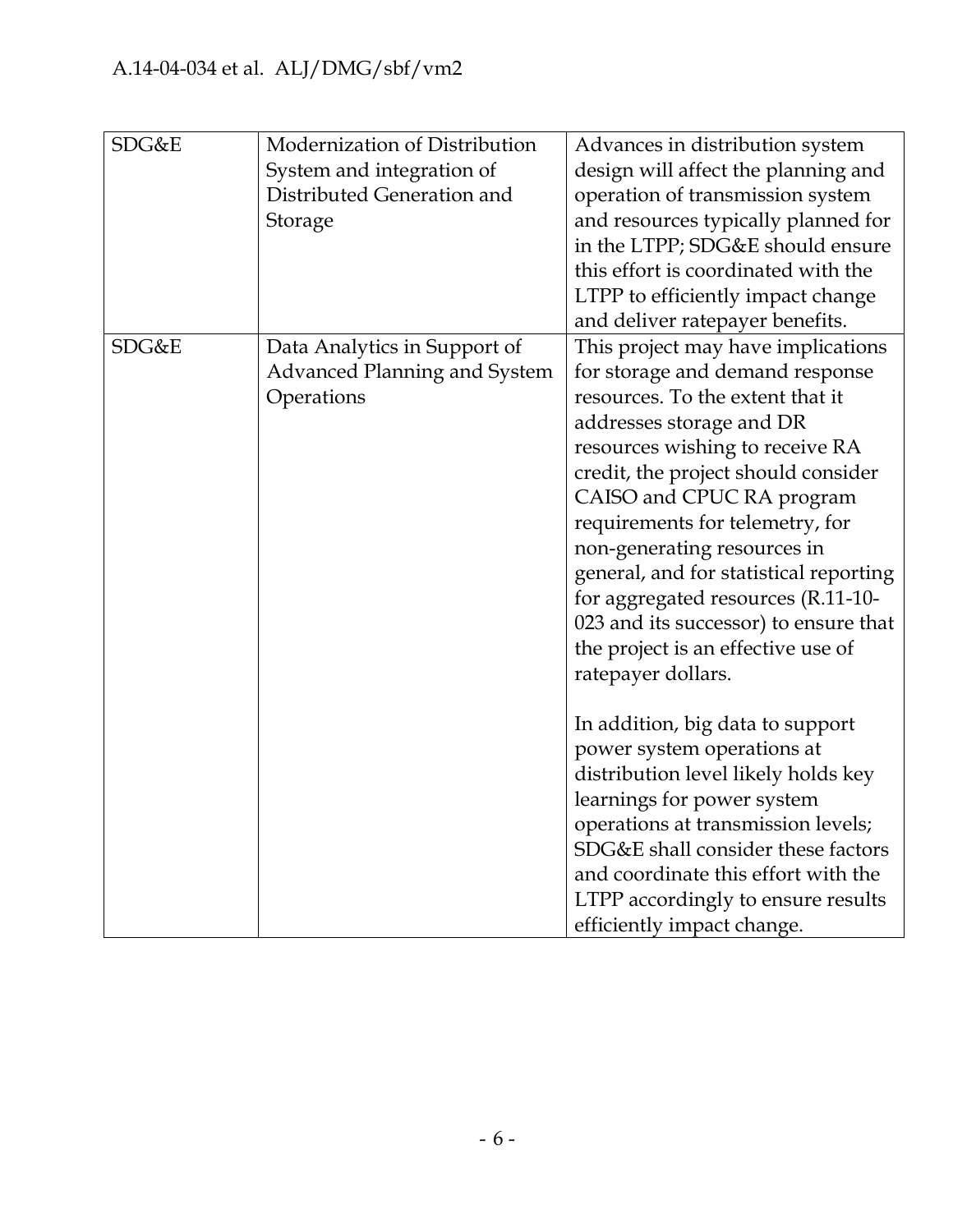| | | |
|---|---|---|
| SDG&E | Modernization of Distribution System and integration of Distributed Generation and Storage | Advances in distribution system design will affect the planning and operation of transmission system and resources typically planned for in the LTPP; SDG&E should ensure this effort is coordinated with the LTPP to efficiently impact change and deliver ratepayer benefits. |
| SDG&E | Data Analytics in Support of Advanced Planning and System Operations | This project may have implications for storage and demand response resources. To the extent that it addresses storage and DR resources wishing to receive RA credit, the project should consider CAISO and CPUC RA program requirements for telemetry, for non-generating resources in general, and for statistical reporting for aggregated resources (R.11-10-023 and its successor) to ensure that the project is an effective use of ratepayer dollars.<br><br>In addition, big data to support power system operations at distribution level likely holds key learnings for power system operations at transmission levels; SDG&E shall consider these factors and coordinate this effort with the LTPP accordingly to ensure results efficiently impact change. |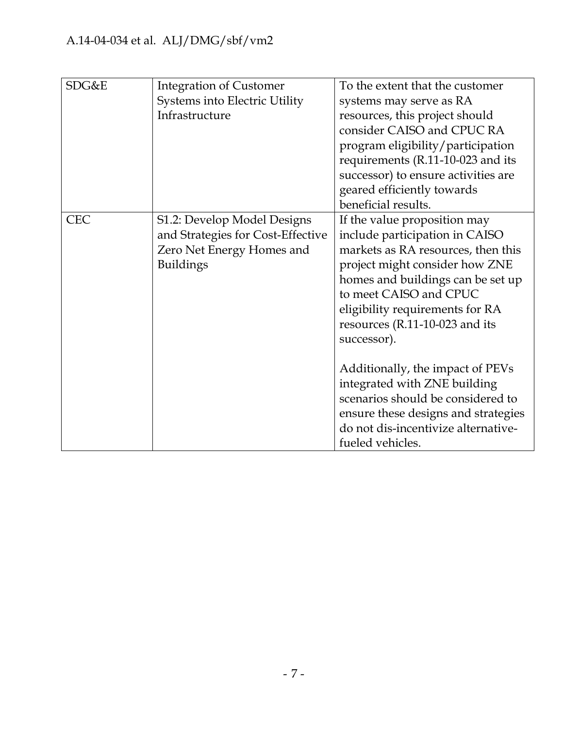| | | |
|---|---|---|
| SDG&E | Integration of Customer Systems into Electric Utility Infrastructure | To the extent that the customer systems may serve as RA resources, this project should consider CAISO and CPUC RA program eligibility/participation requirements (R.11-10-023 and its successor) to ensure activities are geared efficiently towards beneficial results. |
| CEC | S1.2: Develop Model Designs and Strategies for Cost-Effective Zero Net Energy Homes and Buildings | If the value proposition may include participation in CAISO markets as RA resources, then this project might consider how ZNE homes and buildings can be set up to meet CAISO and CPUC eligibility requirements for RA resources (R.11-10-023 and its successor).<br><br>Additionally, the impact of PEVs integrated with ZNE building scenarios should be considered to ensure these designs and strategies do not dis-incentivize alternative-fueled vehicles. |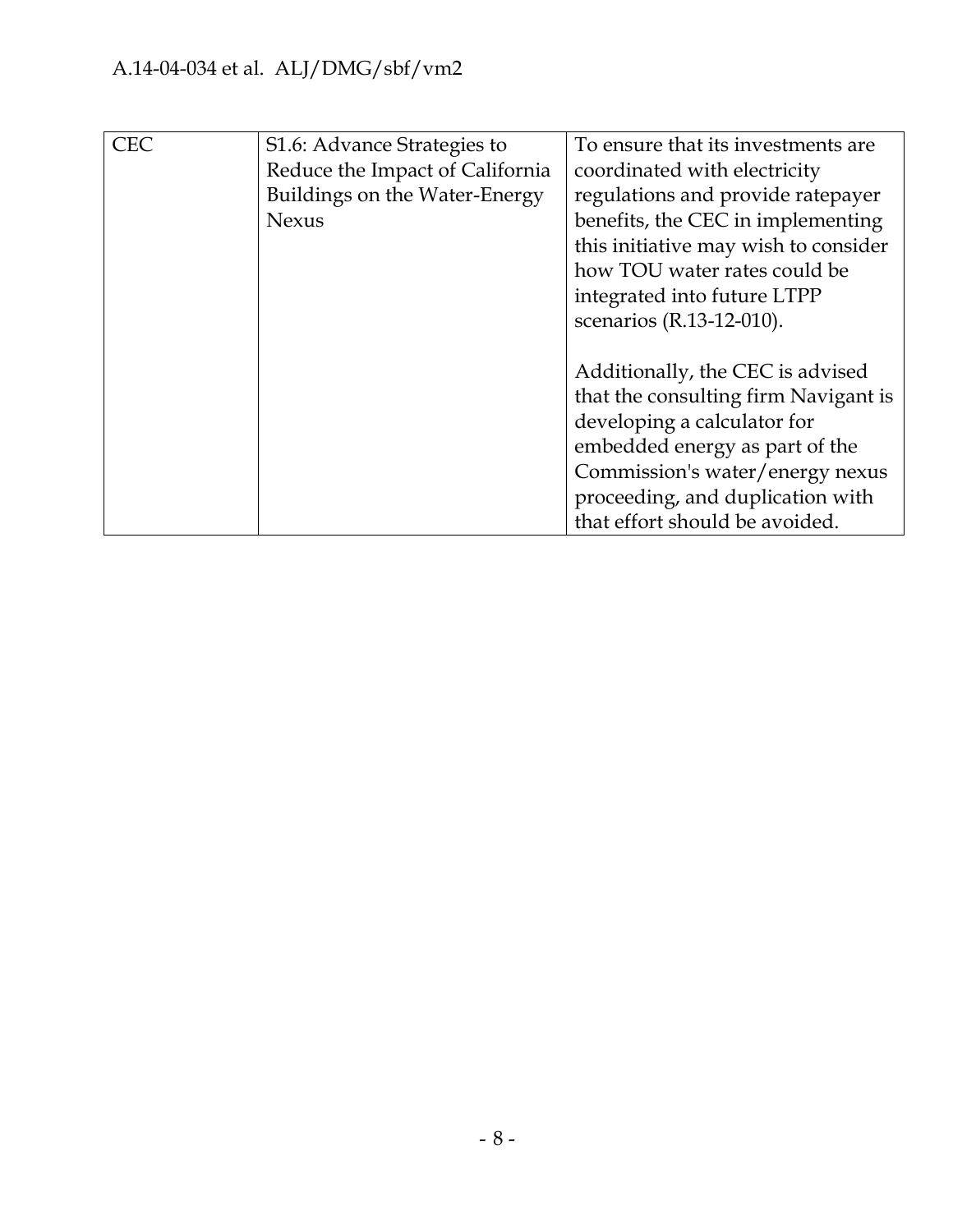| | | |
|---|---|---|
| CEC | S1.6: Advance Strategies to Reduce the Impact of California Buildings on the Water-Energy Nexus | To ensure that its investments are coordinated with electricity regulations and provide ratepayer benefits, the CEC in implementing this initiative may wish to consider how TOU water rates could be integrated into future LTPP scenarios (R.13-12-010).<br><br>Additionally, the CEC is advised that the consulting firm Navigant is developing a calculator for embedded energy as part of the Commission's water/energy nexus proceeding, and duplication with that effort should be avoided. |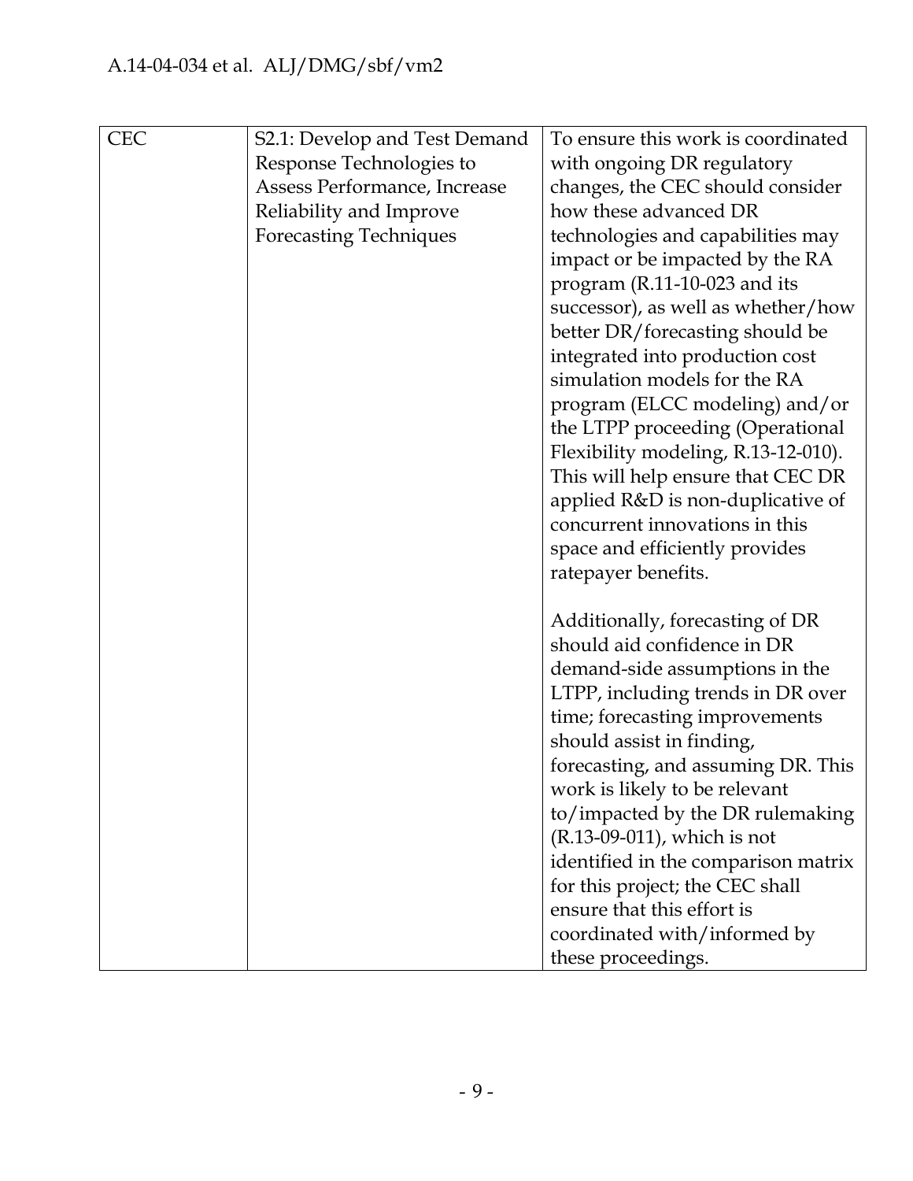| CEC | S2.1: Develop and Test Demand Response Technologies to Assess Performance, Increase Reliability and Improve Forecasting Techniques | To ensure this work is coordinated with ongoing DR regulatory changes, the CEC should consider how these advanced DR technologies and capabilities may impact or be impacted by the RA program (R.11-10-023 and its successor), as well as whether/how better DR/forecasting should be integrated into production cost simulation models for the RA program (ELCC modeling) and/or the LTPP proceeding (Operational Flexibility modeling, R.13-12-010). This will help ensure that CEC DR applied R&D is non-duplicative of concurrent innovations in this space and efficiently provides ratepayer benefits.<br><br>Additionally, forecasting of DR should aid confidence in DR demand-side assumptions in the LTPP, including trends in DR over time; forecasting improvements should assist in finding, forecasting, and assuming DR. This work is likely to be relevant to/impacted by the DR rulemaking (R.13-09-011), which is not identified in the comparison matrix for this project; the CEC shall ensure that this effort is coordinated with/informed by these proceedings. |
|---|---|---|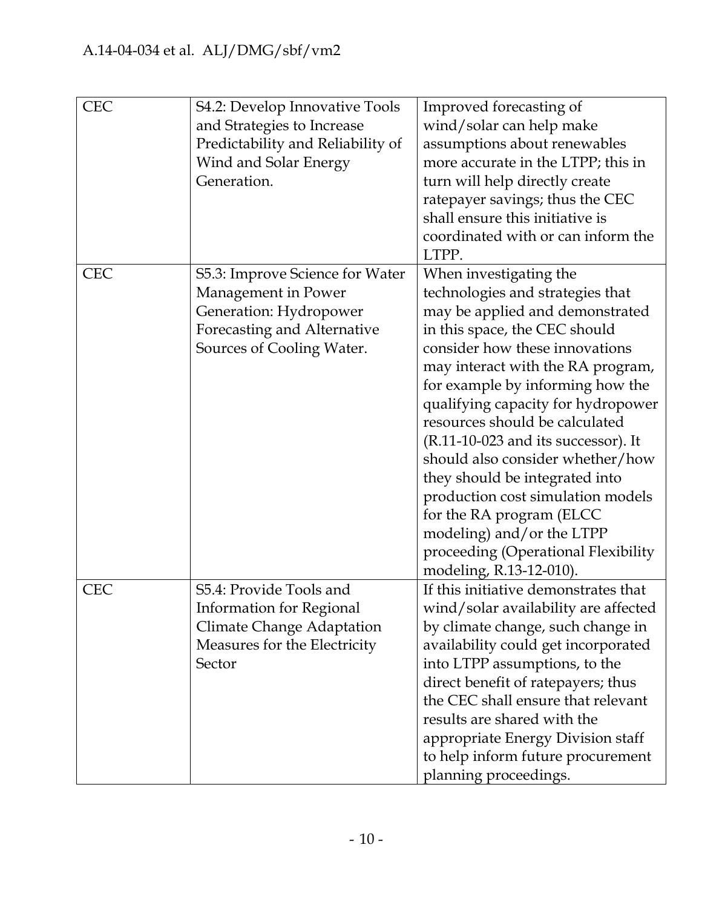| | | |
|---|---|---|
| CEC | S4.2: Develop Innovative Tools and Strategies to Increase Predictability and Reliability of Wind and Solar Energy Generation. | Improved forecasting of wind/solar can help make assumptions about renewables more accurate in the LTPP; this in turn will help directly create ratepayer savings; thus the CEC shall ensure this initiative is coordinated with or can inform the LTPP. |
| CEC | S5.3: Improve Science for Water Management in Power Generation: Hydropower Forecasting and Alternative Sources of Cooling Water. | When investigating the technologies and strategies that may be applied and demonstrated in this space, the CEC should consider how these innovations may interact with the RA program, for example by informing how the qualifying capacity for hydropower resources should be calculated (R.11-10-023 and its successor). It should also consider whether/how they should be integrated into production cost simulation models for the RA program (ELCC modeling) and/or the LTPP proceeding (Operational Flexibility modeling, R.13-12-010). |
| CEC | S5.4: Provide Tools and Information for Regional Climate Change Adaptation Measures for the Electricity Sector | If this initiative demonstrates that wind/solar availability are affected by climate change, such change in availability could get incorporated into LTPP assumptions, to the direct benefit of ratepayers; thus the CEC shall ensure that relevant results are shared with the appropriate Energy Division staff to help inform future procurement planning proceedings. |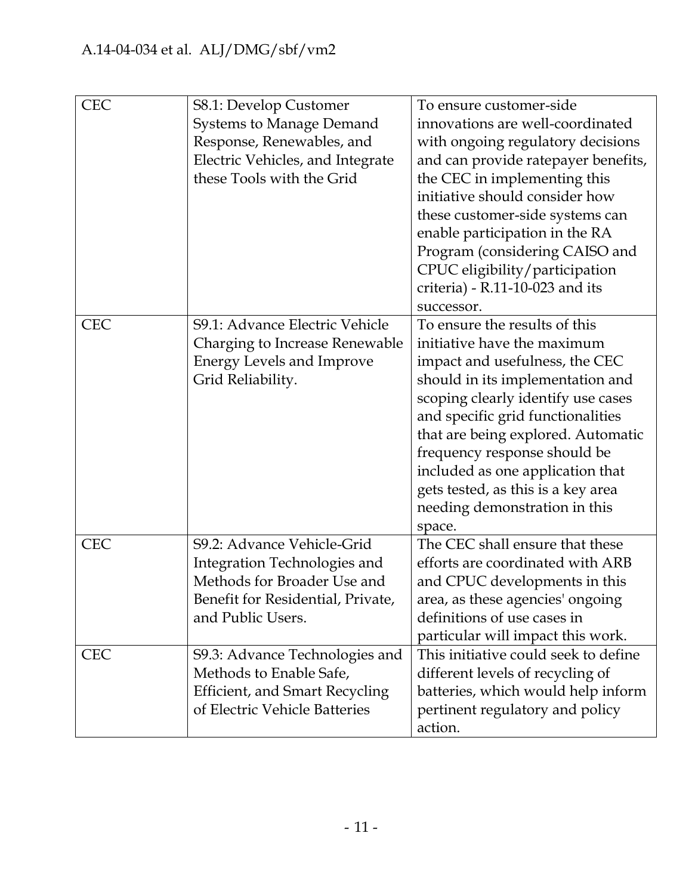| CEC | S8.1: Develop Customer Systems to Manage Demand Response, Renewables, and Electric Vehicles, and Integrate these Tools with the Grid | To ensure customer-side innovations are well-coordinated with ongoing regulatory decisions and can provide ratepayer benefits, the CEC in implementing this initiative should consider how these customer-side systems can enable participation in the RA Program (considering CAISO and CPUC eligibility/participation criteria) - R.11-10-023 and its successor. |
|---|---|---|
| CEC | S9.1: Advance Electric Vehicle Charging to Increase Renewable Energy Levels and Improve Grid Reliability. | To ensure the results of this initiative have the maximum impact and usefulness, the CEC should in its implementation and scoping clearly identify use cases and specific grid functionalities that are being explored. Automatic frequency response should be included as one application that gets tested, as this is a key area needing demonstration in this space. |
| CEC | S9.2: Advance Vehicle-Grid Integration Technologies and Methods for Broader Use and Benefit for Residential, Private, and Public Users. | The CEC shall ensure that these efforts are coordinated with ARB and CPUC developments in this area, as these agencies' ongoing definitions of use cases in particular will impact this work. |
| CEC | S9.3: Advance Technologies and Methods to Enable Safe, Efficient, and Smart Recycling of Electric Vehicle Batteries | This initiative could seek to define different levels of recycling of batteries, which would help inform pertinent regulatory and policy action. |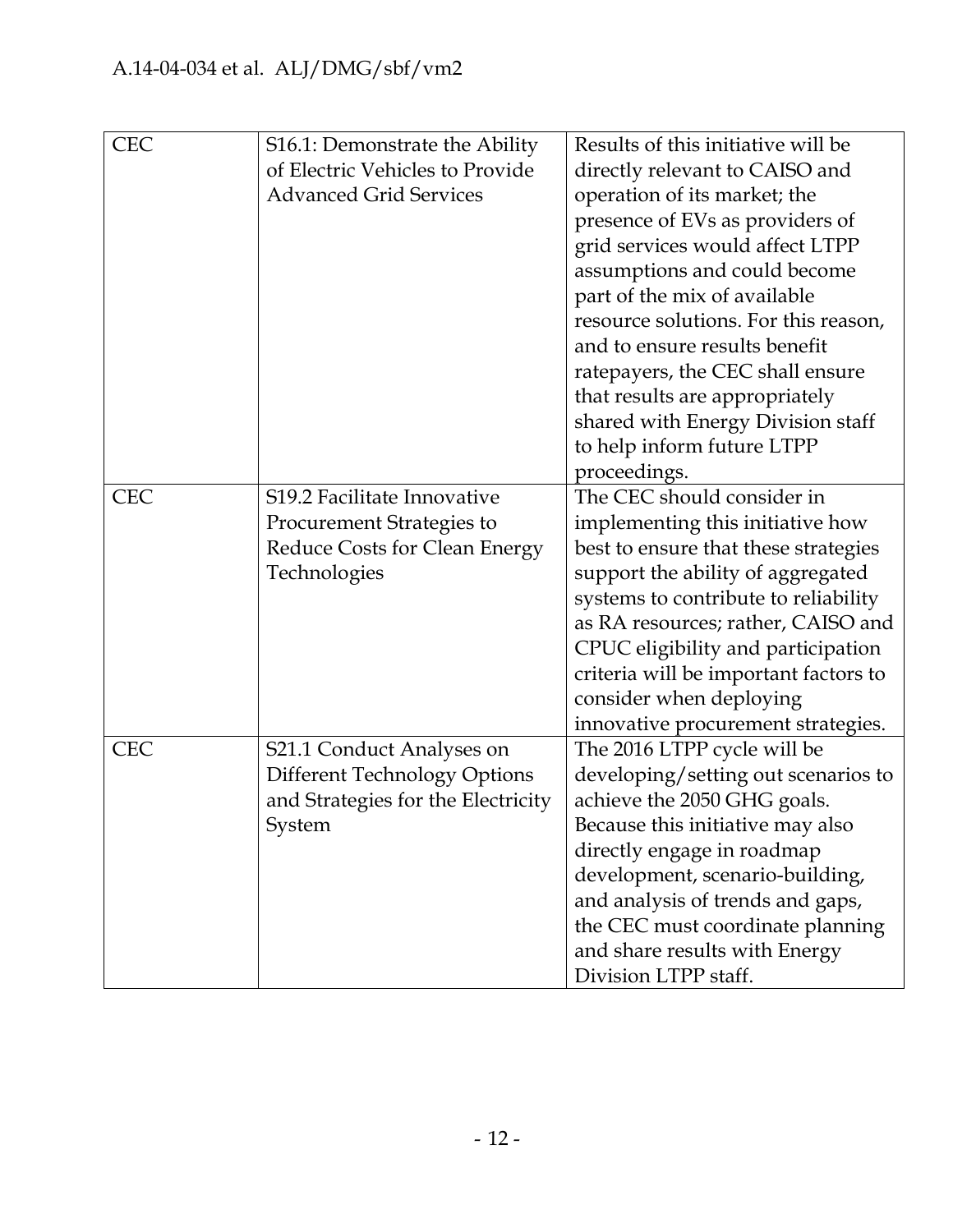| CEC | S16.1: Demonstrate the Ability of Electric Vehicles to Provide Advanced Grid Services | Results of this initiative will be directly relevant to CAISO and operation of its market; the presence of EVs as providers of grid services would affect LTPP assumptions and could become part of the mix of available resource solutions. For this reason, and to ensure results benefit ratepayers, the CEC shall ensure that results are appropriately shared with Energy Division staff to help inform future LTPP proceedings. |
|---|---|---|
| CEC | S19.2 Facilitate Innovative Procurement Strategies to Reduce Costs for Clean Energy Technologies | The CEC should consider in implementing this initiative how best to ensure that these strategies support the ability of aggregated systems to contribute to reliability as RA resources; rather, CAISO and CPUC eligibility and participation criteria will be important factors to consider when deploying innovative procurement strategies. |
| CEC | S21.1 Conduct Analyses on Different Technology Options and Strategies for the Electricity System | The 2016 LTPP cycle will be developing/setting out scenarios to achieve the 2050 GHG goals. Because this initiative may also directly engage in roadmap development, scenario-building, and analysis of trends and gaps, the CEC must coordinate planning and share results with Energy Division LTPP staff. |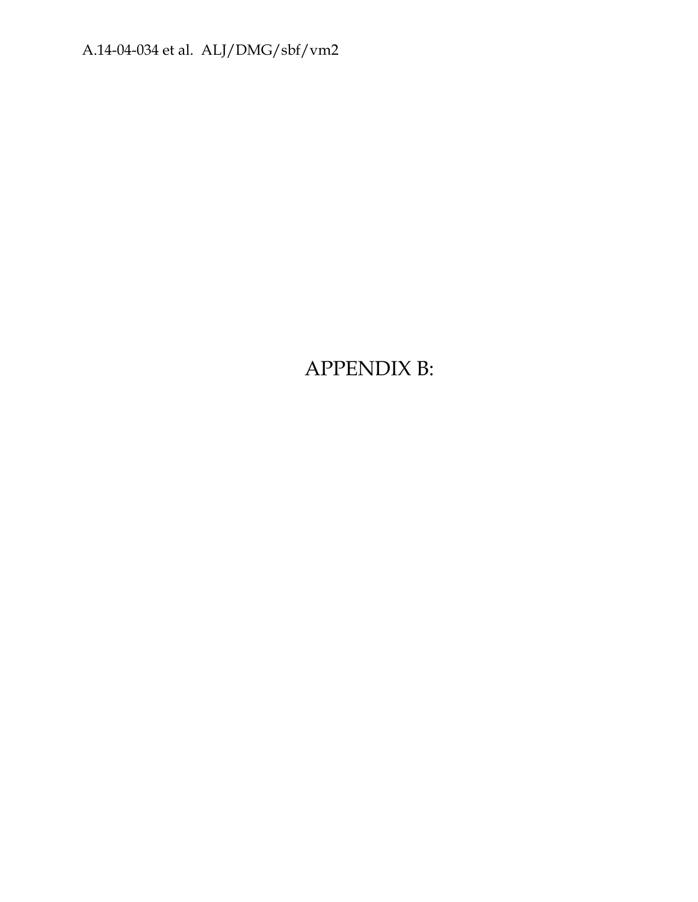# APPENDIX B: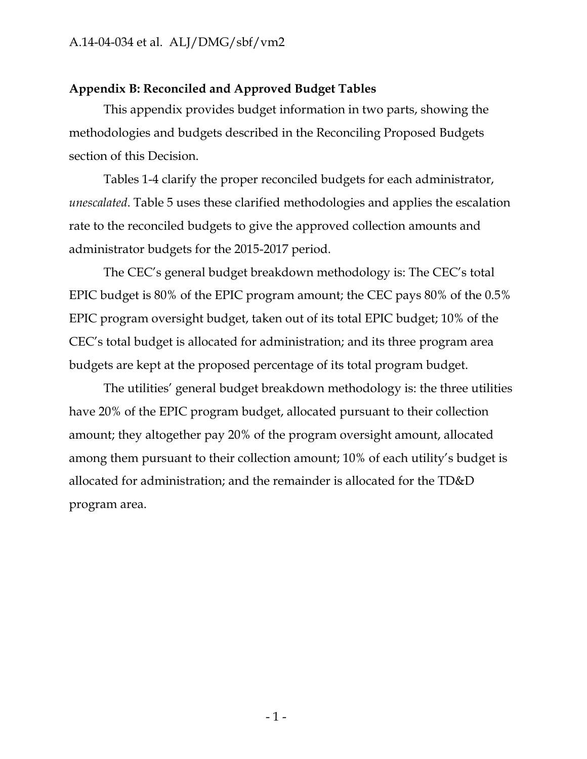**Appendix B: Reconciled and Approved Budget Tables**

This appendix provides budget information in two parts, showing the methodologies and budgets described in the Reconciling Proposed Budgets section of this Decision.

Tables 1-4 clarify the proper reconciled budgets for each administrator, *unescalated*. Table 5 uses these clarified methodologies and applies the escalation rate to the reconciled budgets to give the approved collection amounts and administrator budgets for the 2015-2017 period.

The CEC's general budget breakdown methodology is: The CEC's total EPIC budget is 80% of the EPIC program amount; the CEC pays 80% of the 0.5% EPIC program oversight budget, taken out of its total EPIC budget; 10% of the CEC's total budget is allocated for administration; and its three program area budgets are kept at the proposed percentage of its total program budget.

The utilities' general budget breakdown methodology is: the three utilities have 20% of the EPIC program budget, allocated pursuant to their collection amount; they altogether pay 20% of the program oversight amount, allocated among them pursuant to their collection amount; 10% of each utility's budget is allocated for administration; and the remainder is allocated for the TD&D program area.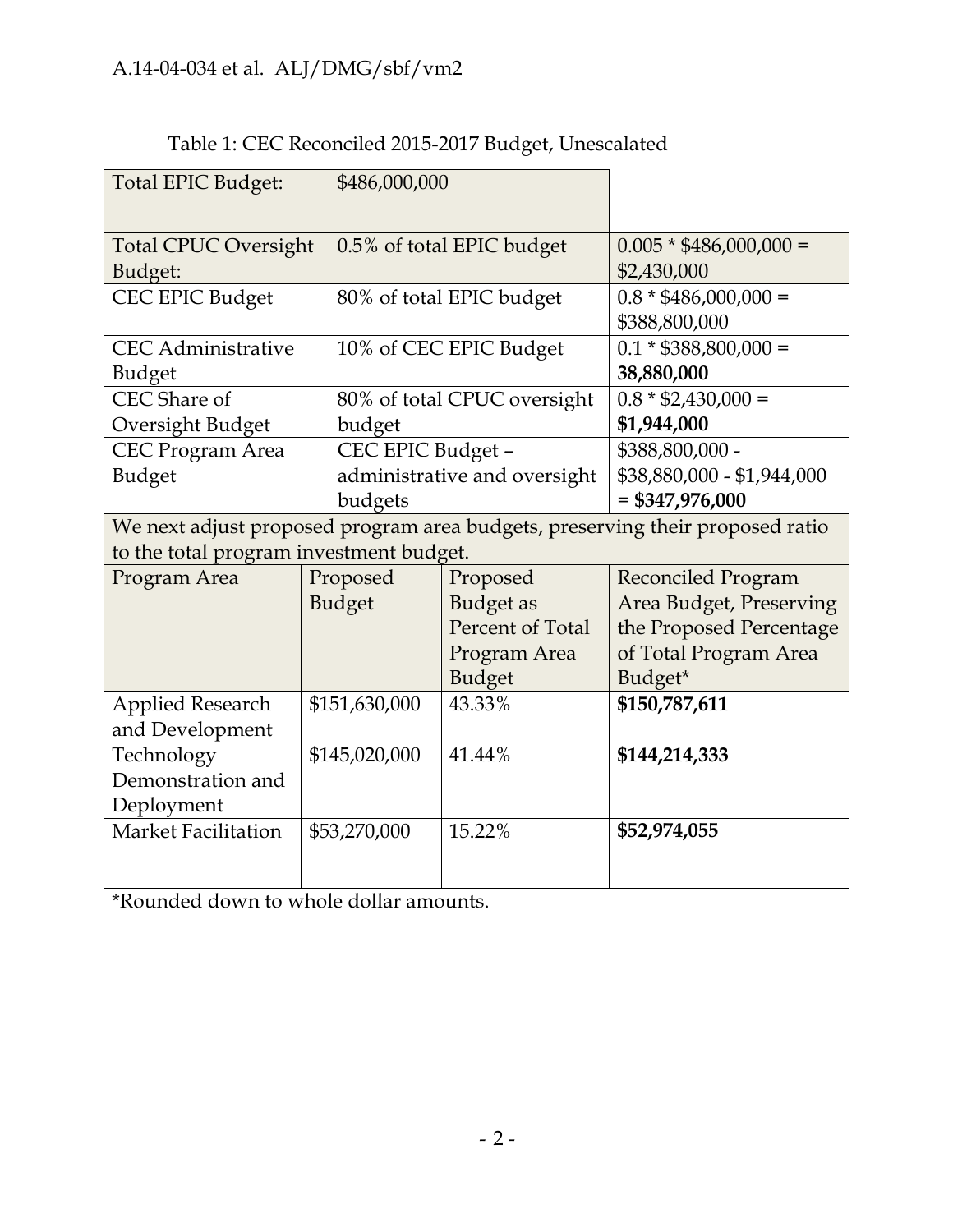Table 1: CEC Reconciled 2015-2017 Budget, Unescalated

| Total EPIC Budget: | $486,000,000 | | |
|---|---|---|---|
| Total CPUC Oversight Budget: | 0.5% of total EPIC budget | | 0.005 * $486,000,000 = $2,430,000 |
| CEC EPIC Budget | 80% of total EPIC budget | | 0.8 * $486,000,000 = $388,800,000 |
| CEC Administrative Budget | 10% of CEC EPIC Budget | | 0.1 * $388,800,000 = **38,880,000** |
| CEC Share of Oversight Budget | 80% of total CPUC oversight budget | | 0.8 * $2,430,000 = **$1,944,000** |
| CEC Program Area Budget | CEC EPIC Budget – administrative and oversight budgets | | $388,800,000 - $38,880,000 - $1,944,000 = **$347,976,000** |
| We next adjust proposed program area budgets, preserving their proposed ratio to the total program investment budget. | | | |
| Program Area | Proposed Budget | Proposed Budget as Percent of Total Program Area Budget | Reconciled Program Area Budget, Preserving the Proposed Percentage of Total Program Area Budget* |
| Applied Research and Development | $151,630,000 | 43.33% | **$150,787,611** |
| Technology Demonstration and Deployment | $145,020,000 | 41.44% | **$144,214,333** |
| Market Facilitation | $53,270,000 | 15.22% | **$52,974,055** |

*Rounded down to whole dollar amounts.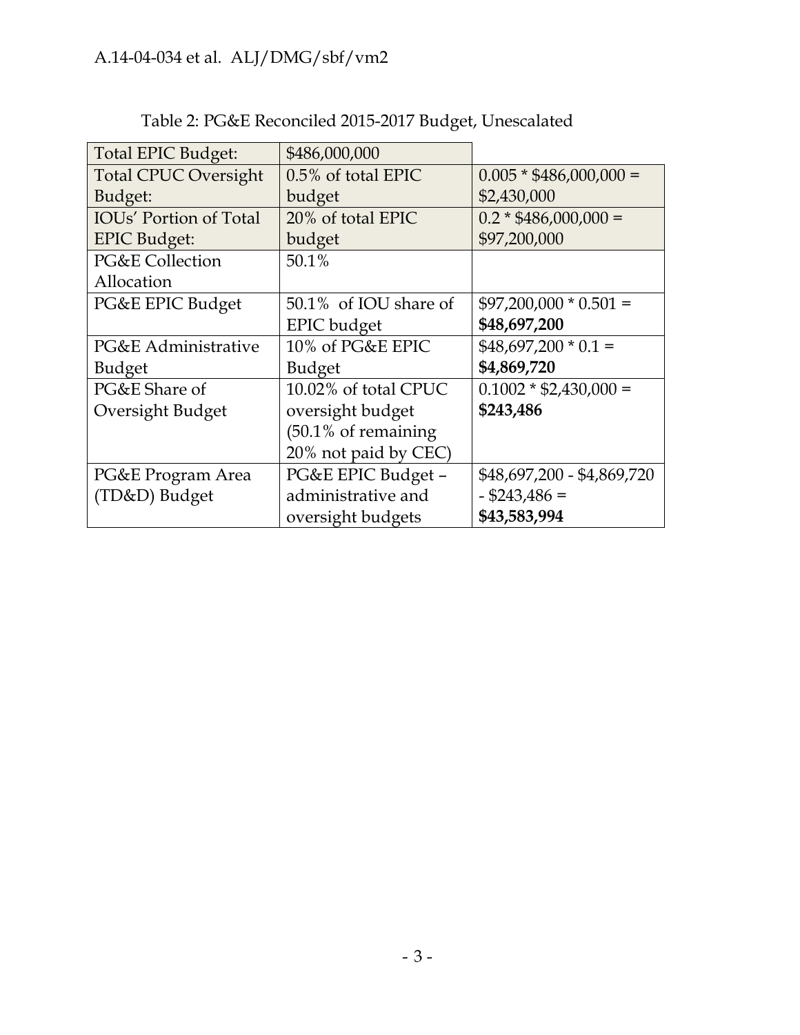Table 2: PG&E Reconciled 2015-2017 Budget, Unescalated

| Total EPIC Budget: | $486,000,000 | |
|---|---|---|
| Total CPUC Oversight Budget: | 0.5% of total EPIC budget | 0.005 * $486,000,000 = $2,430,000 |
| IOUs' Portion of Total EPIC Budget: | 20% of total EPIC budget | 0.2 * $486,000,000 = $97,200,000 |
| PG&E Collection Allocation | 50.1% | |
| PG&E EPIC Budget | 50.1% of IOU share of EPIC budget | $97,200,000 * 0.501 = **$48,697,200** |
| PG&E Administrative Budget | 10% of PG&E EPIC Budget | $48,697,200 * 0.1 = **$4,869,720** |
| PG&E Share of Oversight Budget | 10.02% of total CPUC oversight budget (50.1% of remaining 20% not paid by CEC) | 0.1002 * $2,430,000 = **$243,486** |
| PG&E Program Area (TD&D) Budget | PG&E EPIC Budget – administrative and oversight budgets | $48,697,200 - $4,869,720 - $243,486 = **$43,583,994** |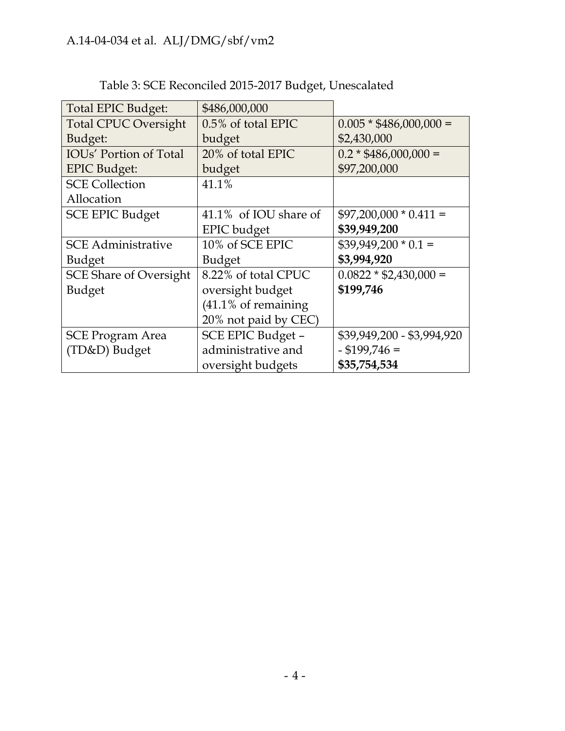Table 3: SCE Reconciled 2015-2017 Budget, Unescalated

| Total EPIC Budget: | $486,000,000 | |
|---|---|---|
| Total CPUC Oversight Budget: | 0.5% of total EPIC budget | 0.005 * $486,000,000 = $2,430,000 |
| IOUs' Portion of Total EPIC Budget: | 20% of total EPIC budget | 0.2 * $486,000,000 = $97,200,000 |
| SCE Collection Allocation | 41.1% | |
| SCE EPIC Budget | 41.1% of IOU share of EPIC budget | $97,200,000 * 0.411 = **$39,949,200** |
| SCE Administrative Budget | 10% of SCE EPIC Budget | $39,949,200 * 0.1 = **$3,994,920** |
| SCE Share of Oversight Budget | 8.22% of total CPUC oversight budget (41.1% of remaining 20% not paid by CEC) | 0.0822 * $2,430,000 = **$199,746** |
| SCE Program Area (TD&D) Budget | SCE EPIC Budget – administrative and oversight budgets | $39,949,200 - $3,994,920 - $199,746 = **$35,754,534** |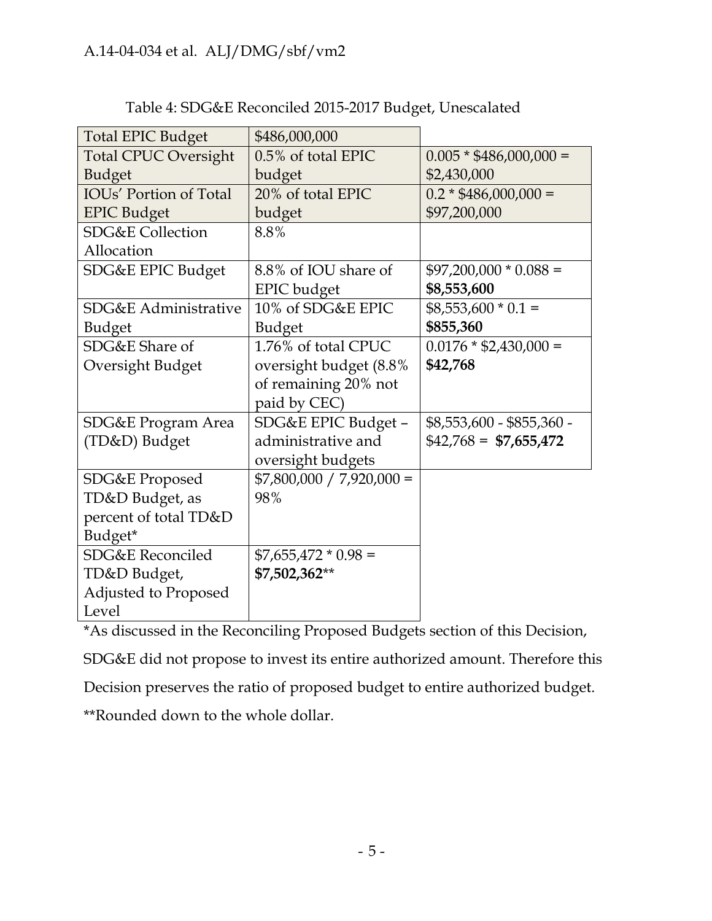Table 4: SDG&E Reconciled 2015-2017 Budget, Unescalated

| | | |
|---|---|---|
| Total EPIC Budget | $486,000,000 | |
| Total CPUC Oversight Budget | 0.5% of total EPIC budget | 0.005 * $486,000,000 = $2,430,000 |
| IOUs' Portion of Total EPIC Budget | 20% of total EPIC budget | 0.2 * $486,000,000 = $97,200,000 |
| SDG&E Collection Allocation | 8.8% | |
| SDG&E EPIC Budget | 8.8% of IOU share of EPIC budget | $97,200,000 * 0.088 = **$8,553,600** |
| SDG&E Administrative Budget | 10% of SDG&E EPIC Budget | $8,553,600 * 0.1 = **$855,360** |
| SDG&E Share of Oversight Budget | 1.76% of total CPUC oversight budget (8.8% of remaining 20% not paid by CEC) | 0.0176 * $2,430,000 = **$42,768** |
| SDG&E Program Area (TD&D) Budget | SDG&E EPIC Budget – administrative and oversight budgets | $8,553,600 - $855,360 - $42,768 = **$7,655,472** |
| SDG&E Proposed TD&D Budget, as percent of total TD&D Budget* | $7,800,000 / 7,920,000 = 98% | |
| SDG&E Reconciled TD&D Budget, Adjusted to Proposed Level | $7,655,472 * 0.98 = **$7,502,362**** | |

*As discussed in the Reconciling Proposed Budgets section of this Decision, SDG&E did not propose to invest its entire authorized amount. Therefore this Decision preserves the ratio of proposed budget to entire authorized budget.

**Rounded down to the whole dollar.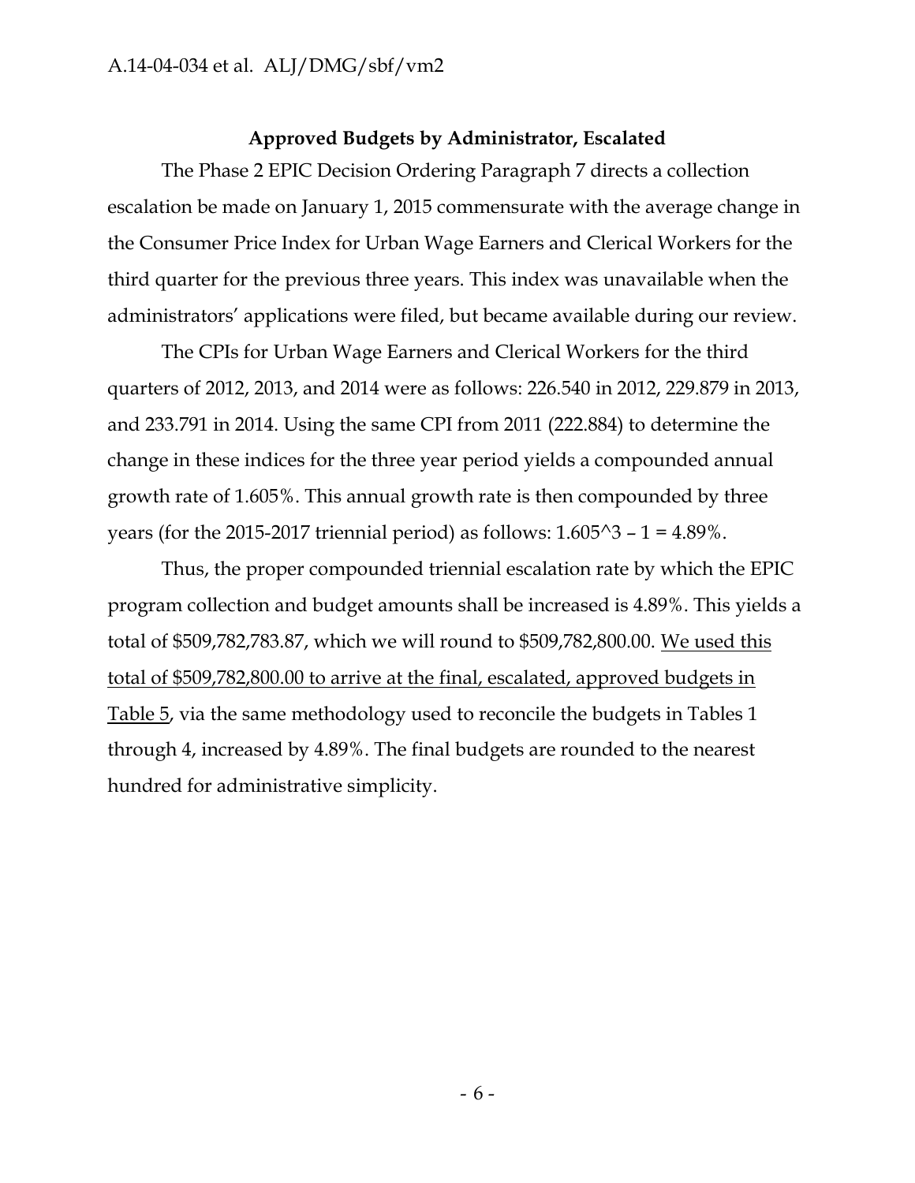**Approved Budgets by Administrator, Escalated**

The Phase 2 EPIC Decision Ordering Paragraph 7 directs a collection escalation be made on January 1, 2015 commensurate with the average change in the Consumer Price Index for Urban Wage Earners and Clerical Workers for the third quarter for the previous three years. This index was unavailable when the administrators' applications were filed, but became available during our review.

The CPIs for Urban Wage Earners and Clerical Workers for the third quarters of 2012, 2013, and 2014 were as follows: 226.540 in 2012, 229.879 in 2013, and 233.791 in 2014. Using the same CPI from 2011 (222.884) to determine the change in these indices for the three year period yields a compounded annual growth rate of 1.605%. This annual growth rate is then compounded by three years (for the 2015-2017 triennial period) as follows: $1.605^3 - 1 = 4.89\%$.

Thus, the proper compounded triennial escalation rate by which the EPIC program collection and budget amounts shall be increased is 4.89%. This yields a total of $509,782,783.87, which we will round to $509,782,800.00. <u>We used this total of $509,782,800.00 to arrive at the final, escalated, approved budgets in Table 5</u>, via the same methodology used to reconcile the budgets in Tables 1 through 4, increased by 4.89%. The final budgets are rounded to the nearest hundred for administrative simplicity.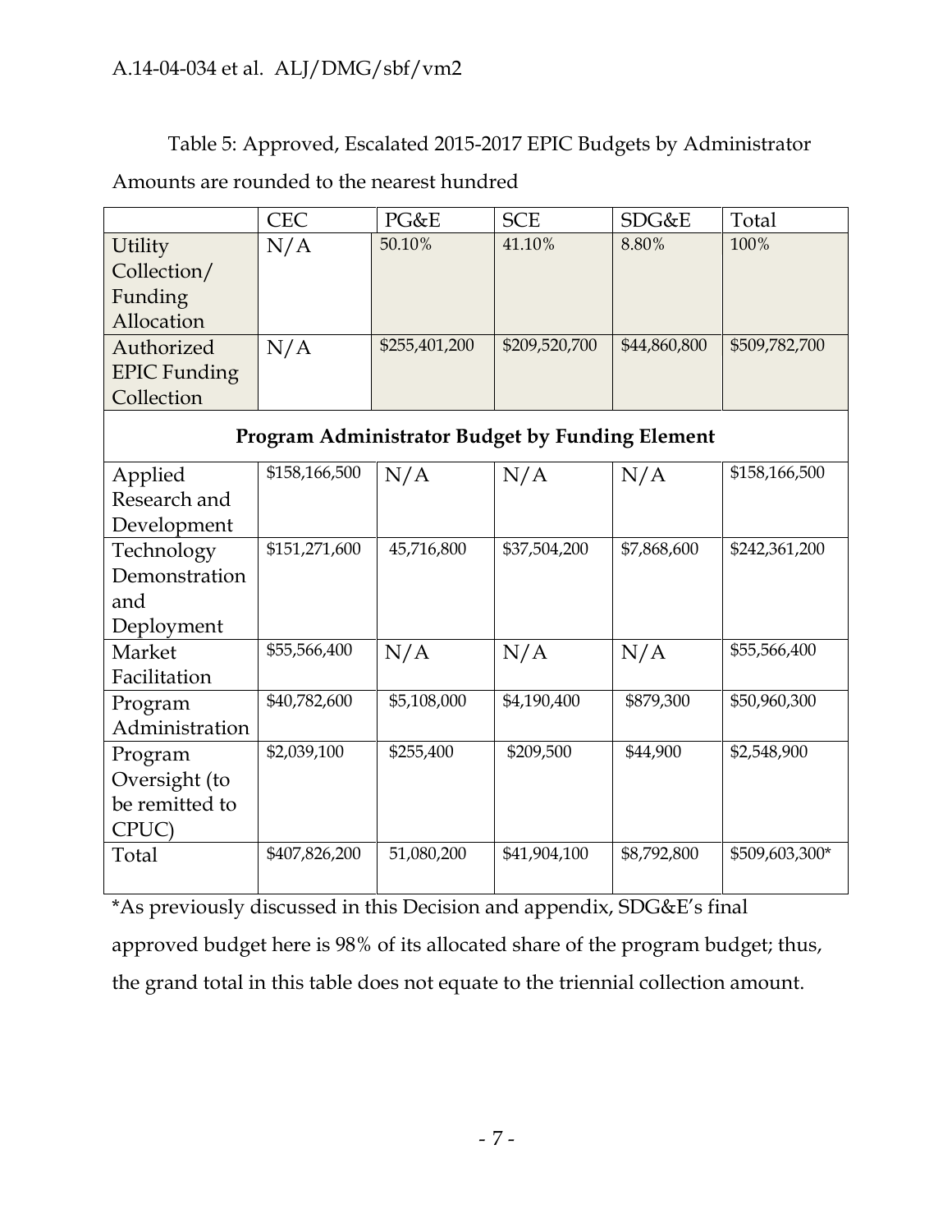Table 5: Approved, Escalated 2015-2017 EPIC Budgets by Administrator

Amounts are rounded to the nearest hundred

| | CEC | PG&E | SCE | SDG&E | Total |
|---|---|---|---|---|---|
| Utility Collection/ Funding Allocation | N/A | 50.10% | 41.10% | 8.80% | 100% |
| Authorized EPIC Funding Collection | N/A | $255,401,200 | $209,520,700 | $44,860,800 | $509,782,700 |
| **Program Administrator Budget by Funding Element** | | | | | |
| Applied Research and Development | $158,166,500 | N/A | N/A | N/A | $158,166,500 |
| Technology Demonstration and Deployment | $151,271,600 | 45,716,800 | $37,504,200 | $7,868,600 | $242,361,200 |
| Market Facilitation | $55,566,400 | N/A | N/A | N/A | $55,566,400 |
| Program Administration | $40,782,600 | $5,108,000 | $4,190,400 | $879,300 | $50,960,300 |
| Program Oversight (to be remitted to CPUC) | $2,039,100 | $255,400 | $209,500 | $44,900 | $2,548,900 |
| Total | $407,826,200 | 51,080,200 | $41,904,100 | $8,792,800 | $509,603,300* |

*As previously discussed in this Decision and appendix, SDG&E's final approved budget here is 98% of its allocated share of the program budget; thus, the grand total in this table does not equate to the triennial collection amount.